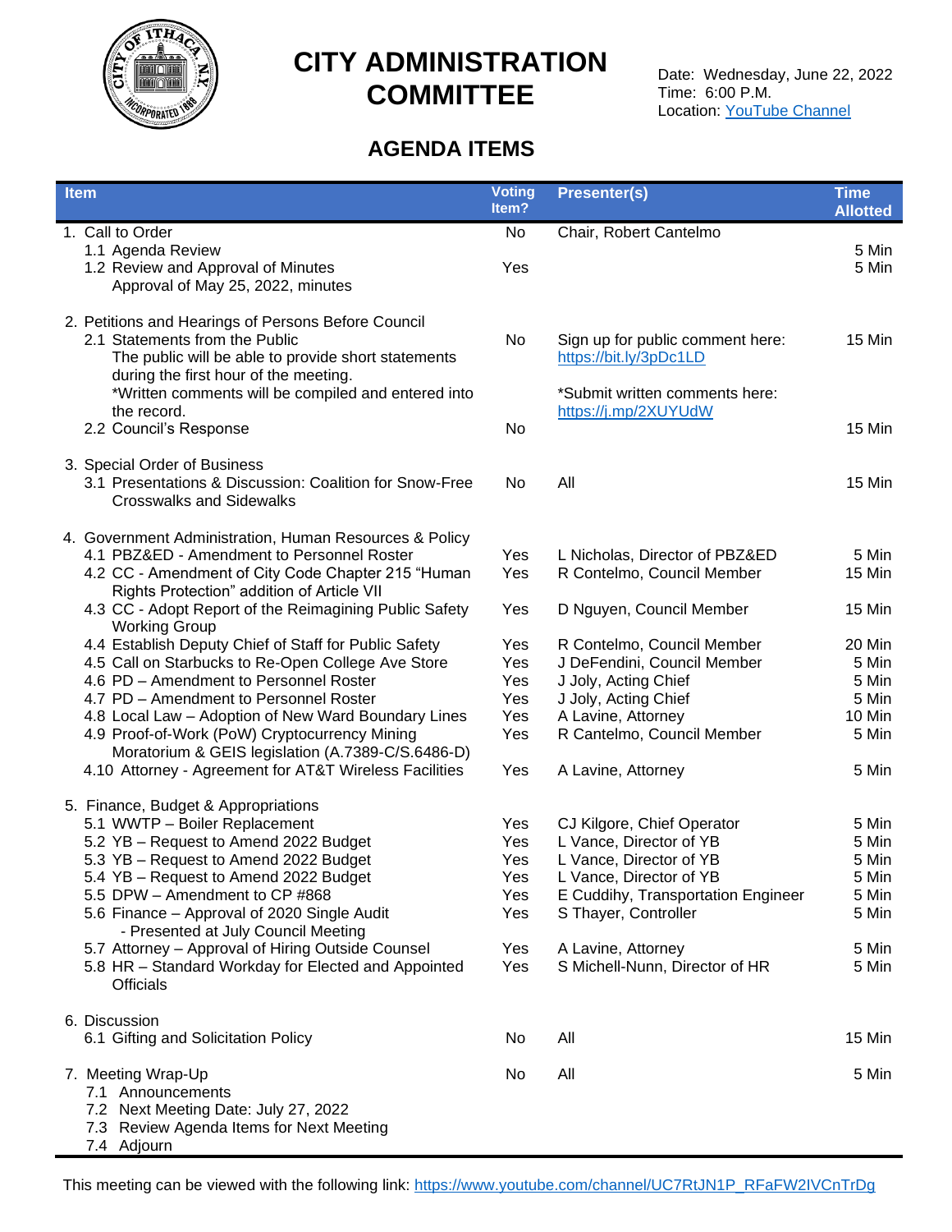# CITY ADMINISTRATION COMMITTEE

Date: Wednesday, June 22, 2022
Time: 6:00 P.M.
Location: YouTube Channel

## AGENDA ITEMS

| Item | Voting Item? | Presenter(s) | Time Allotted |
|---|---|---|---|
| 1. Call to Order | No | Chair, Robert Cantelmo | |
| 1.1 Agenda Review | | | 5 Min |
| 1.2 Review and Approval of Minutes<br>Approval of May 25, 2022, minutes | Yes | | 5 Min |
| 2. Petitions and Hearings of Persons Before Council | | | |
| 2.1 Statements from the Public<br>The public will be able to provide short statements during the first hour of the meeting.<br>*Written comments will be compiled and entered into the record. | No | Sign up for public comment here: https://bit.ly/3pDc1LD<br><br>*Submit written comments here: https://j.mp/2XUYUdW | 15 Min |
| 2.2 Council's Response | No | | 15 Min |
| 3. Special Order of Business | | | |
| 3.1 Presentations & Discussion: Coalition for Snow-Free Crosswalks and Sidewalks | No | All | 15 Min |
| 4. Government Administration, Human Resources & Policy | | | |
| 4.1 PBZ&ED - Amendment to Personnel Roster | Yes | L Nicholas, Director of PBZ&ED | 5 Min |
| 4.2 CC - Amendment of City Code Chapter 215 "Human Rights Protection" addition of Article VII | Yes | R Contelmo, Council Member | 15 Min |
| 4.3 CC - Adopt Report of the Reimagining Public Safety Working Group | Yes | D Nguyen, Council Member | 15 Min |
| 4.4 Establish Deputy Chief of Staff for Public Safety | Yes | R Contelmo, Council Member | 20 Min |
| 4.5 Call on Starbucks to Re-Open College Ave Store | Yes | J DeFendini, Council Member | 5 Min |
| 4.6 PD – Amendment to Personnel Roster | Yes | J Joly, Acting Chief | 5 Min |
| 4.7 PD – Amendment to Personnel Roster | Yes | J Joly, Acting Chief | 5 Min |
| 4.8 Local Law – Adoption of New Ward Boundary Lines | Yes | A Lavine, Attorney | 10 Min |
| 4.9 Proof-of-Work (PoW) Cryptocurrency Mining Moratorium & GEIS legislation (A.7389-C/S.6486-D) | Yes | R Cantelmo, Council Member | 5 Min |
| 4.10 Attorney - Agreement for AT&T Wireless Facilities | Yes | A Lavine, Attorney | 5 Min |
| 5. Finance, Budget & Appropriations | | | |
| 5.1 WWTP – Boiler Replacement | Yes | CJ Kilgore, Chief Operator | 5 Min |
| 5.2 YB – Request to Amend 2022 Budget | Yes | L Vance, Director of YB | 5 Min |
| 5.3 YB – Request to Amend 2022 Budget | Yes | L Vance, Director of YB | 5 Min |
| 5.4 YB – Request to Amend 2022 Budget | Yes | L Vance, Director of YB | 5 Min |
| 5.5 DPW – Amendment to CP #868 | Yes | E Cuddihy, Transportation Engineer | 5 Min |
| 5.6 Finance – Approval of 2020 Single Audit<br>- Presented at July Council Meeting | Yes | S Thayer, Controller | 5 Min |
| 5.7 Attorney – Approval of Hiring Outside Counsel | Yes | A Lavine, Attorney | 5 Min |
| 5.8 HR – Standard Workday for Elected and Appointed Officials | Yes | S Michell-Nunn, Director of HR | 5 Min |
| 6. Discussion | | | |
| 6.1 Gifting and Solicitation Policy | No | All | 15 Min |
| 7. Meeting Wrap-Up<br>7.1 Announcements<br>7.2 Next Meeting Date: July 27, 2022<br>7.3 Review Agenda Items for Next Meeting<br>7.4 Adjourn | No | All | 5 Min |

This meeting can be viewed with the following link: https://www.youtube.com/channel/UC7RtJN1P_RFaFW2IVCnTrDg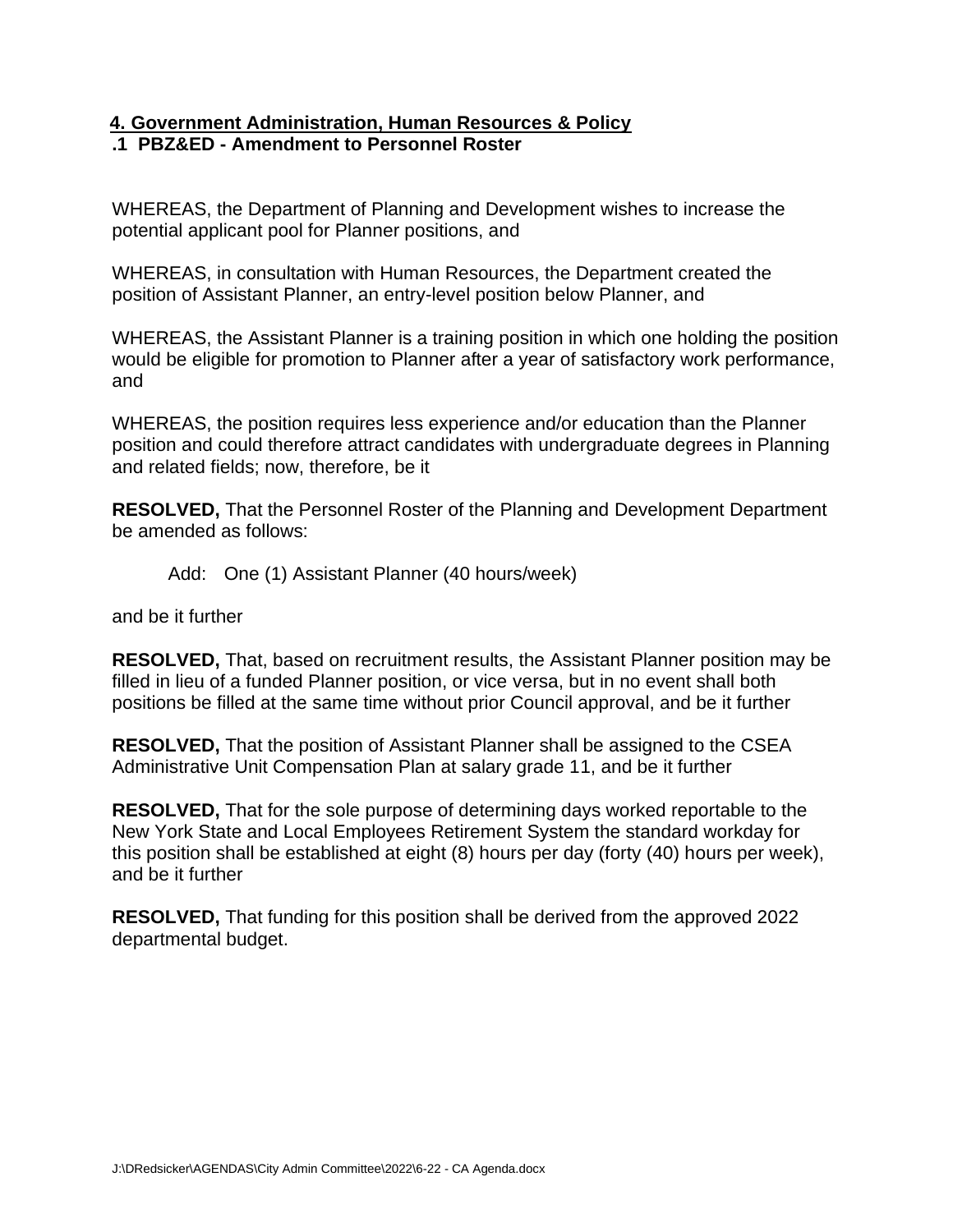## 4. Government Administration, Human Resources & Policy

### .1 PBZ&ED - Amendment to Personnel Roster

WHEREAS, the Department of Planning and Development wishes to increase the potential applicant pool for Planner positions, and

WHEREAS, in consultation with Human Resources, the Department created the position of Assistant Planner, an entry-level position below Planner, and

WHEREAS, the Assistant Planner is a training position in which one holding the position would be eligible for promotion to Planner after a year of satisfactory work performance, and

WHEREAS, the position requires less experience and/or education than the Planner position and could therefore attract candidates with undergraduate degrees in Planning and related fields; now, therefore, be it

**RESOLVED,** That the Personnel Roster of the Planning and Development Department be amended as follows:

Add: One (1) Assistant Planner (40 hours/week)

and be it further

**RESOLVED,** That, based on recruitment results, the Assistant Planner position may be filled in lieu of a funded Planner position, or vice versa, but in no event shall both positions be filled at the same time without prior Council approval, and be it further

**RESOLVED,** That the position of Assistant Planner shall be assigned to the CSEA Administrative Unit Compensation Plan at salary grade 11, and be it further

**RESOLVED,** That for the sole purpose of determining days worked reportable to the New York State and Local Employees Retirement System the standard workday for this position shall be established at eight (8) hours per day (forty (40) hours per week), and be it further

**RESOLVED,** That funding for this position shall be derived from the approved 2022 departmental budget.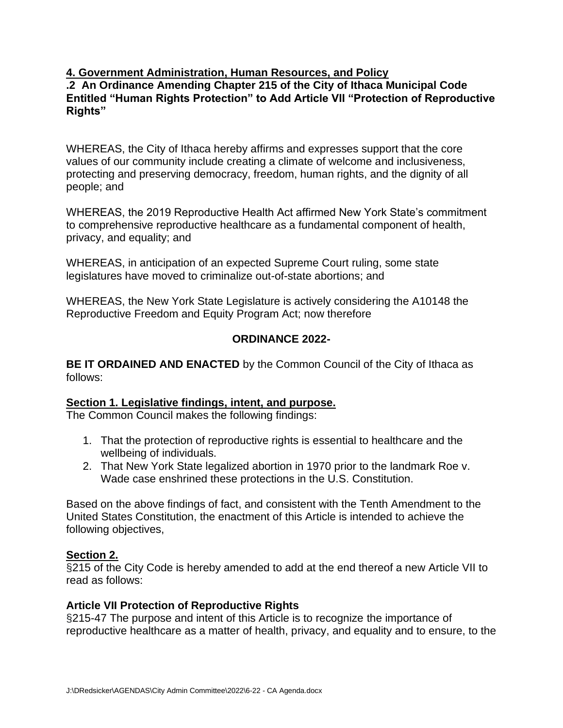**4. Government Administration, Human Resources, and Policy**

**.2 An Ordinance Amending Chapter 215 of the City of Ithaca Municipal Code Entitled "Human Rights Protection" to Add Article VII "Protection of Reproductive Rights"**

WHEREAS, the City of Ithaca hereby affirms and expresses support that the core values of our community include creating a climate of welcome and inclusiveness, protecting and preserving democracy, freedom, human rights, and the dignity of all people; and

WHEREAS, the 2019 Reproductive Health Act affirmed New York State's commitment to comprehensive reproductive healthcare as a fundamental component of health, privacy, and equality; and

WHEREAS, in anticipation of an expected Supreme Court ruling, some state legislatures have moved to criminalize out-of-state abortions; and

WHEREAS, the New York State Legislature is actively considering the A10148 the Reproductive Freedom and Equity Program Act; now therefore

**ORDINANCE 2022-**

**BE IT ORDAINED AND ENACTED** by the Common Council of the City of Ithaca as follows:

**Section 1. Legislative findings, intent, and purpose.**

The Common Council makes the following findings:

1. That the protection of reproductive rights is essential to healthcare and the wellbeing of individuals.
2. That New York State legalized abortion in 1970 prior to the landmark Roe v. Wade case enshrined these protections in the U.S. Constitution.

Based on the above findings of fact, and consistent with the Tenth Amendment to the United States Constitution, the enactment of this Article is intended to achieve the following objectives,

**Section 2.**

§215 of the City Code is hereby amended to add at the end thereof a new Article VII to read as follows:

**Article VII Protection of Reproductive Rights**

§215-47 The purpose and intent of this Article is to recognize the importance of reproductive healthcare as a matter of health, privacy, and equality and to ensure, to the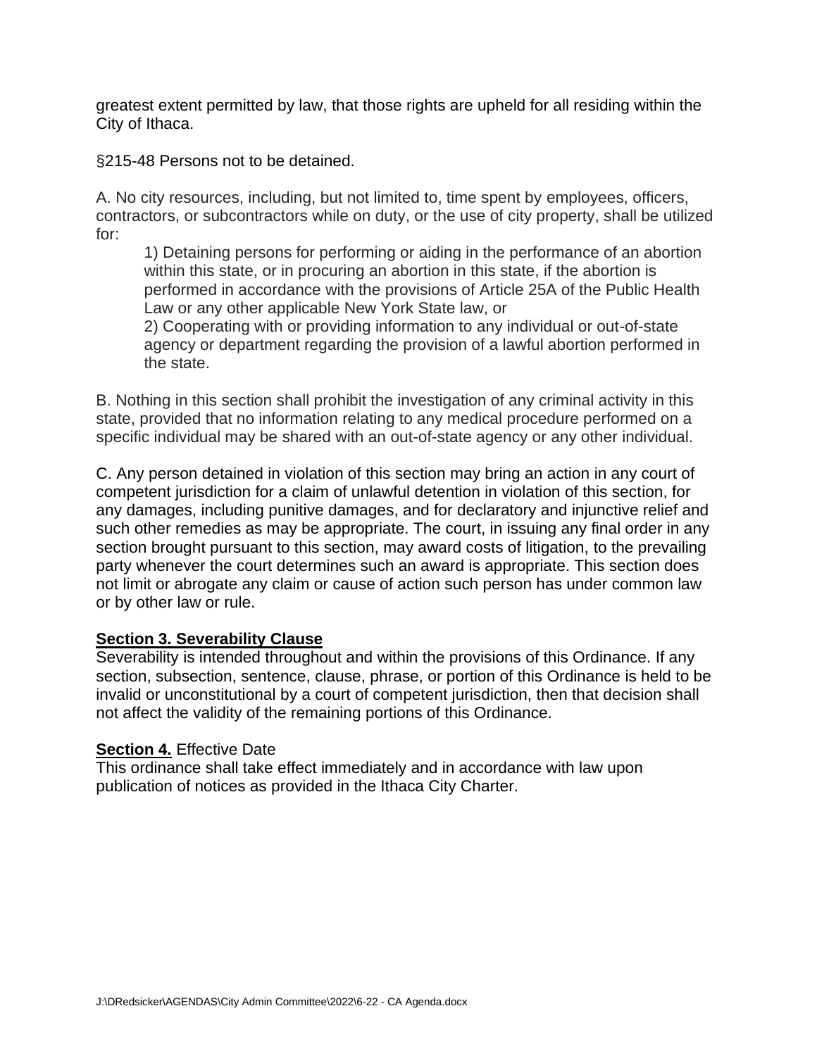greatest extent permitted by law, that those rights are upheld for all residing within the City of Ithaca.

§215-48 Persons not to be detained.

A. No city resources, including, but not limited to, time spent by employees, officers, contractors, or subcontractors while on duty, or the use of city property, shall be utilized for:

1) Detaining persons for performing or aiding in the performance of an abortion within this state, or in procuring an abortion in this state, if the abortion is performed in accordance with the provisions of Article 25A of the Public Health Law or any other applicable New York State law, or

2) Cooperating with or providing information to any individual or out-of-state agency or department regarding the provision of a lawful abortion performed in the state.

B. Nothing in this section shall prohibit the investigation of any criminal activity in this state, provided that no information relating to any medical procedure performed on a specific individual may be shared with an out-of-state agency or any other individual.

C. Any person detained in violation of this section may bring an action in any court of competent jurisdiction for a claim of unlawful detention in violation of this section, for any damages, including punitive damages, and for declaratory and injunctive relief and such other remedies as may be appropriate. The court, in issuing any final order in any section brought pursuant to this section, may award costs of litigation, to the prevailing party whenever the court determines such an award is appropriate. This section does not limit or abrogate any claim or cause of action such person has under common law or by other law or rule.

**Section 3. Severability Clause**

Severability is intended throughout and within the provisions of this Ordinance. If any section, subsection, sentence, clause, phrase, or portion of this Ordinance is held to be invalid or unconstitutional by a court of competent jurisdiction, then that decision shall not affect the validity of the remaining portions of this Ordinance.

**Section 4.** Effective Date

This ordinance shall take effect immediately and in accordance with law upon publication of notices as provided in the Ithaca City Charter.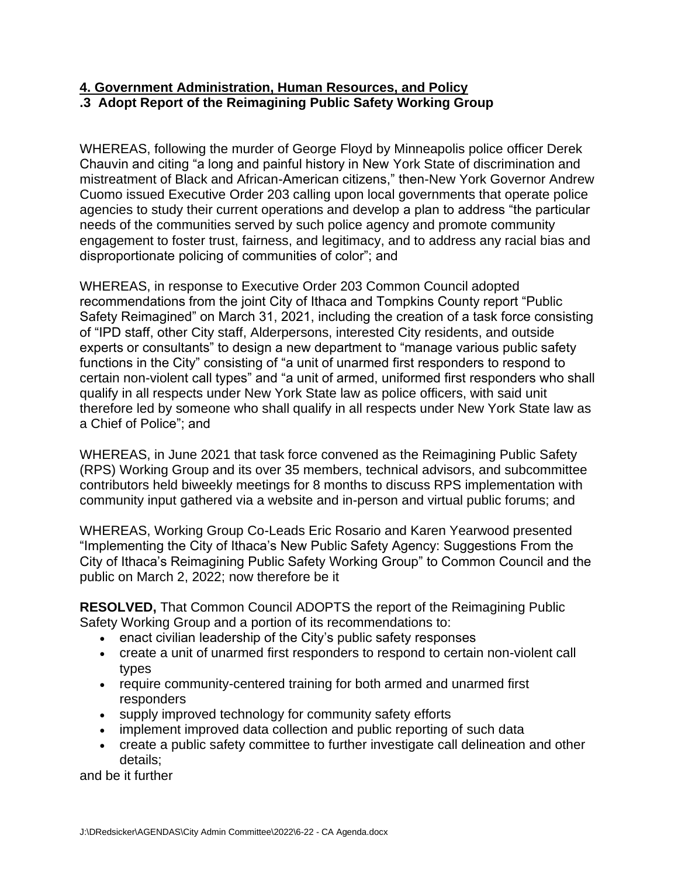**4. Government Administration, Human Resources, and Policy**

**.3 Adopt Report of the Reimagining Public Safety Working Group**

WHEREAS, following the murder of George Floyd by Minneapolis police officer Derek Chauvin and citing "a long and painful history in New York State of discrimination and mistreatment of Black and African-American citizens," then-New York Governor Andrew Cuomo issued Executive Order 203 calling upon local governments that operate police agencies to study their current operations and develop a plan to address "the particular needs of the communities served by such police agency and promote community engagement to foster trust, fairness, and legitimacy, and to address any racial bias and disproportionate policing of communities of color"; and

WHEREAS, in response to Executive Order 203 Common Council adopted recommendations from the joint City of Ithaca and Tompkins County report "Public Safety Reimagined" on March 31, 2021, including the creation of a task force consisting of "IPD staff, other City staff, Alderpersons, interested City residents, and outside experts or consultants" to design a new department to "manage various public safety functions in the City" consisting of "a unit of unarmed first responders to respond to certain non-violent call types" and "a unit of armed, uniformed first responders who shall qualify in all respects under New York State law as police officers, with said unit therefore led by someone who shall qualify in all respects under New York State law as a Chief of Police"; and

WHEREAS, in June 2021 that task force convened as the Reimagining Public Safety (RPS) Working Group and its over 35 members, technical advisors, and subcommittee contributors held biweekly meetings for 8 months to discuss RPS implementation with community input gathered via a website and in-person and virtual public forums; and

WHEREAS, Working Group Co-Leads Eric Rosario and Karen Yearwood presented "Implementing the City of Ithaca's New Public Safety Agency: Suggestions From the City of Ithaca's Reimagining Public Safety Working Group" to Common Council and the public on March 2, 2022; now therefore be it

**RESOLVED,** That Common Council ADOPTS the report of the Reimagining Public Safety Working Group and a portion of its recommendations to:

- enact civilian leadership of the City's public safety responses
- create a unit of unarmed first responders to respond to certain non-violent call types
- require community-centered training for both armed and unarmed first responders
- supply improved technology for community safety efforts
- implement improved data collection and public reporting of such data
- create a public safety committee to further investigate call delineation and other details;

and be it further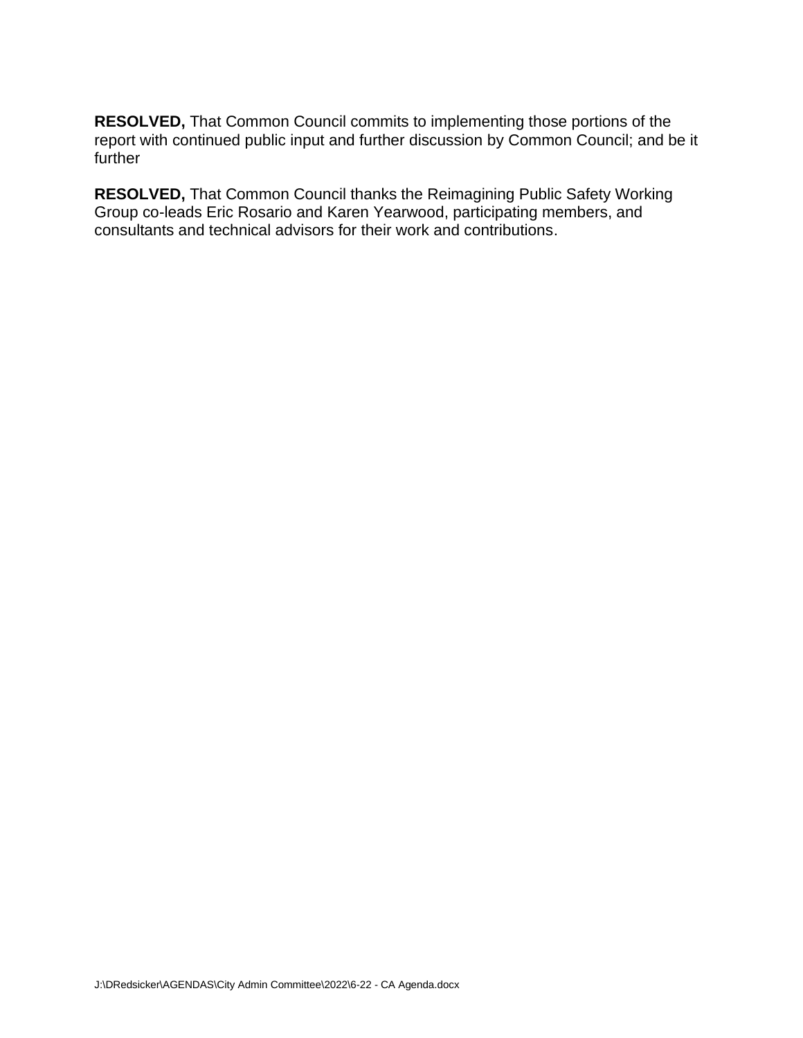**RESOLVED,** That Common Council commits to implementing those portions of the report with continued public input and further discussion by Common Council; and be it further

**RESOLVED,** That Common Council thanks the Reimagining Public Safety Working Group co-leads Eric Rosario and Karen Yearwood, participating members, and consultants and technical advisors for their work and contributions.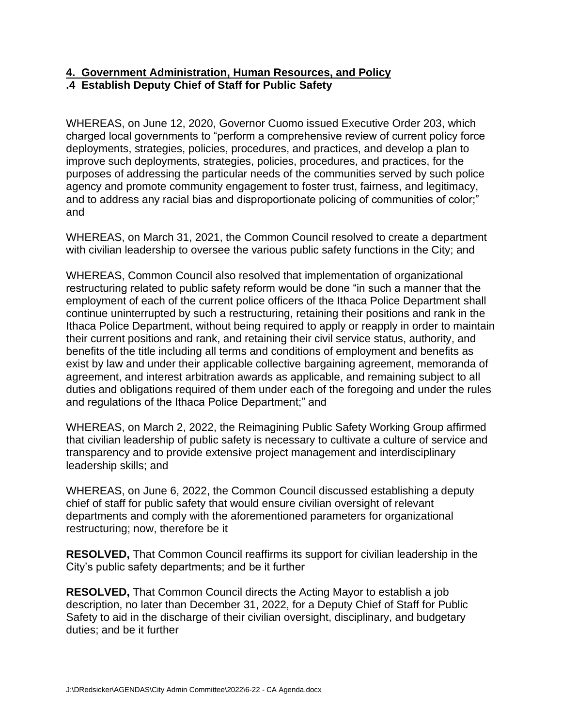## 4. Government Administration, Human Resources, and Policy

### .4 Establish Deputy Chief of Staff for Public Safety

WHEREAS, on June 12, 2020, Governor Cuomo issued Executive Order 203, which charged local governments to "perform a comprehensive review of current policy force deployments, strategies, policies, procedures, and practices, and develop a plan to improve such deployments, strategies, policies, procedures, and practices, for the purposes of addressing the particular needs of the communities served by such police agency and promote community engagement to foster trust, fairness, and legitimacy, and to address any racial bias and disproportionate policing of communities of color;" and

WHEREAS, on March 31, 2021, the Common Council resolved to create a department with civilian leadership to oversee the various public safety functions in the City; and

WHEREAS, Common Council also resolved that implementation of organizational restructuring related to public safety reform would be done "in such a manner that the employment of each of the current police officers of the Ithaca Police Department shall continue uninterrupted by such a restructuring, retaining their positions and rank in the Ithaca Police Department, without being required to apply or reapply in order to maintain their current positions and rank, and retaining their civil service status, authority, and benefits of the title including all terms and conditions of employment and benefits as exist by law and under their applicable collective bargaining agreement, memoranda of agreement, and interest arbitration awards as applicable, and remaining subject to all duties and obligations required of them under each of the foregoing and under the rules and regulations of the Ithaca Police Department;" and

WHEREAS, on March 2, 2022, the Reimagining Public Safety Working Group affirmed that civilian leadership of public safety is necessary to cultivate a culture of service and transparency and to provide extensive project management and interdisciplinary leadership skills; and

WHEREAS, on June 6, 2022, the Common Council discussed establishing a deputy chief of staff for public safety that would ensure civilian oversight of relevant departments and comply with the aforementioned parameters for organizational restructuring; now, therefore be it

**RESOLVED,** That Common Council reaffirms its support for civilian leadership in the City's public safety departments; and be it further

**RESOLVED,** That Common Council directs the Acting Mayor to establish a job description, no later than December 31, 2022, for a Deputy Chief of Staff for Public Safety to aid in the discharge of their civilian oversight, disciplinary, and budgetary duties; and be it further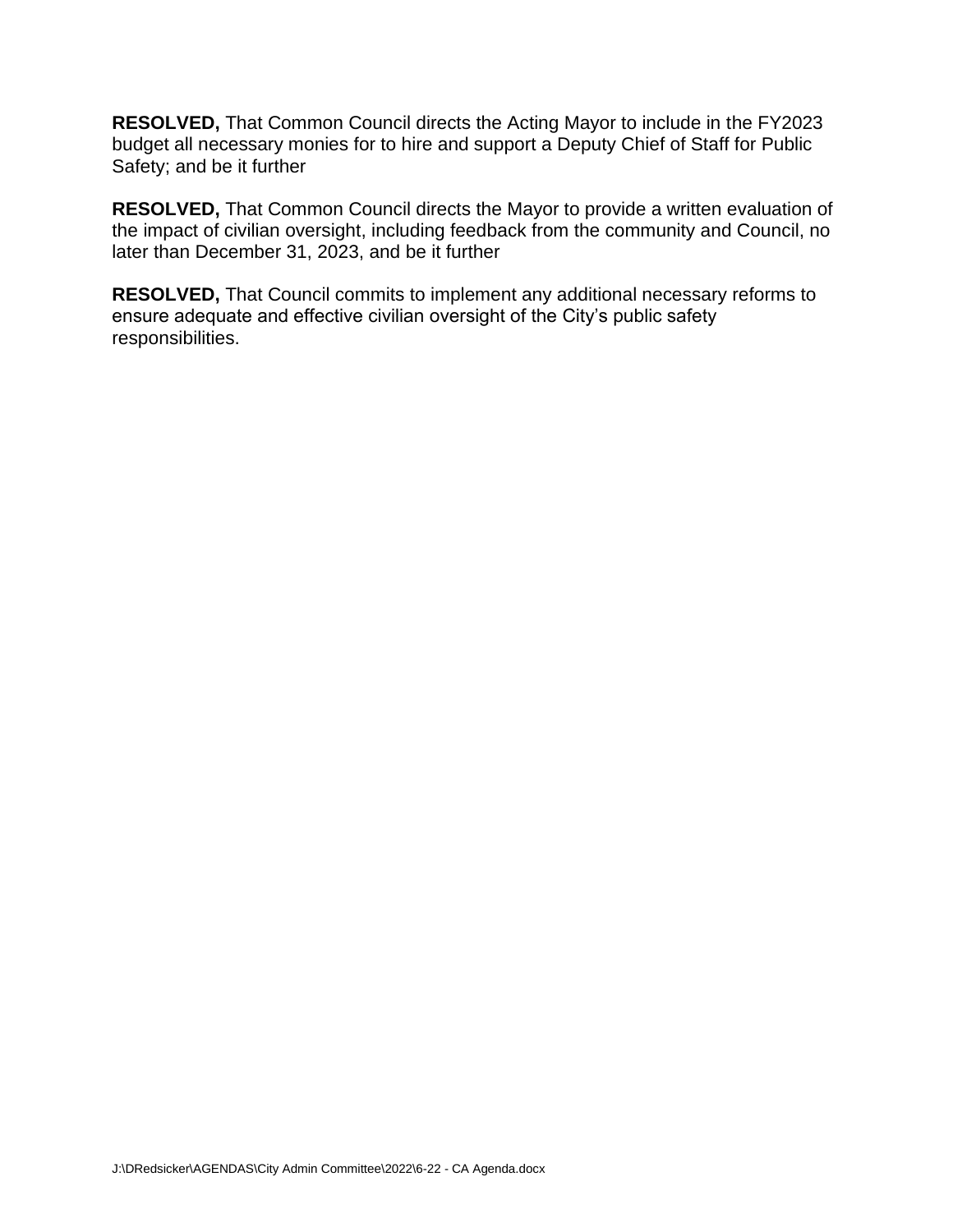**RESOLVED,** That Common Council directs the Acting Mayor to include in the FY2023 budget all necessary monies for to hire and support a Deputy Chief of Staff for Public Safety; and be it further

**RESOLVED,** That Common Council directs the Mayor to provide a written evaluation of the impact of civilian oversight, including feedback from the community and Council, no later than December 31, 2023, and be it further

**RESOLVED,** That Council commits to implement any additional necessary reforms to ensure adequate and effective civilian oversight of the City's public safety responsibilities.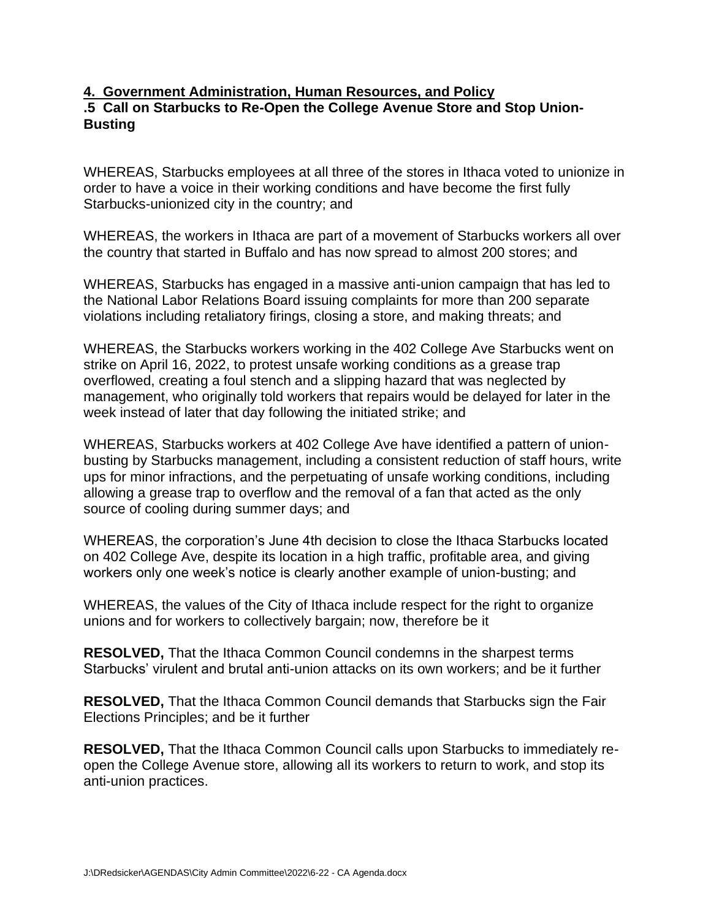## 4. Government Administration, Human Resources, and Policy

### .5 Call on Starbucks to Re-Open the College Avenue Store and Stop Union-Busting

WHEREAS, Starbucks employees at all three of the stores in Ithaca voted to unionize in order to have a voice in their working conditions and have become the first fully Starbucks-unionized city in the country; and

WHEREAS, the workers in Ithaca are part of a movement of Starbucks workers all over the country that started in Buffalo and has now spread to almost 200 stores; and

WHEREAS, Starbucks has engaged in a massive anti-union campaign that has led to the National Labor Relations Board issuing complaints for more than 200 separate violations including retaliatory firings, closing a store, and making threats; and

WHEREAS, the Starbucks workers working in the 402 College Ave Starbucks went on strike on April 16, 2022, to protest unsafe working conditions as a grease trap overflowed, creating a foul stench and a slipping hazard that was neglected by management, who originally told workers that repairs would be delayed for later in the week instead of later that day following the initiated strike; and

WHEREAS, Starbucks workers at 402 College Ave have identified a pattern of union-busting by Starbucks management, including a consistent reduction of staff hours, write ups for minor infractions, and the perpetuating of unsafe working conditions, including allowing a grease trap to overflow and the removal of a fan that acted as the only source of cooling during summer days; and

WHEREAS, the corporation's June 4th decision to close the Ithaca Starbucks located on 402 College Ave, despite its location in a high traffic, profitable area, and giving workers only one week's notice is clearly another example of union-busting; and

WHEREAS, the values of the City of Ithaca include respect for the right to organize unions and for workers to collectively bargain; now, therefore be it

**RESOLVED,** That the Ithaca Common Council condemns in the sharpest terms Starbucks' virulent and brutal anti-union attacks on its own workers; and be it further

**RESOLVED,** That the Ithaca Common Council demands that Starbucks sign the Fair Elections Principles; and be it further

**RESOLVED,** That the Ithaca Common Council calls upon Starbucks to immediately re-open the College Avenue store, allowing all its workers to return to work, and stop its anti-union practices.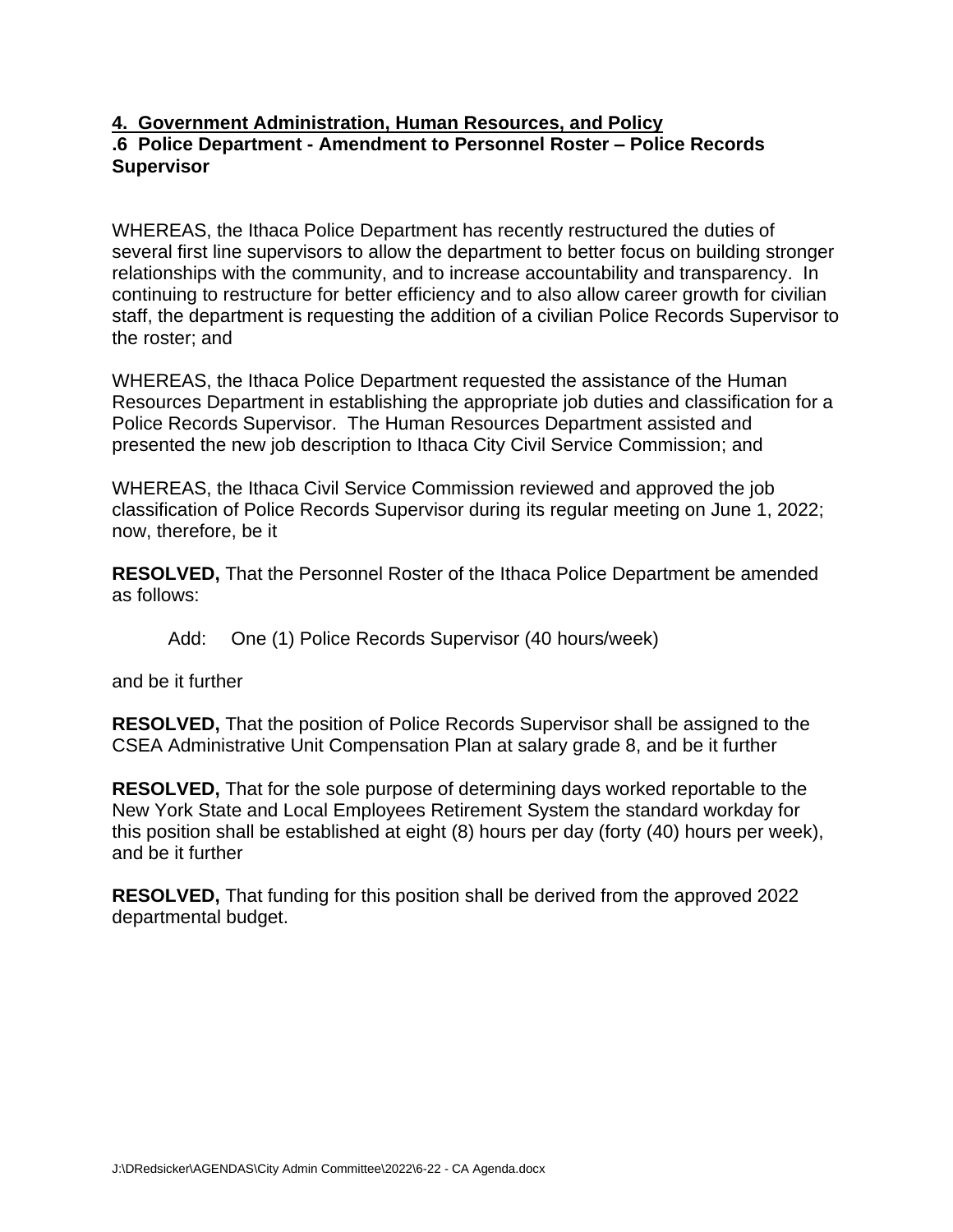## 4. Government Administration, Human Resources, and Policy

### .6 Police Department - Amendment to Personnel Roster – Police Records Supervisor

WHEREAS, the Ithaca Police Department has recently restructured the duties of several first line supervisors to allow the department to better focus on building stronger relationships with the community, and to increase accountability and transparency. In continuing to restructure for better efficiency and to also allow career growth for civilian staff, the department is requesting the addition of a civilian Police Records Supervisor to the roster; and

WHEREAS, the Ithaca Police Department requested the assistance of the Human Resources Department in establishing the appropriate job duties and classification for a Police Records Supervisor. The Human Resources Department assisted and presented the new job description to Ithaca City Civil Service Commission; and

WHEREAS, the Ithaca Civil Service Commission reviewed and approved the job classification of Police Records Supervisor during its regular meeting on June 1, 2022; now, therefore, be it

**RESOLVED,** That the Personnel Roster of the Ithaca Police Department be amended as follows:

Add: One (1) Police Records Supervisor (40 hours/week)

and be it further

**RESOLVED,** That the position of Police Records Supervisor shall be assigned to the CSEA Administrative Unit Compensation Plan at salary grade 8, and be it further

**RESOLVED,** That for the sole purpose of determining days worked reportable to the New York State and Local Employees Retirement System the standard workday for this position shall be established at eight (8) hours per day (forty (40) hours per week), and be it further

**RESOLVED,** That funding for this position shall be derived from the approved 2022 departmental budget.

J:\DRedsicker\AGENDAS\City Admin Committee\2022\6-22 - CA Agenda.docx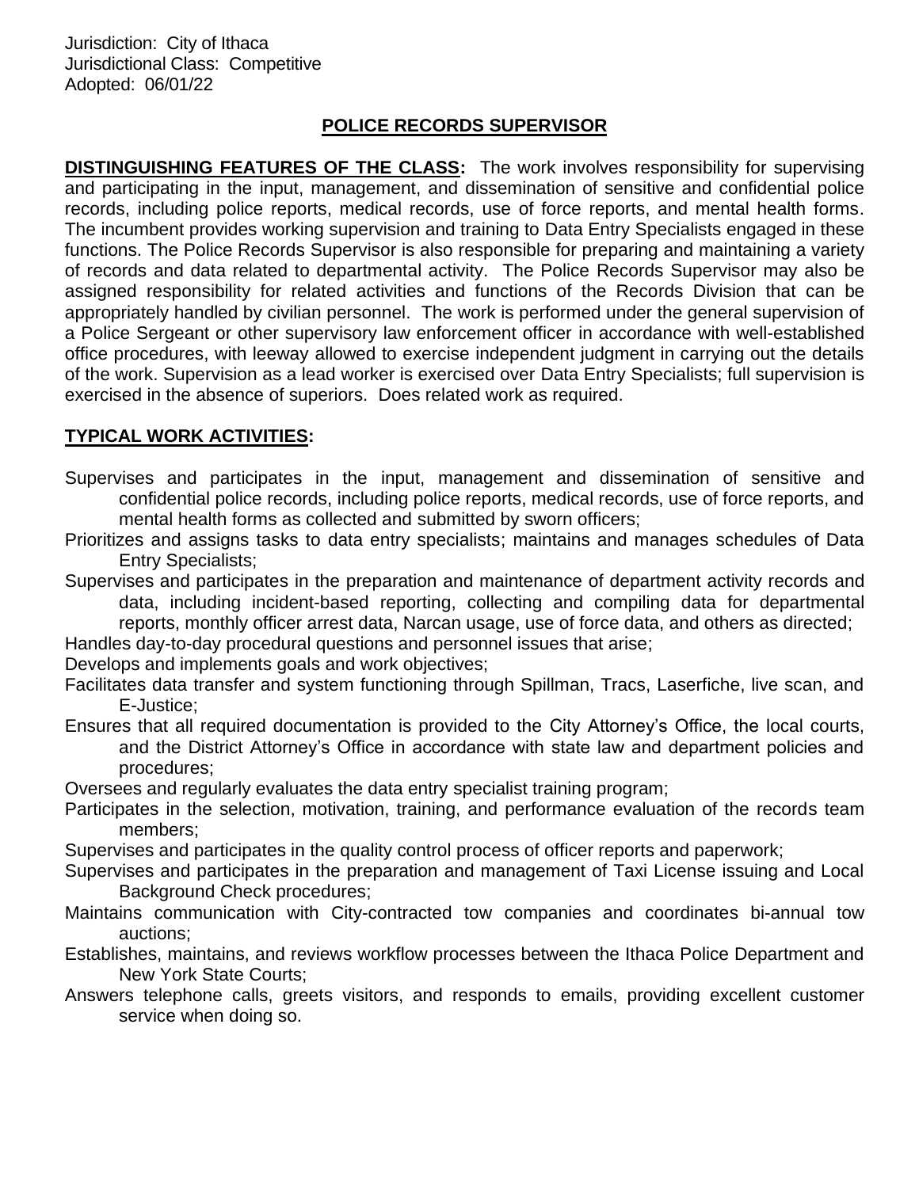Jurisdiction: City of Ithaca
Jurisdictional Class: Competitive
Adopted: 06/01/22

# POLICE RECORDS SUPERVISOR

**DISTINGUISHING FEATURES OF THE CLASS:** The work involves responsibility for supervising and participating in the input, management, and dissemination of sensitive and confidential police records, including police reports, medical records, use of force reports, and mental health forms. The incumbent provides working supervision and training to Data Entry Specialists engaged in these functions. The Police Records Supervisor is also responsible for preparing and maintaining a variety of records and data related to departmental activity. The Police Records Supervisor may also be assigned responsibility for related activities and functions of the Records Division that can be appropriately handled by civilian personnel. The work is performed under the general supervision of a Police Sergeant or other supervisory law enforcement officer in accordance with well-established office procedures, with leeway allowed to exercise independent judgment in carrying out the details of the work. Supervision as a lead worker is exercised over Data Entry Specialists; full supervision is exercised in the absence of superiors. Does related work as required.

**TYPICAL WORK ACTIVITIES:**

Supervises and participates in the input, management and dissemination of sensitive and confidential police records, including police reports, medical records, use of force reports, and mental health forms as collected and submitted by sworn officers;

Prioritizes and assigns tasks to data entry specialists; maintains and manages schedules of Data Entry Specialists;

Supervises and participates in the preparation and maintenance of department activity records and data, including incident-based reporting, collecting and compiling data for departmental reports, monthly officer arrest data, Narcan usage, use of force data, and others as directed;

Handles day-to-day procedural questions and personnel issues that arise;

Develops and implements goals and work objectives;

Facilitates data transfer and system functioning through Spillman, Tracs, Laserfiche, live scan, and E-Justice;

Ensures that all required documentation is provided to the City Attorney's Office, the local courts, and the District Attorney's Office in accordance with state law and department policies and procedures;

Oversees and regularly evaluates the data entry specialist training program;

Participates in the selection, motivation, training, and performance evaluation of the records team members;

Supervises and participates in the quality control process of officer reports and paperwork;

Supervises and participates in the preparation and management of Taxi License issuing and Local Background Check procedures;

Maintains communication with City-contracted tow companies and coordinates bi-annual tow auctions;

Establishes, maintains, and reviews workflow processes between the Ithaca Police Department and New York State Courts;

Answers telephone calls, greets visitors, and responds to emails, providing excellent customer service when doing so.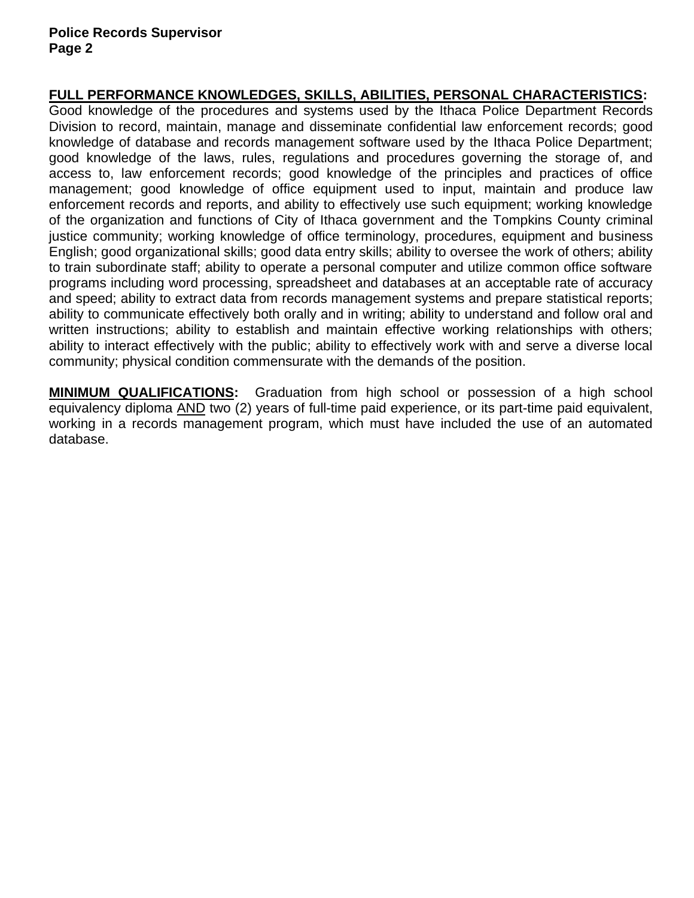**FULL PERFORMANCE KNOWLEDGES, SKILLS, ABILITIES, PERSONAL CHARACTERISTICS:** Good knowledge of the procedures and systems used by the Ithaca Police Department Records Division to record, maintain, manage and disseminate confidential law enforcement records; good knowledge of database and records management software used by the Ithaca Police Department; good knowledge of the laws, rules, regulations and procedures governing the storage of, and access to, law enforcement records; good knowledge of the principles and practices of office management; good knowledge of office equipment used to input, maintain and produce law enforcement records and reports, and ability to effectively use such equipment; working knowledge of the organization and functions of City of Ithaca government and the Tompkins County criminal justice community; working knowledge of office terminology, procedures, equipment and business English; good organizational skills; good data entry skills; ability to oversee the work of others; ability to train subordinate staff; ability to operate a personal computer and utilize common office software programs including word processing, spreadsheet and databases at an acceptable rate of accuracy and speed; ability to extract data from records management systems and prepare statistical reports; ability to communicate effectively both orally and in writing; ability to understand and follow oral and written instructions; ability to establish and maintain effective working relationships with others; ability to interact effectively with the public; ability to effectively work with and serve a diverse local community; physical condition commensurate with the demands of the position.

**MINIMUM QUALIFICATIONS:** Graduation from high school or possession of a high school equivalency diploma AND two (2) years of full-time paid experience, or its part-time paid equivalent, working in a records management program, which must have included the use of an automated database.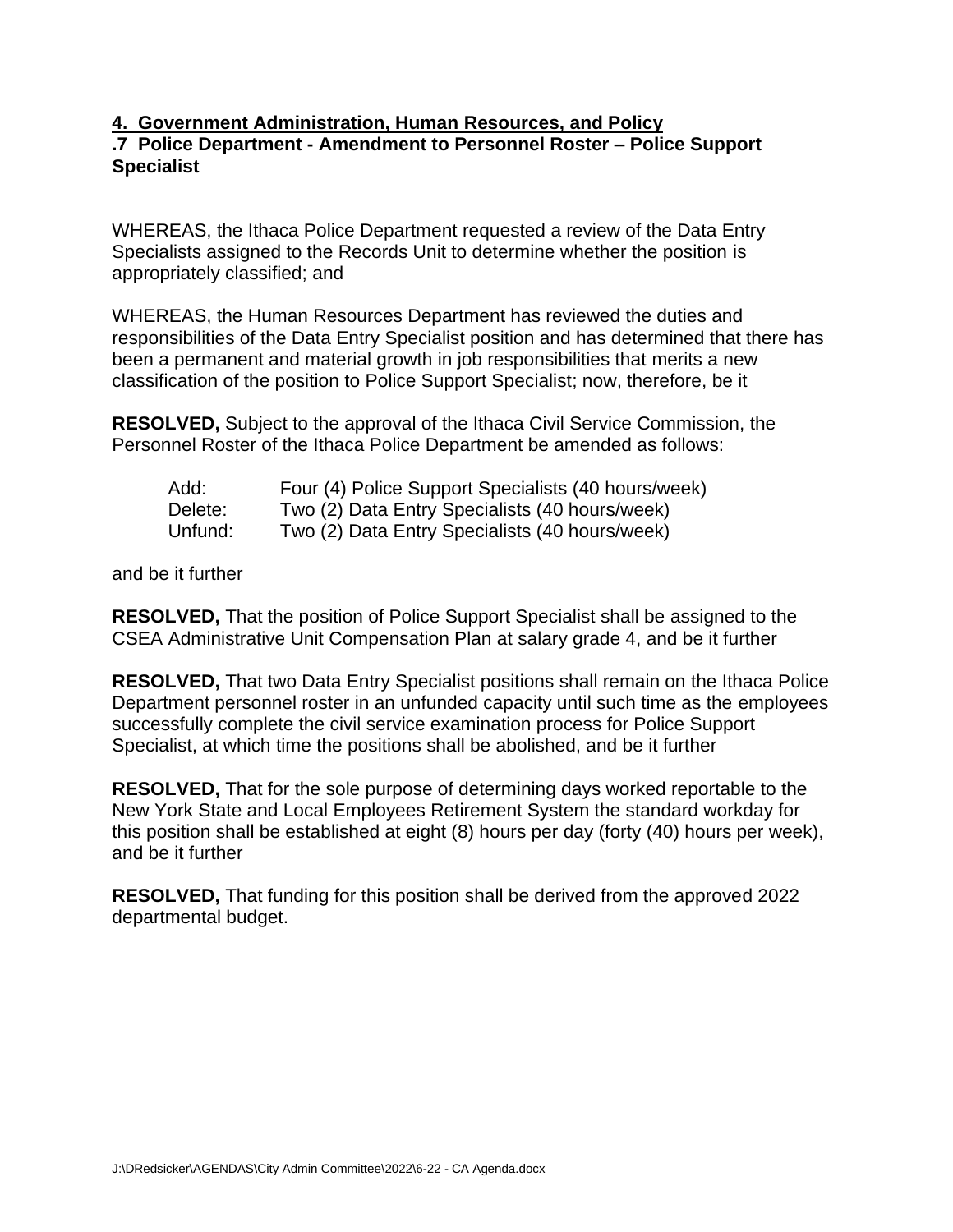## 4. Government Administration, Human Resources, and Policy

### .7 Police Department - Amendment to Personnel Roster – Police Support Specialist

WHEREAS, the Ithaca Police Department requested a review of the Data Entry Specialists assigned to the Records Unit to determine whether the position is appropriately classified; and

WHEREAS, the Human Resources Department has reviewed the duties and responsibilities of the Data Entry Specialist position and has determined that there has been a permanent and material growth in job responsibilities that merits a new classification of the position to Police Support Specialist; now, therefore, be it

**RESOLVED,** Subject to the approval of the Ithaca Civil Service Commission, the Personnel Roster of the Ithaca Police Department be amended as follows:

| | |
|---|---|
| Add: | Four (4) Police Support Specialists (40 hours/week) |
| Delete: | Two (2) Data Entry Specialists (40 hours/week) |
| Unfund: | Two (2) Data Entry Specialists (40 hours/week) |

and be it further

**RESOLVED,** That the position of Police Support Specialist shall be assigned to the CSEA Administrative Unit Compensation Plan at salary grade 4, and be it further

**RESOLVED,** That two Data Entry Specialist positions shall remain on the Ithaca Police Department personnel roster in an unfunded capacity until such time as the employees successfully complete the civil service examination process for Police Support Specialist, at which time the positions shall be abolished, and be it further

**RESOLVED,** That for the sole purpose of determining days worked reportable to the New York State and Local Employees Retirement System the standard workday for this position shall be established at eight (8) hours per day (forty (40) hours per week), and be it further

**RESOLVED,** That funding for this position shall be derived from the approved 2022 departmental budget.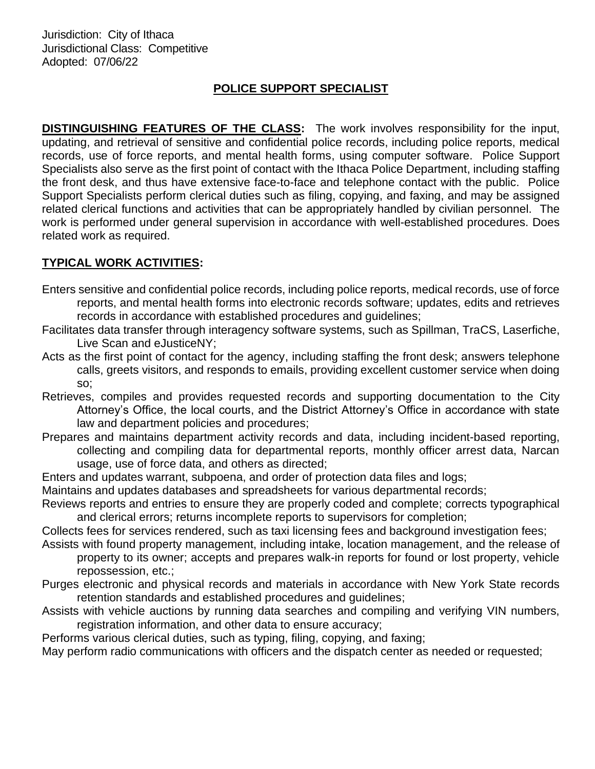Jurisdiction: City of Ithaca
Jurisdictional Class: Competitive
Adopted: 07/06/22

# POLICE SUPPORT SPECIALIST

**DISTINGUISHING FEATURES OF THE CLASS:** The work involves responsibility for the input, updating, and retrieval of sensitive and confidential police records, including police reports, medical records, use of force reports, and mental health forms, using computer software. Police Support Specialists also serve as the first point of contact with the Ithaca Police Department, including staffing the front desk, and thus have extensive face-to-face and telephone contact with the public. Police Support Specialists perform clerical duties such as filing, copying, and faxing, and may be assigned related clerical functions and activities that can be appropriately handled by civilian personnel. The work is performed under general supervision in accordance with well-established procedures. Does related work as required.

## TYPICAL WORK ACTIVITIES:

Enters sensitive and confidential police records, including police reports, medical records, use of force reports, and mental health forms into electronic records software; updates, edits and retrieves records in accordance with established procedures and guidelines;

Facilitates data transfer through interagency software systems, such as Spillman, TraCS, Laserfiche, Live Scan and eJusticeNY;

Acts as the first point of contact for the agency, including staffing the front desk; answers telephone calls, greets visitors, and responds to emails, providing excellent customer service when doing so;

Retrieves, compiles and provides requested records and supporting documentation to the City Attorney's Office, the local courts, and the District Attorney's Office in accordance with state law and department policies and procedures;

Prepares and maintains department activity records and data, including incident-based reporting, collecting and compiling data for departmental reports, monthly officer arrest data, Narcan usage, use of force data, and others as directed;

Enters and updates warrant, subpoena, and order of protection data files and logs;

Maintains and updates databases and spreadsheets for various departmental records;

Reviews reports and entries to ensure they are properly coded and complete; corrects typographical and clerical errors; returns incomplete reports to supervisors for completion;

Collects fees for services rendered, such as taxi licensing fees and background investigation fees;

Assists with found property management, including intake, location management, and the release of property to its owner; accepts and prepares walk-in reports for found or lost property, vehicle repossession, etc.;

Purges electronic and physical records and materials in accordance with New York State records retention standards and established procedures and guidelines;

Assists with vehicle auctions by running data searches and compiling and verifying VIN numbers, registration information, and other data to ensure accuracy;

Performs various clerical duties, such as typing, filing, copying, and faxing;

May perform radio communications with officers and the dispatch center as needed or requested;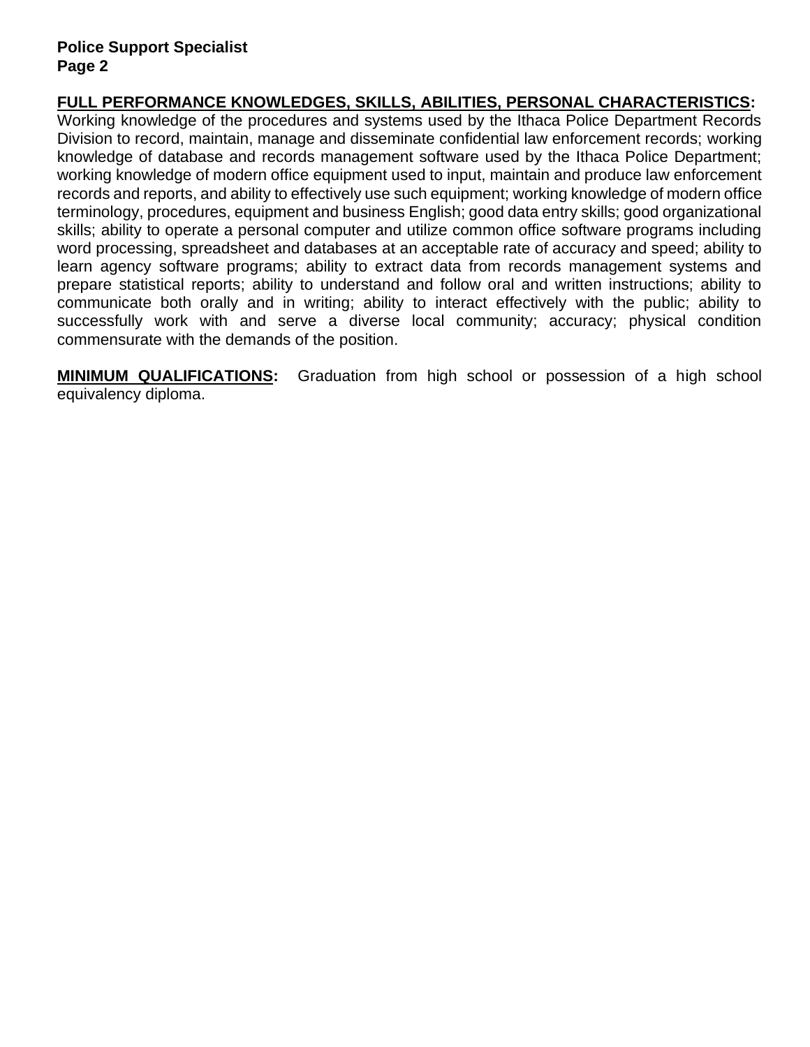**FULL PERFORMANCE KNOWLEDGES, SKILLS, ABILITIES, PERSONAL CHARACTERISTICS:**
Working knowledge of the procedures and systems used by the Ithaca Police Department Records Division to record, maintain, manage and disseminate confidential law enforcement records; working knowledge of database and records management software used by the Ithaca Police Department; working knowledge of modern office equipment used to input, maintain and produce law enforcement records and reports, and ability to effectively use such equipment; working knowledge of modern office terminology, procedures, equipment and business English; good data entry skills; good organizational skills; ability to operate a personal computer and utilize common office software programs including word processing, spreadsheet and databases at an acceptable rate of accuracy and speed; ability to learn agency software programs; ability to extract data from records management systems and prepare statistical reports; ability to understand and follow oral and written instructions; ability to communicate both orally and in writing; ability to interact effectively with the public; ability to successfully work with and serve a diverse local community; accuracy; physical condition commensurate with the demands of the position.

**MINIMUM QUALIFICATIONS:** Graduation from high school or possession of a high school equivalency diploma.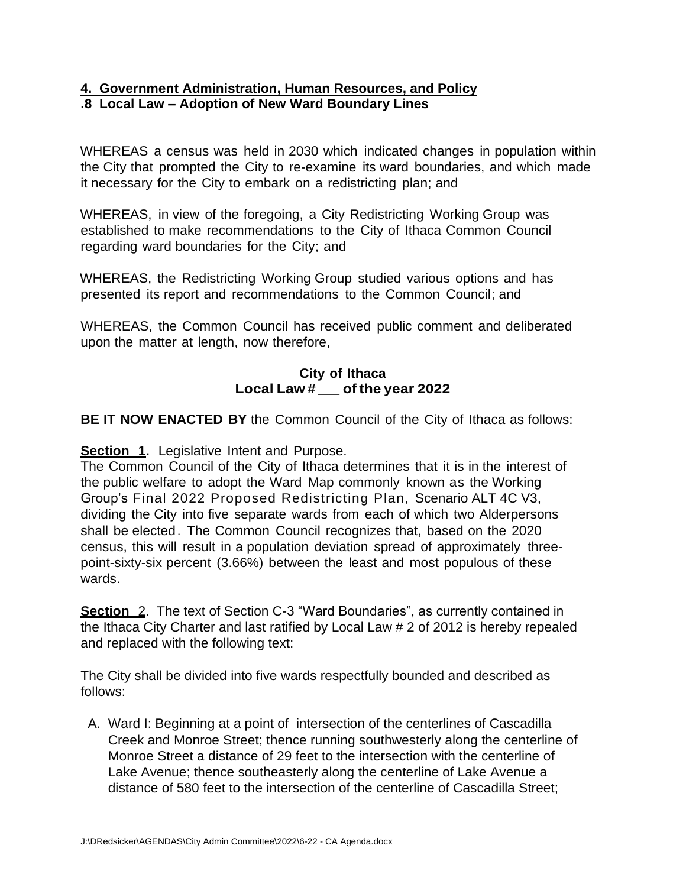**4. Government Administration, Human Resources, and Policy**
**.8 Local Law – Adoption of New Ward Boundary Lines**

WHEREAS a census was held in 2030 which indicated changes in population within the City that prompted the City to re-examine its ward boundaries, and which made it necessary for the City to embark on a redistricting plan; and

WHEREAS, in view of the foregoing, a City Redistricting Working Group was established to make recommendations to the City of Ithaca Common Council regarding ward boundaries for the City; and

WHEREAS, the Redistricting Working Group studied various options and has presented its report and recommendations to the Common Council; and

WHEREAS, the Common Council has received public comment and deliberated upon the matter at length, now therefore,

**City of Ithaca**
**Local Law # \_\_\_ of the year 2022**

**BE IT NOW ENACTED BY** the Common Council of the City of Ithaca as follows:

**Section 1.** Legislative Intent and Purpose.
The Common Council of the City of Ithaca determines that it is in the interest of the public welfare to adopt the Ward Map commonly known as the Working Group's Final 2022 Proposed Redistricting Plan, Scenario ALT 4C V3, dividing the City into five separate wards from each of which two Alderpersons shall be elected. The Common Council recognizes that, based on the 2020 census, this will result in a population deviation spread of approximately three-point-sixty-six percent (3.66%) between the least and most populous of these wards.

**Section** 2. The text of Section C-3 "Ward Boundaries", as currently contained in the Ithaca City Charter and last ratified by Local Law # 2 of 2012 is hereby repealed and replaced with the following text:

The City shall be divided into five wards respectfully bounded and described as follows:

A. Ward I: Beginning at a point of intersection of the centerlines of Cascadilla Creek and Monroe Street; thence running southwesterly along the centerline of Monroe Street a distance of 29 feet to the intersection with the centerline of Lake Avenue; thence southeasterly along the centerline of Lake Avenue a distance of 580 feet to the intersection of the centerline of Cascadilla Street;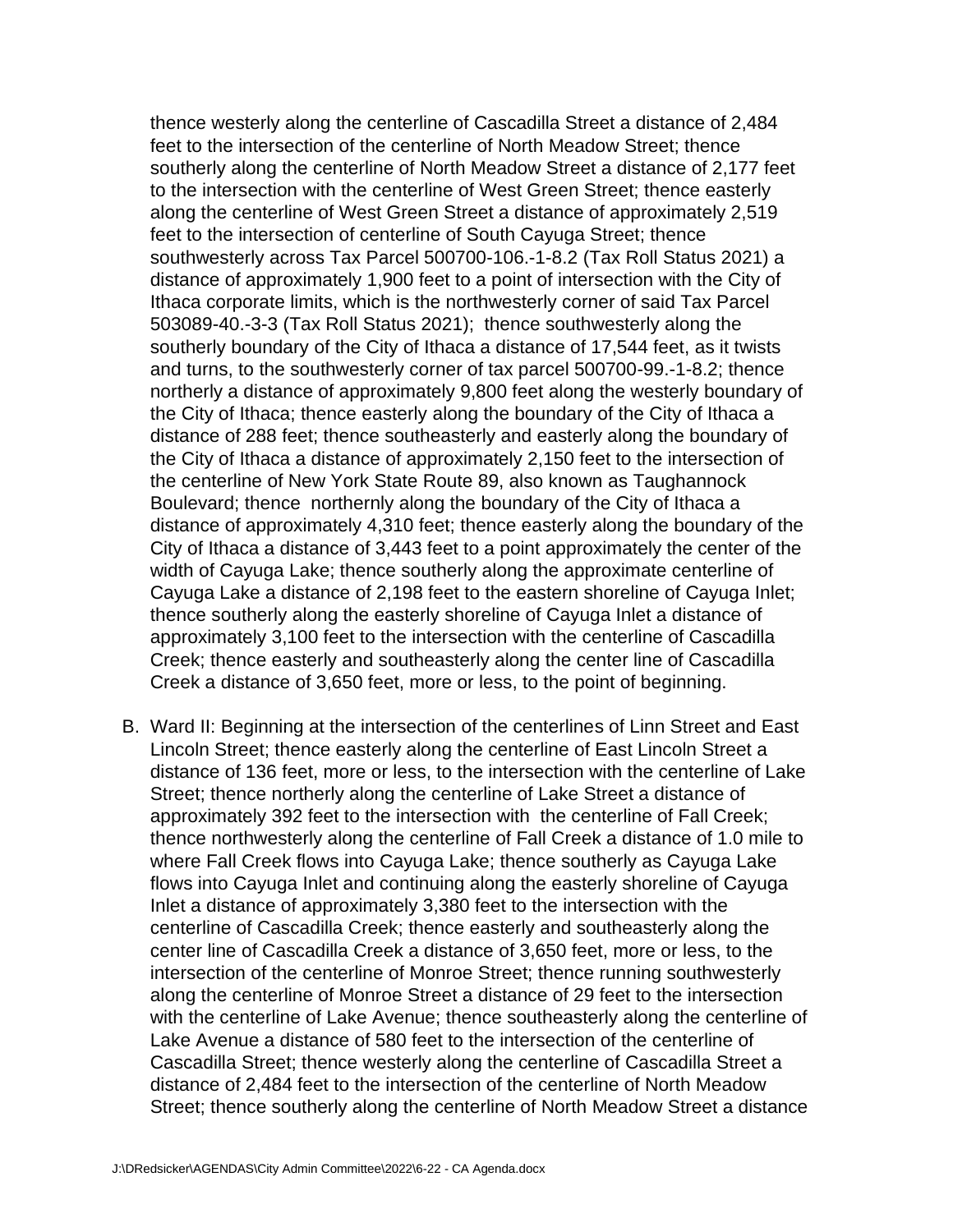thence westerly along the centerline of Cascadilla Street a distance of 2,484 feet to the intersection of the centerline of North Meadow Street; thence southerly along the centerline of North Meadow Street a distance of 2,177 feet to the intersection with the centerline of West Green Street; thence easterly along the centerline of West Green Street a distance of approximately 2,519 feet to the intersection of centerline of South Cayuga Street; thence southwesterly across Tax Parcel 500700-106.-1-8.2 (Tax Roll Status 2021) a distance of approximately 1,900 feet to a point of intersection with the City of Ithaca corporate limits, which is the northwesterly corner of said Tax Parcel 503089-40.-3-3 (Tax Roll Status 2021); thence southwesterly along the southerly boundary of the City of Ithaca a distance of 17,544 feet, as it twists and turns, to the southwesterly corner of tax parcel 500700-99.-1-8.2; thence northerly a distance of approximately 9,800 feet along the westerly boundary of the City of Ithaca; thence easterly along the boundary of the City of Ithaca a distance of 288 feet; thence southeasterly and easterly along the boundary of the City of Ithaca a distance of approximately 2,150 feet to the intersection of the centerline of New York State Route 89, also known as Taughannock Boulevard; thence northernly along the boundary of the City of Ithaca a distance of approximately 4,310 feet; thence easterly along the boundary of the City of Ithaca a distance of 3,443 feet to a point approximately the center of the width of Cayuga Lake; thence southerly along the approximate centerline of Cayuga Lake a distance of 2,198 feet to the eastern shoreline of Cayuga Inlet; thence southerly along the easterly shoreline of Cayuga Inlet a distance of approximately 3,100 feet to the intersection with the centerline of Cascadilla Creek; thence easterly and southeasterly along the center line of Cascadilla Creek a distance of 3,650 feet, more or less, to the point of beginning.

B. Ward II: Beginning at the intersection of the centerlines of Linn Street and East Lincoln Street; thence easterly along the centerline of East Lincoln Street a distance of 136 feet, more or less, to the intersection with the centerline of Lake Street; thence northerly along the centerline of Lake Street a distance of approximately 392 feet to the intersection with the centerline of Fall Creek; thence northwesterly along the centerline of Fall Creek a distance of 1.0 mile to where Fall Creek flows into Cayuga Lake; thence southerly as Cayuga Lake flows into Cayuga Inlet and continuing along the easterly shoreline of Cayuga Inlet a distance of approximately 3,380 feet to the intersection with the centerline of Cascadilla Creek; thence easterly and southeasterly along the center line of Cascadilla Creek a distance of 3,650 feet, more or less, to the intersection of the centerline of Monroe Street; thence running southwesterly along the centerline of Monroe Street a distance of 29 feet to the intersection with the centerline of Lake Avenue; thence southeasterly along the centerline of Lake Avenue a distance of 580 feet to the intersection of the centerline of Cascadilla Street; thence westerly along the centerline of Cascadilla Street a distance of 2,484 feet to the intersection of the centerline of North Meadow Street; thence southerly along the centerline of North Meadow Street a distance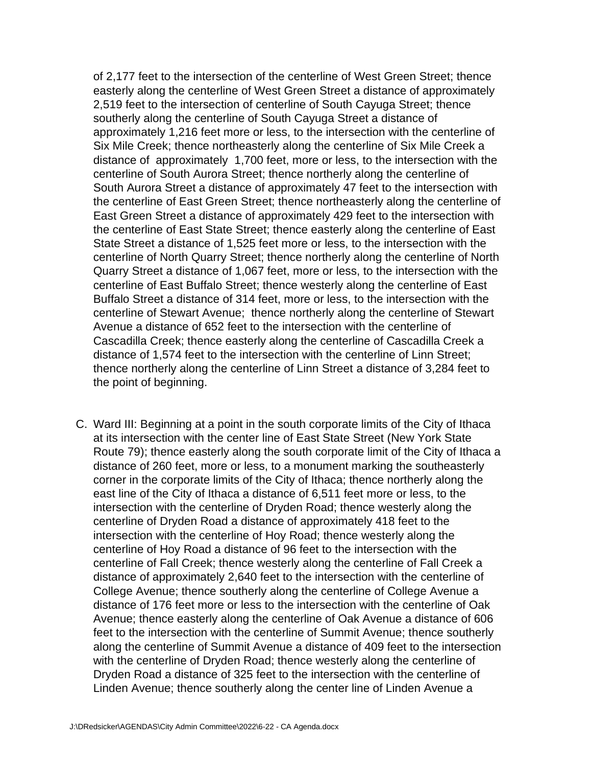of 2,177 feet to the intersection of the centerline of West Green Street; thence easterly along the centerline of West Green Street a distance of approximately 2,519 feet to the intersection of centerline of South Cayuga Street; thence southerly along the centerline of South Cayuga Street a distance of approximately 1,216 feet more or less, to the intersection with the centerline of Six Mile Creek; thence northeasterly along the centerline of Six Mile Creek a distance of approximately 1,700 feet, more or less, to the intersection with the centerline of South Aurora Street; thence northerly along the centerline of South Aurora Street a distance of approximately 47 feet to the intersection with the centerline of East Green Street; thence northeasterly along the centerline of East Green Street a distance of approximately 429 feet to the intersection with the centerline of East State Street; thence easterly along the centerline of East State Street a distance of 1,525 feet more or less, to the intersection with the centerline of North Quarry Street; thence northerly along the centerline of North Quarry Street a distance of 1,067 feet, more or less, to the intersection with the centerline of East Buffalo Street; thence westerly along the centerline of East Buffalo Street a distance of 314 feet, more or less, to the intersection with the centerline of Stewart Avenue; thence northerly along the centerline of Stewart Avenue a distance of 652 feet to the intersection with the centerline of Cascadilla Creek; thence easterly along the centerline of Cascadilla Creek a distance of 1,574 feet to the intersection with the centerline of Linn Street; thence northerly along the centerline of Linn Street a distance of 3,284 feet to the point of beginning.

C. Ward III: Beginning at a point in the south corporate limits of the City of Ithaca at its intersection with the center line of East State Street (New York State Route 79); thence easterly along the south corporate limit of the City of Ithaca a distance of 260 feet, more or less, to a monument marking the southeasterly corner in the corporate limits of the City of Ithaca; thence northerly along the east line of the City of Ithaca a distance of 6,511 feet more or less, to the intersection with the centerline of Dryden Road; thence westerly along the centerline of Dryden Road a distance of approximately 418 feet to the intersection with the centerline of Hoy Road; thence westerly along the centerline of Hoy Road a distance of 96 feet to the intersection with the centerline of Fall Creek; thence westerly along the centerline of Fall Creek a distance of approximately 2,640 feet to the intersection with the centerline of College Avenue; thence southerly along the centerline of College Avenue a distance of 176 feet more or less to the intersection with the centerline of Oak Avenue; thence easterly along the centerline of Oak Avenue a distance of 606 feet to the intersection with the centerline of Summit Avenue; thence southerly along the centerline of Summit Avenue a distance of 409 feet to the intersection with the centerline of Dryden Road; thence westerly along the centerline of Dryden Road a distance of 325 feet to the intersection with the centerline of Linden Avenue; thence southerly along the center line of Linden Avenue a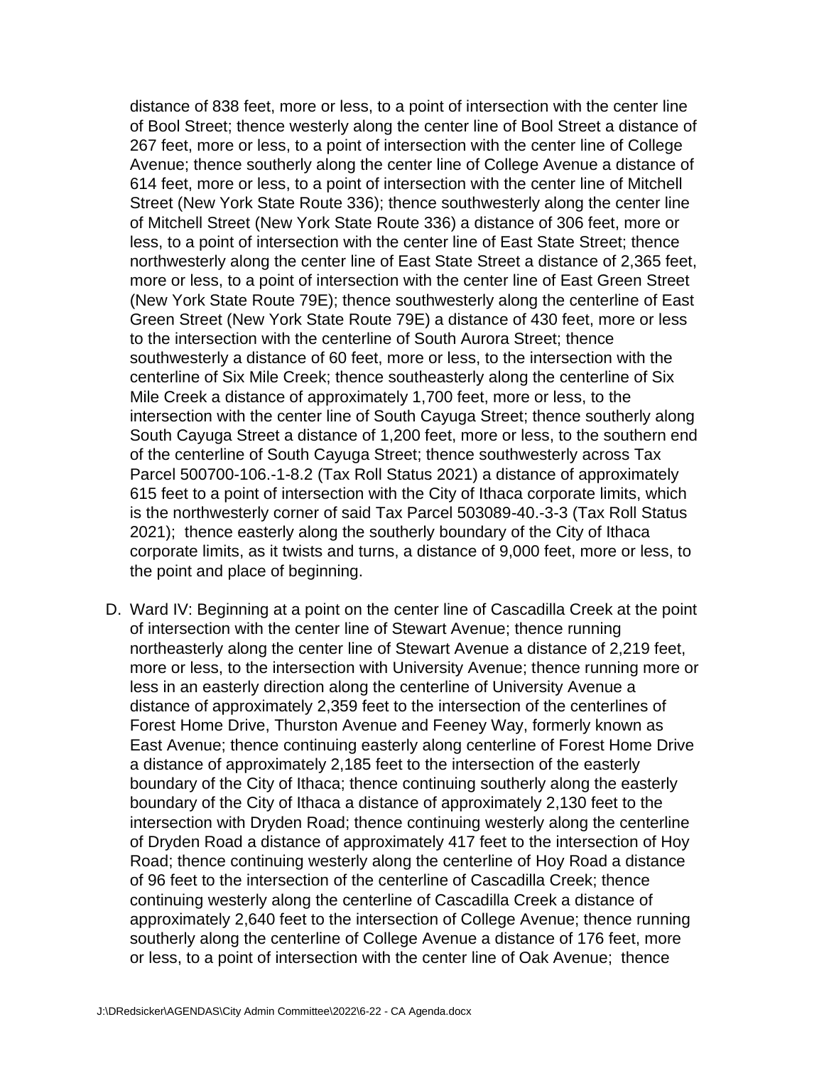distance of 838 feet, more or less, to a point of intersection with the center line of Bool Street; thence westerly along the center line of Bool Street a distance of 267 feet, more or less, to a point of intersection with the center line of College Avenue; thence southerly along the center line of College Avenue a distance of 614 feet, more or less, to a point of intersection with the center line of Mitchell Street (New York State Route 336); thence southwesterly along the center line of Mitchell Street (New York State Route 336) a distance of 306 feet, more or less, to a point of intersection with the center line of East State Street; thence northwesterly along the center line of East State Street a distance of 2,365 feet, more or less, to a point of intersection with the center line of East Green Street (New York State Route 79E); thence southwesterly along the centerline of East Green Street (New York State Route 79E) a distance of 430 feet, more or less to the intersection with the centerline of South Aurora Street; thence southwesterly a distance of 60 feet, more or less, to the intersection with the centerline of Six Mile Creek; thence southeasterly along the centerline of Six Mile Creek a distance of approximately 1,700 feet, more or less, to the intersection with the center line of South Cayuga Street; thence southerly along South Cayuga Street a distance of 1,200 feet, more or less, to the southern end of the centerline of South Cayuga Street; thence southwesterly across Tax Parcel 500700-106.-1-8.2 (Tax Roll Status 2021) a distance of approximately 615 feet to a point of intersection with the City of Ithaca corporate limits, which is the northwesterly corner of said Tax Parcel 503089-40.-3-3 (Tax Roll Status 2021); thence easterly along the southerly boundary of the City of Ithaca corporate limits, as it twists and turns, a distance of 9,000 feet, more or less, to the point and place of beginning.

D. Ward IV: Beginning at a point on the center line of Cascadilla Creek at the point of intersection with the center line of Stewart Avenue; thence running northeasterly along the center line of Stewart Avenue a distance of 2,219 feet, more or less, to the intersection with University Avenue; thence running more or less in an easterly direction along the centerline of University Avenue a distance of approximately 2,359 feet to the intersection of the centerlines of Forest Home Drive, Thurston Avenue and Feeney Way, formerly known as East Avenue; thence continuing easterly along centerline of Forest Home Drive a distance of approximately 2,185 feet to the intersection of the easterly boundary of the City of Ithaca; thence continuing southerly along the easterly boundary of the City of Ithaca a distance of approximately 2,130 feet to the intersection with Dryden Road; thence continuing westerly along the centerline of Dryden Road a distance of approximately 417 feet to the intersection of Hoy Road; thence continuing westerly along the centerline of Hoy Road a distance of 96 feet to the intersection of the centerline of Cascadilla Creek; thence continuing westerly along the centerline of Cascadilla Creek a distance of approximately 2,640 feet to the intersection of College Avenue; thence running southerly along the centerline of College Avenue a distance of 176 feet, more or less, to a point of intersection with the center line of Oak Avenue; thence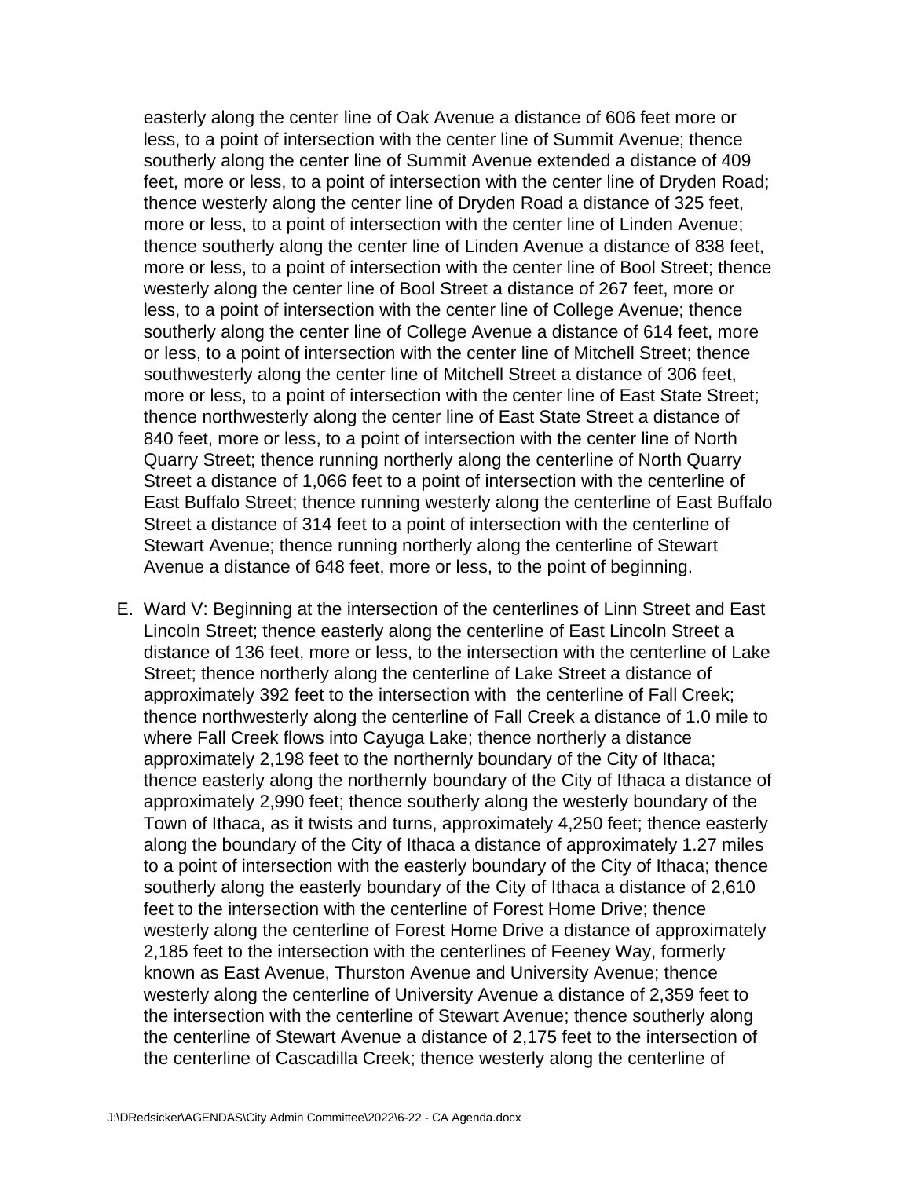easterly along the center line of Oak Avenue a distance of 606 feet more or less, to a point of intersection with the center line of Summit Avenue; thence southerly along the center line of Summit Avenue extended a distance of 409 feet, more or less, to a point of intersection with the center line of Dryden Road; thence westerly along the center line of Dryden Road a distance of 325 feet, more or less, to a point of intersection with the center line of Linden Avenue; thence southerly along the center line of Linden Avenue a distance of 838 feet, more or less, to a point of intersection with the center line of Bool Street; thence westerly along the center line of Bool Street a distance of 267 feet, more or less, to a point of intersection with the center line of College Avenue; thence southerly along the center line of College Avenue a distance of 614 feet, more or less, to a point of intersection with the center line of Mitchell Street; thence southwesterly along the center line of Mitchell Street a distance of 306 feet, more or less, to a point of intersection with the center line of East State Street; thence northwesterly along the center line of East State Street a distance of 840 feet, more or less, to a point of intersection with the center line of North Quarry Street; thence running northerly along the centerline of North Quarry Street a distance of 1,066 feet to a point of intersection with the centerline of East Buffalo Street; thence running westerly along the centerline of East Buffalo Street a distance of 314 feet to a point of intersection with the centerline of Stewart Avenue; thence running northerly along the centerline of Stewart Avenue a distance of 648 feet, more or less, to the point of beginning.

E. Ward V: Beginning at the intersection of the centerlines of Linn Street and East Lincoln Street; thence easterly along the centerline of East Lincoln Street a distance of 136 feet, more or less, to the intersection with the centerline of Lake Street; thence northerly along the centerline of Lake Street a distance of approximately 392 feet to the intersection with the centerline of Fall Creek; thence northwesterly along the centerline of Fall Creek a distance of 1.0 mile to where Fall Creek flows into Cayuga Lake; thence northerly a distance approximately 2,198 feet to the northernly boundary of the City of Ithaca; thence easterly along the northernly boundary of the City of Ithaca a distance of approximately 2,990 feet; thence southerly along the westerly boundary of the Town of Ithaca, as it twists and turns, approximately 4,250 feet; thence easterly along the boundary of the City of Ithaca a distance of approximately 1.27 miles to a point of intersection with the easterly boundary of the City of Ithaca; thence southerly along the easterly boundary of the City of Ithaca a distance of 2,610 feet to the intersection with the centerline of Forest Home Drive; thence westerly along the centerline of Forest Home Drive a distance of approximately 2,185 feet to the intersection with the centerlines of Feeney Way, formerly known as East Avenue, Thurston Avenue and University Avenue; thence westerly along the centerline of University Avenue a distance of 2,359 feet to the intersection with the centerline of Stewart Avenue; thence southerly along the centerline of Stewart Avenue a distance of 2,175 feet to the intersection of the centerline of Cascadilla Creek; thence westerly along the centerline of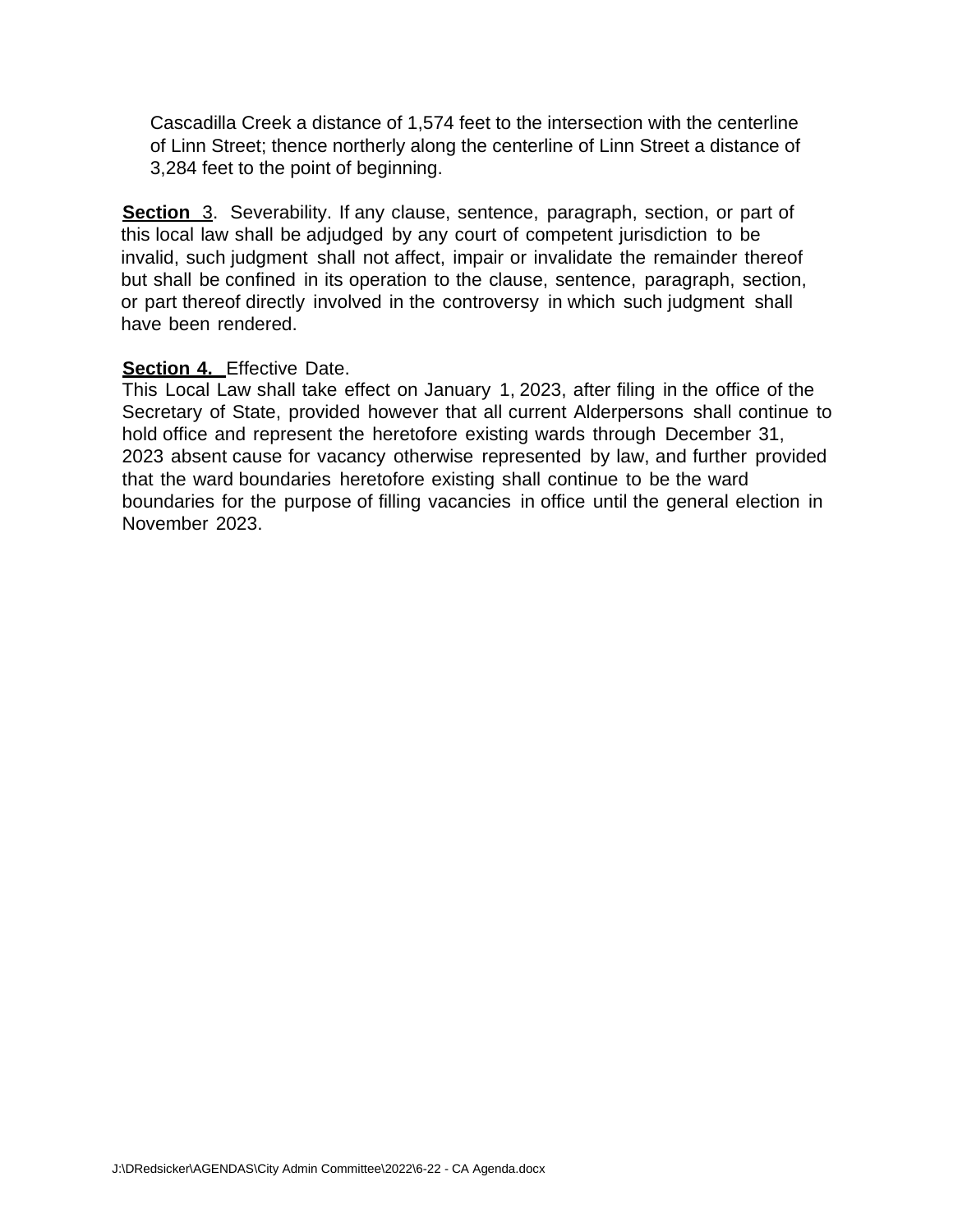Cascadilla Creek a distance of 1,574 feet to the intersection with the centerline of Linn Street; thence northerly along the centerline of Linn Street a distance of 3,284 feet to the point of beginning.

**Section 3**. Severability. If any clause, sentence, paragraph, section, or part of this local law shall be adjudged by any court of competent jurisdiction to be invalid, such judgment shall not affect, impair or invalidate the remainder thereof but shall be confined in its operation to the clause, sentence, paragraph, section, or part thereof directly involved in the controversy in which such judgment shall have been rendered.

**Section 4.** Effective Date.
This Local Law shall take effect on January 1, 2023, after filing in the office of the Secretary of State, provided however that all current Alderpersons shall continue to hold office and represent the heretofore existing wards through December 31, 2023 absent cause for vacancy otherwise represented by law, and further provided that the ward boundaries heretofore existing shall continue to be the ward boundaries for the purpose of filling vacancies in office until the general election in November 2023.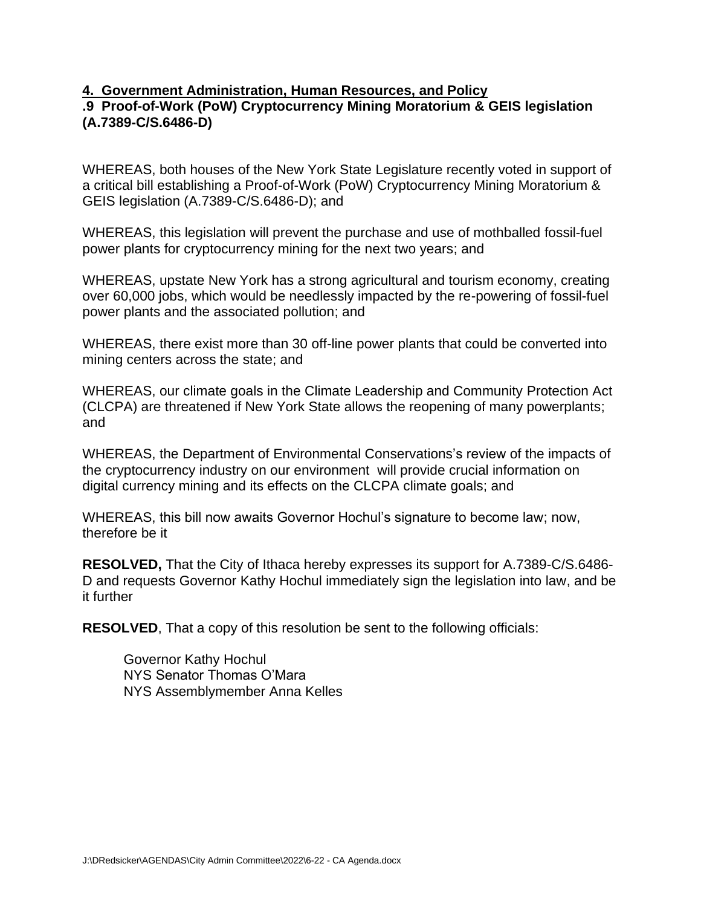## 4. Government Administration, Human Resources, and Policy

### .9 Proof-of-Work (PoW) Cryptocurrency Mining Moratorium & GEIS legislation (A.7389-C/S.6486-D)

WHEREAS, both houses of the New York State Legislature recently voted in support of a critical bill establishing a Proof-of-Work (PoW) Cryptocurrency Mining Moratorium & GEIS legislation (A.7389-C/S.6486-D); and

WHEREAS, this legislation will prevent the purchase and use of mothballed fossil-fuel power plants for cryptocurrency mining for the next two years; and

WHEREAS, upstate New York has a strong agricultural and tourism economy, creating over 60,000 jobs, which would be needlessly impacted by the re-powering of fossil-fuel power plants and the associated pollution; and

WHEREAS, there exist more than 30 off-line power plants that could be converted into mining centers across the state; and

WHEREAS, our climate goals in the Climate Leadership and Community Protection Act (CLCPA) are threatened if New York State allows the reopening of many powerplants; and

WHEREAS, the Department of Environmental Conservations's review of the impacts of the cryptocurrency industry on our environment will provide crucial information on digital currency mining and its effects on the CLCPA climate goals; and

WHEREAS, this bill now awaits Governor Hochul's signature to become law; now, therefore be it

**RESOLVED,** That the City of Ithaca hereby expresses its support for A.7389-C/S.6486-D and requests Governor Kathy Hochul immediately sign the legislation into law, and be it further

**RESOLVED**, That a copy of this resolution be sent to the following officials:

Governor Kathy Hochul
NYS Senator Thomas O'Mara
NYS Assemblymember Anna Kelles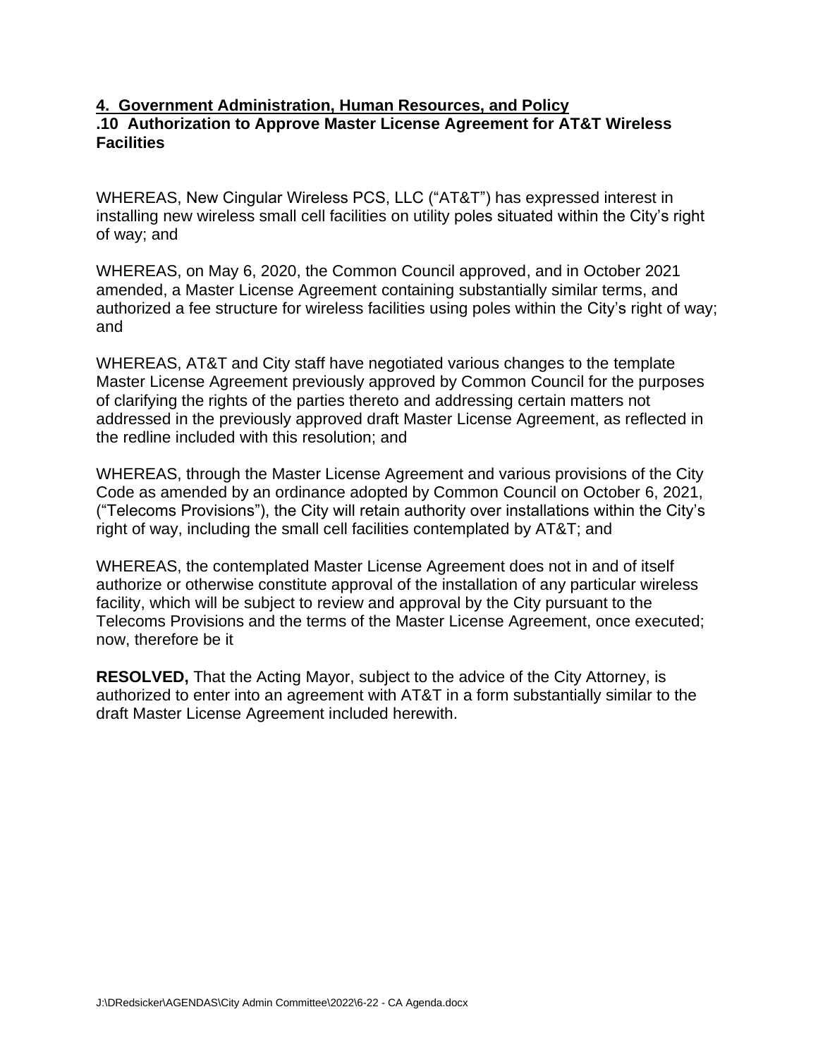**<u>4. Government Administration, Human Resources, and Policy</u>**
**.10 Authorization to Approve Master License Agreement for AT&T Wireless Facilities**

WHEREAS, New Cingular Wireless PCS, LLC ("AT&T") has expressed interest in installing new wireless small cell facilities on utility poles situated within the City's right of way; and

WHEREAS, on May 6, 2020, the Common Council approved, and in October 2021 amended, a Master License Agreement containing substantially similar terms, and authorized a fee structure for wireless facilities using poles within the City's right of way; and

WHEREAS, AT&T and City staff have negotiated various changes to the template Master License Agreement previously approved by Common Council for the purposes of clarifying the rights of the parties thereto and addressing certain matters not addressed in the previously approved draft Master License Agreement, as reflected in the redline included with this resolution; and

WHEREAS, through the Master License Agreement and various provisions of the City Code as amended by an ordinance adopted by Common Council on October 6, 2021, ("Telecoms Provisions"), the City will retain authority over installations within the City's right of way, including the small cell facilities contemplated by AT&T; and

WHEREAS, the contemplated Master License Agreement does not in and of itself authorize or otherwise constitute approval of the installation of any particular wireless facility, which will be subject to review and approval by the City pursuant to the Telecoms Provisions and the terms of the Master License Agreement, once executed; now, therefore be it

**RESOLVED,** That the Acting Mayor, subject to the advice of the City Attorney, is authorized to enter into an agreement with AT&T in a form substantially similar to the draft Master License Agreement included herewith.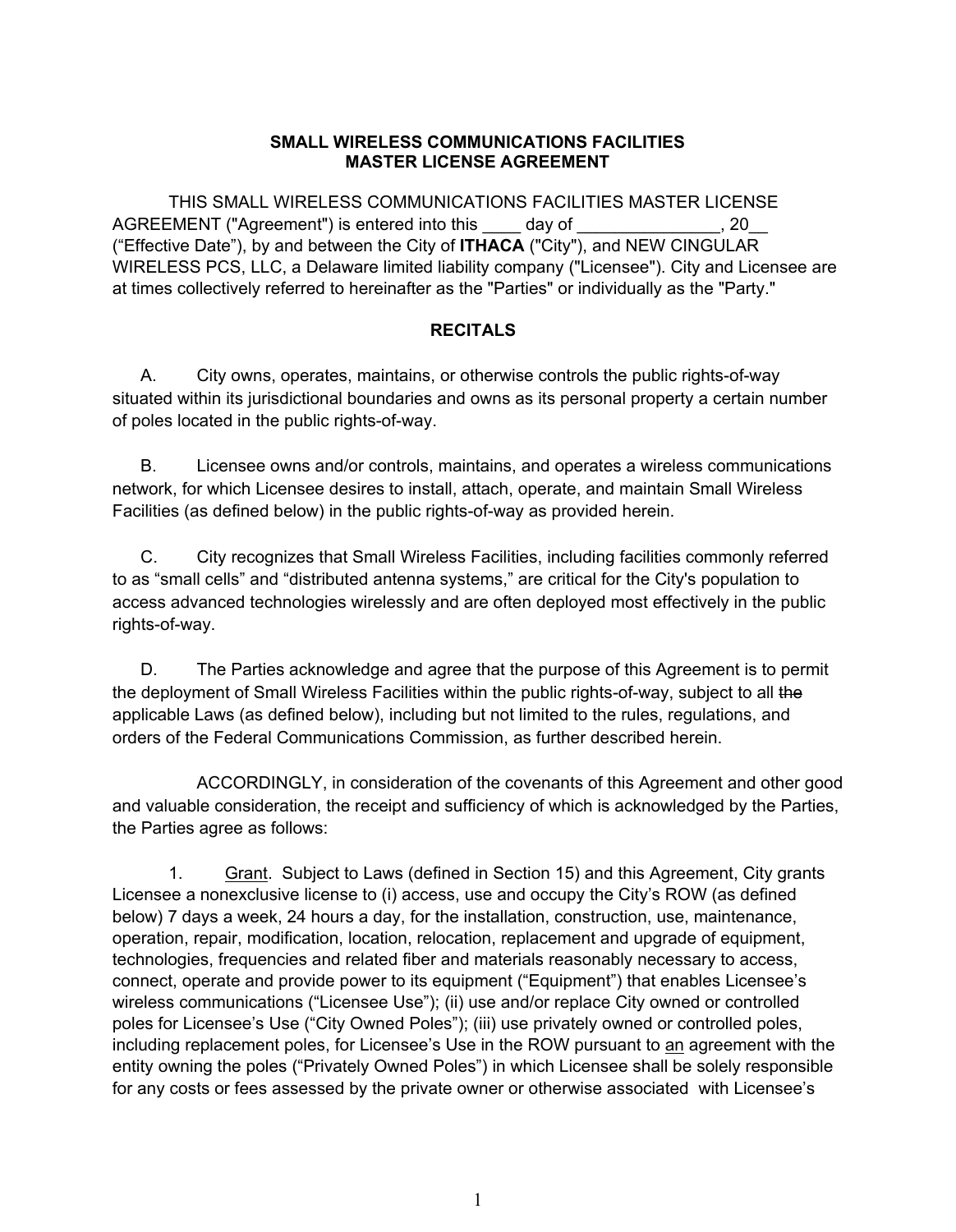**SMALL WIRELESS COMMUNICATIONS FACILITIES**
**MASTER LICENSE AGREEMENT**

THIS SMALL WIRELESS COMMUNICATIONS FACILITIES MASTER LICENSE AGREEMENT ("Agreement") is entered into this ____ day of _______________, 20__ ("Effective Date"), by and between the City of **ITHACA** ("City"), and NEW CINGULAR WIRELESS PCS, LLC, a Delaware limited liability company ("Licensee"). City and Licensee are at times collectively referred to hereinafter as the "Parties" or individually as the "Party."

**RECITALS**

A. City owns, operates, maintains, or otherwise controls the public rights-of-way situated within its jurisdictional boundaries and owns as its personal property a certain number of poles located in the public rights-of-way.

B. Licensee owns and/or controls, maintains, and operates a wireless communications network, for which Licensee desires to install, attach, operate, and maintain Small Wireless Facilities (as defined below) in the public rights-of-way as provided herein.

C. City recognizes that Small Wireless Facilities, including facilities commonly referred to as "small cells" and "distributed antenna systems," are critical for the City's population to access advanced technologies wirelessly and are often deployed most effectively in the public rights-of-way.

D. The Parties acknowledge and agree that the purpose of this Agreement is to permit the deployment of Small Wireless Facilities within the public rights-of-way, subject to all ~~the~~ applicable Laws (as defined below), including but not limited to the rules, regulations, and orders of the Federal Communications Commission, as further described herein.

ACCORDINGLY, in consideration of the covenants of this Agreement and other good and valuable consideration, the receipt and sufficiency of which is acknowledged by the Parties, the Parties agree as follows:

1. Grant. Subject to Laws (defined in Section 15) and this Agreement, City grants Licensee a nonexclusive license to (i) access, use and occupy the City's ROW (as defined below) 7 days a week, 24 hours a day, for the installation, construction, use, maintenance, operation, repair, modification, location, relocation, replacement and upgrade of equipment, technologies, frequencies and related fiber and materials reasonably necessary to access, connect, operate and provide power to its equipment ("Equipment") that enables Licensee's wireless communications ("Licensee Use"); (ii) use and/or replace City owned or controlled poles for Licensee's Use ("City Owned Poles"); (iii) use privately owned or controlled poles, including replacement poles, for Licensee's Use in the ROW pursuant to an agreement with the entity owning the poles ("Privately Owned Poles") in which Licensee shall be solely responsible for any costs or fees assessed by the private owner or otherwise associated with Licensee's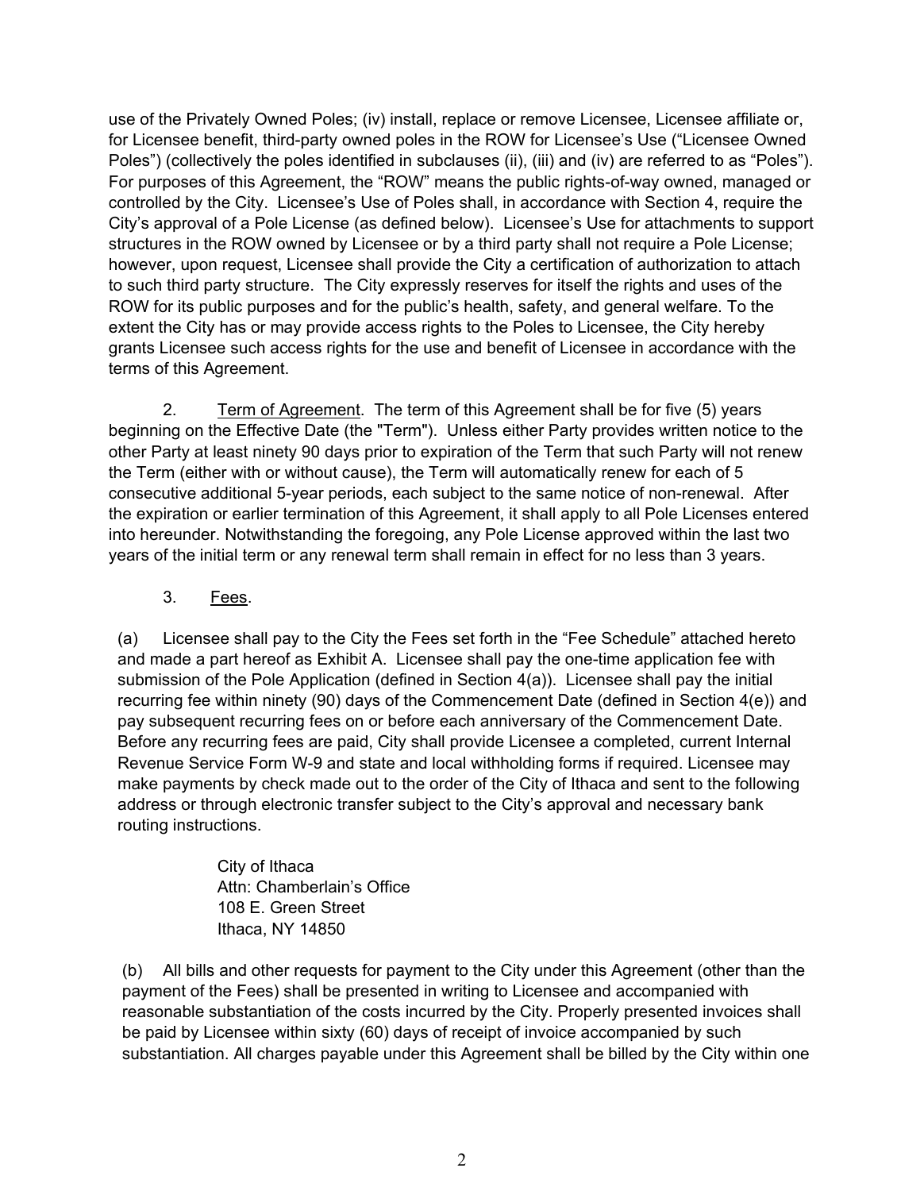use of the Privately Owned Poles; (iv) install, replace or remove Licensee, Licensee affiliate or, for Licensee benefit, third-party owned poles in the ROW for Licensee's Use ("Licensee Owned Poles") (collectively the poles identified in subclauses (ii), (iii) and (iv) are referred to as "Poles"). For purposes of this Agreement, the "ROW" means the public rights-of-way owned, managed or controlled by the City. Licensee's Use of Poles shall, in accordance with Section 4, require the City's approval of a Pole License (as defined below). Licensee's Use for attachments to support structures in the ROW owned by Licensee or by a third party shall not require a Pole License; however, upon request, Licensee shall provide the City a certification of authorization to attach to such third party structure. The City expressly reserves for itself the rights and uses of the ROW for its public purposes and for the public's health, safety, and general welfare. To the extent the City has or may provide access rights to the Poles to Licensee, the City hereby grants Licensee such access rights for the use and benefit of Licensee in accordance with the terms of this Agreement.

2. Term of Agreement. The term of this Agreement shall be for five (5) years beginning on the Effective Date (the "Term"). Unless either Party provides written notice to the other Party at least ninety 90 days prior to expiration of the Term that such Party will not renew the Term (either with or without cause), the Term will automatically renew for each of 5 consecutive additional 5-year periods, each subject to the same notice of non-renewal. After the expiration or earlier termination of this Agreement, it shall apply to all Pole Licenses entered into hereunder. Notwithstanding the foregoing, any Pole License approved within the last two years of the initial term or any renewal term shall remain in effect for no less than 3 years.

3. Fees.

(a) Licensee shall pay to the City the Fees set forth in the "Fee Schedule" attached hereto and made a part hereof as Exhibit A. Licensee shall pay the one-time application fee with submission of the Pole Application (defined in Section 4(a)). Licensee shall pay the initial recurring fee within ninety (90) days of the Commencement Date (defined in Section 4(e)) and pay subsequent recurring fees on or before each anniversary of the Commencement Date. Before any recurring fees are paid, City shall provide Licensee a completed, current Internal Revenue Service Form W-9 and state and local withholding forms if required. Licensee may make payments by check made out to the order of the City of Ithaca and sent to the following address or through electronic transfer subject to the City's approval and necessary bank routing instructions.

City of Ithaca
Attn: Chamberlain's Office
108 E. Green Street
Ithaca, NY 14850

(b) All bills and other requests for payment to the City under this Agreement (other than the payment of the Fees) shall be presented in writing to Licensee and accompanied with reasonable substantiation of the costs incurred by the City. Properly presented invoices shall be paid by Licensee within sixty (60) days of receipt of invoice accompanied by such substantiation. All charges payable under this Agreement shall be billed by the City within one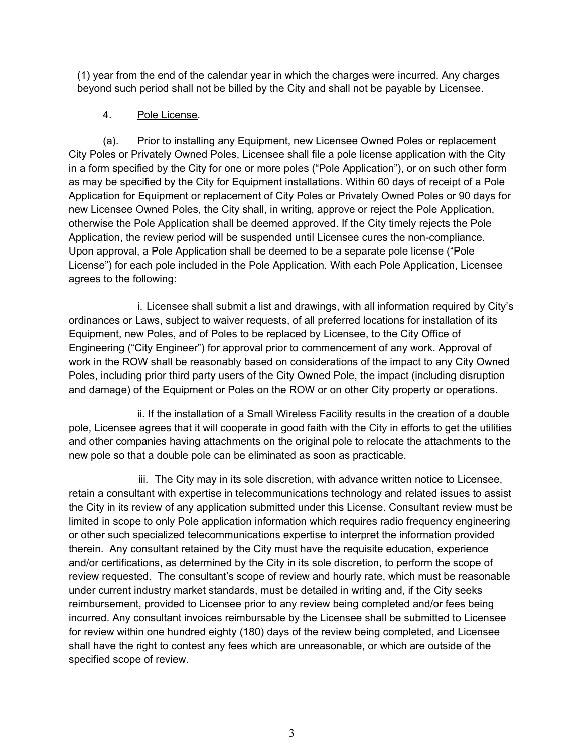(1) year from the end of the calendar year in which the charges were incurred. Any charges beyond such period shall not be billed by the City and shall not be payable by Licensee.

4. Pole License.

(a). Prior to installing any Equipment, new Licensee Owned Poles or replacement City Poles or Privately Owned Poles, Licensee shall file a pole license application with the City in a form specified by the City for one or more poles ("Pole Application"), or on such other form as may be specified by the City for Equipment installations. Within 60 days of receipt of a Pole Application for Equipment or replacement of City Poles or Privately Owned Poles or 90 days for new Licensee Owned Poles, the City shall, in writing, approve or reject the Pole Application, otherwise the Pole Application shall be deemed approved. If the City timely rejects the Pole Application, the review period will be suspended until Licensee cures the non-compliance. Upon approval, a Pole Application shall be deemed to be a separate pole license ("Pole License") for each pole included in the Pole Application. With each Pole Application, Licensee agrees to the following:

i. Licensee shall submit a list and drawings, with all information required by City's ordinances or Laws, subject to waiver requests, of all preferred locations for installation of its Equipment, new Poles, and of Poles to be replaced by Licensee, to the City Office of Engineering ("City Engineer") for approval prior to commencement of any work. Approval of work in the ROW shall be reasonably based on considerations of the impact to any City Owned Poles, including prior third party users of the City Owned Pole, the impact (including disruption and damage) of the Equipment or Poles on the ROW or on other City property or operations.

ii. If the installation of a Small Wireless Facility results in the creation of a double pole, Licensee agrees that it will cooperate in good faith with the City in efforts to get the utilities and other companies having attachments on the original pole to relocate the attachments to the new pole so that a double pole can be eliminated as soon as practicable.

iii. The City may in its sole discretion, with advance written notice to Licensee, retain a consultant with expertise in telecommunications technology and related issues to assist the City in its review of any application submitted under this License. Consultant review must be limited in scope to only Pole application information which requires radio frequency engineering or other such specialized telecommunications expertise to interpret the information provided therein. Any consultant retained by the City must have the requisite education, experience and/or certifications, as determined by the City in its sole discretion, to perform the scope of review requested. The consultant's scope of review and hourly rate, which must be reasonable under current industry market standards, must be detailed in writing and, if the City seeks reimbursement, provided to Licensee prior to any review being completed and/or fees being incurred. Any consultant invoices reimbursable by the Licensee shall be submitted to Licensee for review within one hundred eighty (180) days of the review being completed, and Licensee shall have the right to contest any fees which are unreasonable, or which are outside of the specified scope of review.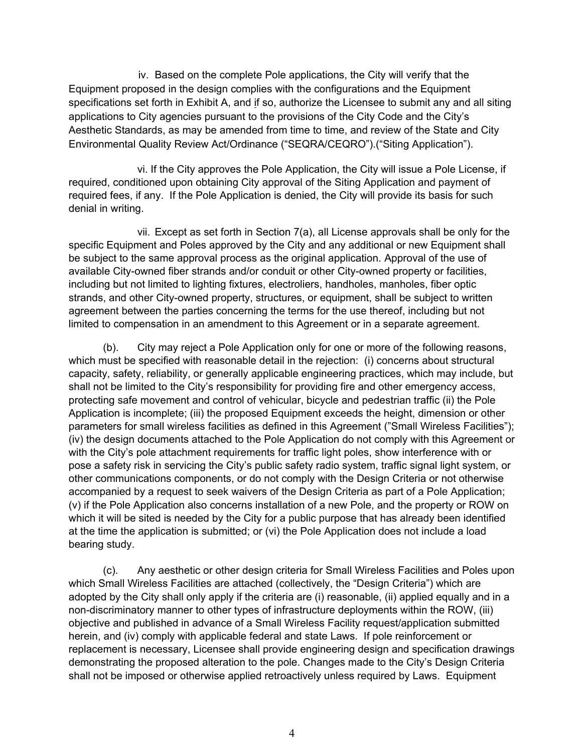iv. Based on the complete Pole applications, the City will verify that the Equipment proposed in the design complies with the configurations and the Equipment specifications set forth in Exhibit A, and if so, authorize the Licensee to submit any and all siting applications to City agencies pursuant to the provisions of the City Code and the City's Aesthetic Standards, as may be amended from time to time, and review of the State and City Environmental Quality Review Act/Ordinance ("SEQRA/CEQRO").("Siting Application").

vi. If the City approves the Pole Application, the City will issue a Pole License, if required, conditioned upon obtaining City approval of the Siting Application and payment of required fees, if any. If the Pole Application is denied, the City will provide its basis for such denial in writing.

vii. Except as set forth in Section 7(a), all License approvals shall be only for the specific Equipment and Poles approved by the City and any additional or new Equipment shall be subject to the same approval process as the original application. Approval of the use of available City-owned fiber strands and/or conduit or other City-owned property or facilities, including but not limited to lighting fixtures, electroliers, handholes, manholes, fiber optic strands, and other City-owned property, structures, or equipment, shall be subject to written agreement between the parties concerning the terms for the use thereof, including but not limited to compensation in an amendment to this Agreement or in a separate agreement.

(b). City may reject a Pole Application only for one or more of the following reasons, which must be specified with reasonable detail in the rejection: (i) concerns about structural capacity, safety, reliability, or generally applicable engineering practices, which may include, but shall not be limited to the City's responsibility for providing fire and other emergency access, protecting safe movement and control of vehicular, bicycle and pedestrian traffic (ii) the Pole Application is incomplete; (iii) the proposed Equipment exceeds the height, dimension or other parameters for small wireless facilities as defined in this Agreement ("Small Wireless Facilities"); (iv) the design documents attached to the Pole Application do not comply with this Agreement or with the City's pole attachment requirements for traffic light poles, show interference with or pose a safety risk in servicing the City's public safety radio system, traffic signal light system, or other communications components, or do not comply with the Design Criteria or not otherwise accompanied by a request to seek waivers of the Design Criteria as part of a Pole Application; (v) if the Pole Application also concerns installation of a new Pole, and the property or ROW on which it will be sited is needed by the City for a public purpose that has already been identified at the time the application is submitted; or (vi) the Pole Application does not include a load bearing study.

(c). Any aesthetic or other design criteria for Small Wireless Facilities and Poles upon which Small Wireless Facilities are attached (collectively, the "Design Criteria") which are adopted by the City shall only apply if the criteria are (i) reasonable, (ii) applied equally and in a non-discriminatory manner to other types of infrastructure deployments within the ROW, (iii) objective and published in advance of a Small Wireless Facility request/application submitted herein, and (iv) comply with applicable federal and state Laws. If pole reinforcement or replacement is necessary, Licensee shall provide engineering design and specification drawings demonstrating the proposed alteration to the pole. Changes made to the City's Design Criteria shall not be imposed or otherwise applied retroactively unless required by Laws. Equipment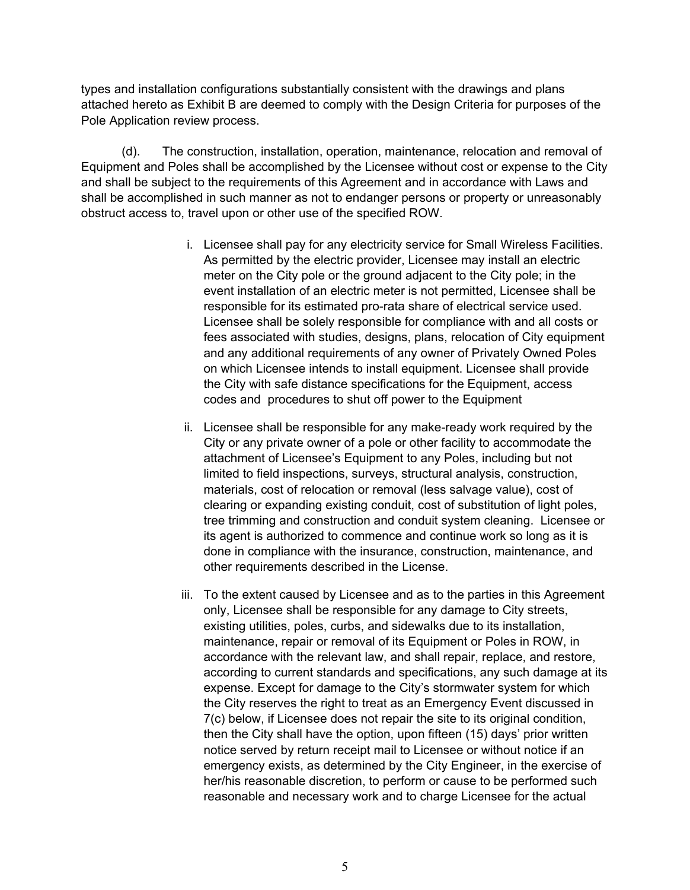types and installation configurations substantially consistent with the drawings and plans attached hereto as Exhibit B are deemed to comply with the Design Criteria for purposes of the Pole Application review process.

(d). The construction, installation, operation, maintenance, relocation and removal of Equipment and Poles shall be accomplished by the Licensee without cost or expense to the City and shall be subject to the requirements of this Agreement and in accordance with Laws and shall be accomplished in such manner as not to endanger persons or property or unreasonably obstruct access to, travel upon or other use of the specified ROW.

i. Licensee shall pay for any electricity service for Small Wireless Facilities. As permitted by the electric provider, Licensee may install an electric meter on the City pole or the ground adjacent to the City pole; in the event installation of an electric meter is not permitted, Licensee shall be responsible for its estimated pro-rata share of electrical service used. Licensee shall be solely responsible for compliance with and all costs or fees associated with studies, designs, plans, relocation of City equipment and any additional requirements of any owner of Privately Owned Poles on which Licensee intends to install equipment. Licensee shall provide the City with safe distance specifications for the Equipment, access codes and procedures to shut off power to the Equipment

ii. Licensee shall be responsible for any make-ready work required by the City or any private owner of a pole or other facility to accommodate the attachment of Licensee's Equipment to any Poles, including but not limited to field inspections, surveys, structural analysis, construction, materials, cost of relocation or removal (less salvage value), cost of clearing or expanding existing conduit, cost of substitution of light poles, tree trimming and construction and conduit system cleaning. Licensee or its agent is authorized to commence and continue work so long as it is done in compliance with the insurance, construction, maintenance, and other requirements described in the License.

iii. To the extent caused by Licensee and as to the parties in this Agreement only, Licensee shall be responsible for any damage to City streets, existing utilities, poles, curbs, and sidewalks due to its installation, maintenance, repair or removal of its Equipment or Poles in ROW, in accordance with the relevant law, and shall repair, replace, and restore, according to current standards and specifications, any such damage at its expense. Except for damage to the City's stormwater system for which the City reserves the right to treat as an Emergency Event discussed in 7(c) below, if Licensee does not repair the site to its original condition, then the City shall have the option, upon fifteen (15) days' prior written notice served by return receipt mail to Licensee or without notice if an emergency exists, as determined by the City Engineer, in the exercise of her/his reasonable discretion, to perform or cause to be performed such reasonable and necessary work and to charge Licensee for the actual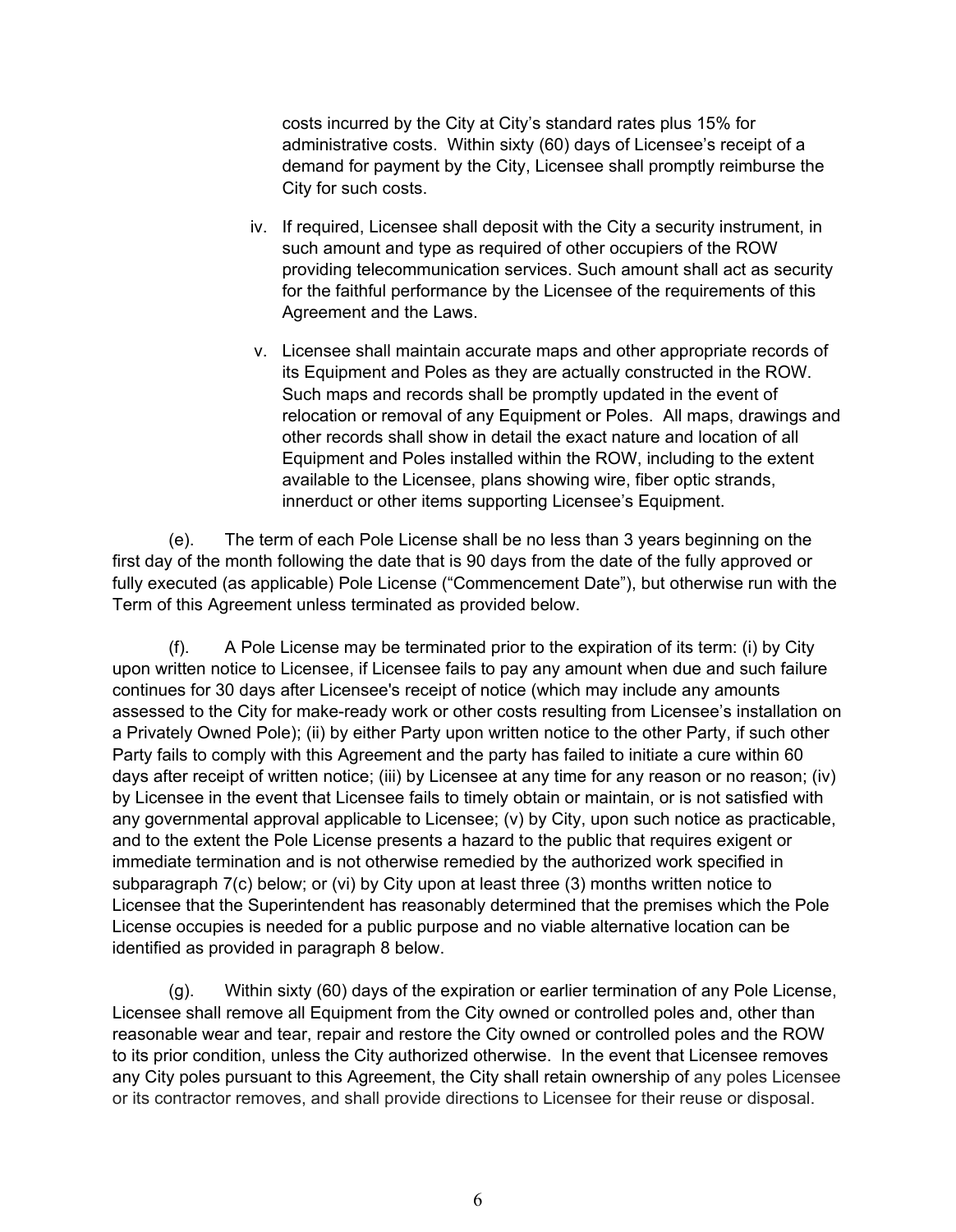costs incurred by the City at City's standard rates plus 15% for administrative costs. Within sixty (60) days of Licensee's receipt of a demand for payment by the City, Licensee shall promptly reimburse the City for such costs.

iv. If required, Licensee shall deposit with the City a security instrument, in such amount and type as required of other occupiers of the ROW providing telecommunication services. Such amount shall act as security for the faithful performance by the Licensee of the requirements of this Agreement and the Laws.

v. Licensee shall maintain accurate maps and other appropriate records of its Equipment and Poles as they are actually constructed in the ROW. Such maps and records shall be promptly updated in the event of relocation or removal of any Equipment or Poles. All maps, drawings and other records shall show in detail the exact nature and location of all Equipment and Poles installed within the ROW, including to the extent available to the Licensee, plans showing wire, fiber optic strands, innerduct or other items supporting Licensee's Equipment.

(e). The term of each Pole License shall be no less than 3 years beginning on the first day of the month following the date that is 90 days from the date of the fully approved or fully executed (as applicable) Pole License ("Commencement Date"), but otherwise run with the Term of this Agreement unless terminated as provided below.

(f). A Pole License may be terminated prior to the expiration of its term: (i) by City upon written notice to Licensee, if Licensee fails to pay any amount when due and such failure continues for 30 days after Licensee's receipt of notice (which may include any amounts assessed to the City for make-ready work or other costs resulting from Licensee's installation on a Privately Owned Pole); (ii) by either Party upon written notice to the other Party, if such other Party fails to comply with this Agreement and the party has failed to initiate a cure within 60 days after receipt of written notice; (iii) by Licensee at any time for any reason or no reason; (iv) by Licensee in the event that Licensee fails to timely obtain or maintain, or is not satisfied with any governmental approval applicable to Licensee; (v) by City, upon such notice as practicable, and to the extent the Pole License presents a hazard to the public that requires exigent or immediate termination and is not otherwise remedied by the authorized work specified in subparagraph 7(c) below; or (vi) by City upon at least three (3) months written notice to Licensee that the Superintendent has reasonably determined that the premises which the Pole License occupies is needed for a public purpose and no viable alternative location can be identified as provided in paragraph 8 below.

(g). Within sixty (60) days of the expiration or earlier termination of any Pole License, Licensee shall remove all Equipment from the City owned or controlled poles and, other than reasonable wear and tear, repair and restore the City owned or controlled poles and the ROW to its prior condition, unless the City authorized otherwise. In the event that Licensee removes any City poles pursuant to this Agreement, the City shall retain ownership of any poles Licensee or its contractor removes, and shall provide directions to Licensee for their reuse or disposal.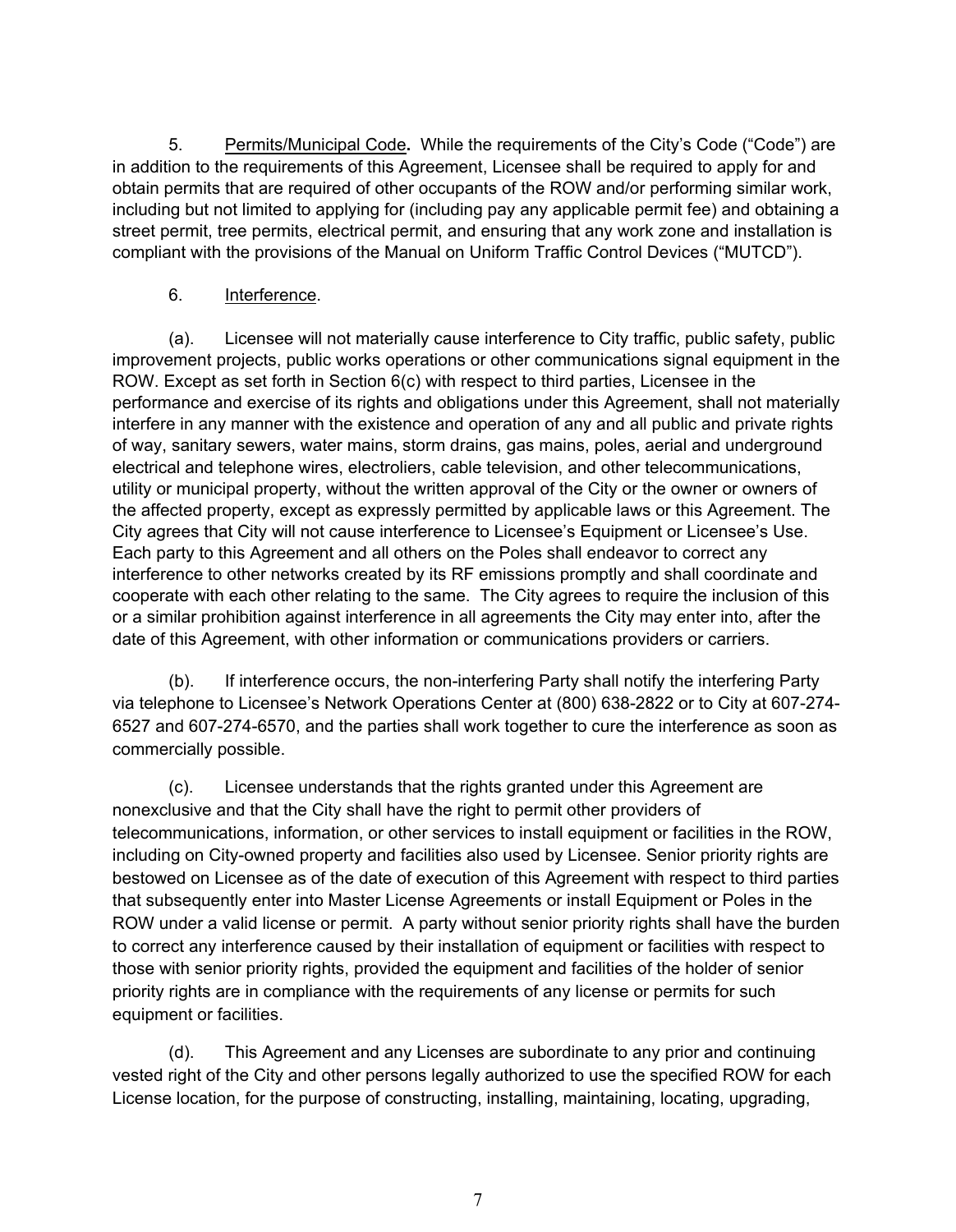5. <u>Permits/Municipal Code</u>**.** While the requirements of the City's Code ("Code") are in addition to the requirements of this Agreement, Licensee shall be required to apply for and obtain permits that are required of other occupants of the ROW and/or performing similar work, including but not limited to applying for (including pay any applicable permit fee) and obtaining a street permit, tree permits, electrical permit, and ensuring that any work zone and installation is compliant with the provisions of the Manual on Uniform Traffic Control Devices ("MUTCD").

6. <u>Interference</u>.

(a). Licensee will not materially cause interference to City traffic, public safety, public improvement projects, public works operations or other communications signal equipment in the ROW. Except as set forth in Section 6(c) with respect to third parties, Licensee in the performance and exercise of its rights and obligations under this Agreement, shall not materially interfere in any manner with the existence and operation of any and all public and private rights of way, sanitary sewers, water mains, storm drains, gas mains, poles, aerial and underground electrical and telephone wires, electroliers, cable television, and other telecommunications, utility or municipal property, without the written approval of the City or the owner or owners of the affected property, except as expressly permitted by applicable laws or this Agreement. The City agrees that City will not cause interference to Licensee's Equipment or Licensee's Use. Each party to this Agreement and all others on the Poles shall endeavor to correct any interference to other networks created by its RF emissions promptly and shall coordinate and cooperate with each other relating to the same. The City agrees to require the inclusion of this or a similar prohibition against interference in all agreements the City may enter into, after the date of this Agreement, with other information or communications providers or carriers.

(b). If interference occurs, the non-interfering Party shall notify the interfering Party via telephone to Licensee's Network Operations Center at (800) 638-2822 or to City at 607-274-6527 and 607-274-6570, and the parties shall work together to cure the interference as soon as commercially possible.

(c). Licensee understands that the rights granted under this Agreement are nonexclusive and that the City shall have the right to permit other providers of telecommunications, information, or other services to install equipment or facilities in the ROW, including on City-owned property and facilities also used by Licensee. Senior priority rights are bestowed on Licensee as of the date of execution of this Agreement with respect to third parties that subsequently enter into Master License Agreements or install Equipment or Poles in the ROW under a valid license or permit. A party without senior priority rights shall have the burden to correct any interference caused by their installation of equipment or facilities with respect to those with senior priority rights, provided the equipment and facilities of the holder of senior priority rights are in compliance with the requirements of any license or permits for such equipment or facilities.

(d). This Agreement and any Licenses are subordinate to any prior and continuing vested right of the City and other persons legally authorized to use the specified ROW for each License location, for the purpose of constructing, installing, maintaining, locating, upgrading,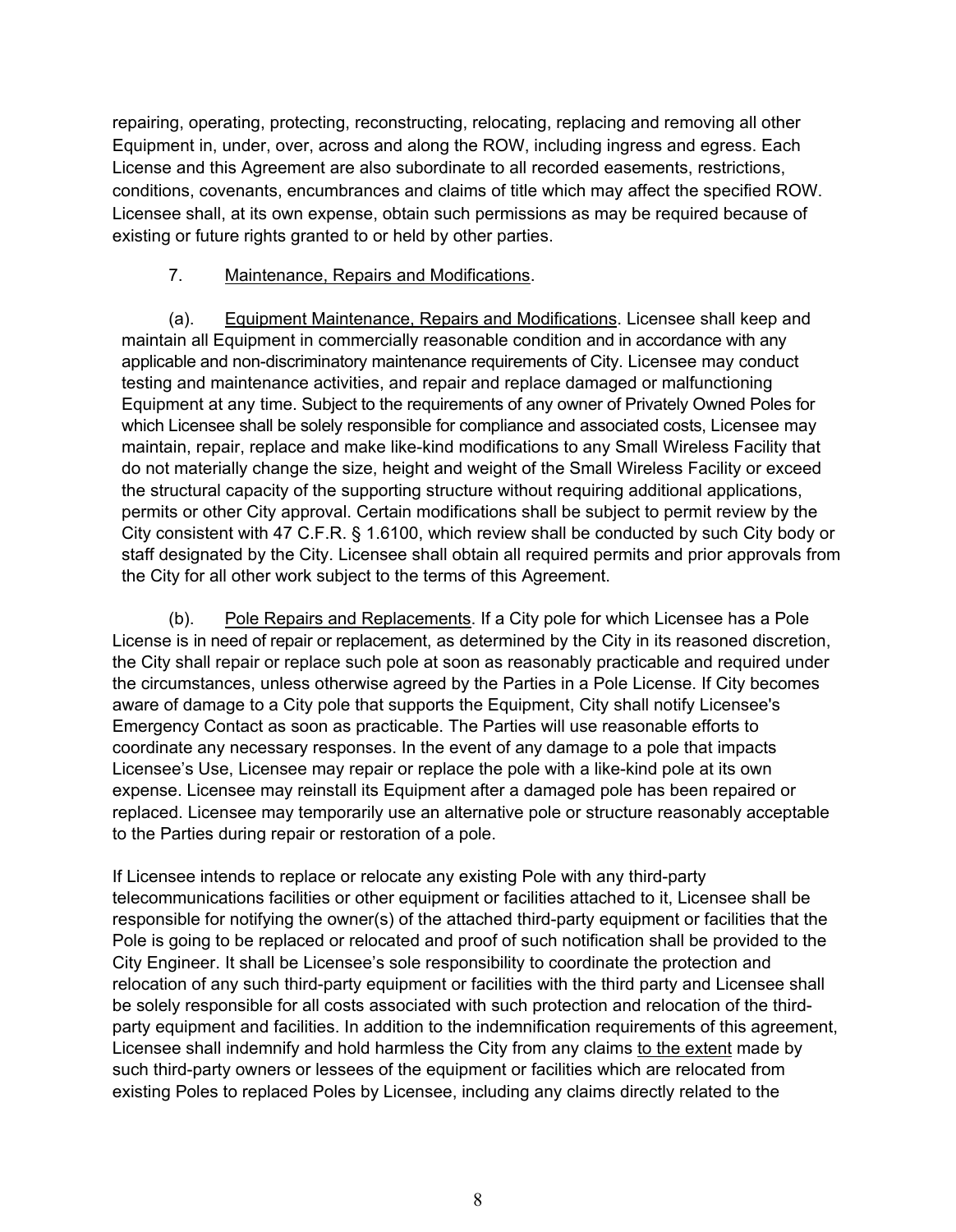repairing, operating, protecting, reconstructing, relocating, replacing and removing all other Equipment in, under, over, across and along the ROW, including ingress and egress. Each License and this Agreement are also subordinate to all recorded easements, restrictions, conditions, covenants, encumbrances and claims of title which may affect the specified ROW. Licensee shall, at its own expense, obtain such permissions as may be required because of existing or future rights granted to or held by other parties.

7. Maintenance, Repairs and Modifications.

(a). Equipment Maintenance, Repairs and Modifications. Licensee shall keep and maintain all Equipment in commercially reasonable condition and in accordance with any applicable and non-discriminatory maintenance requirements of City. Licensee may conduct testing and maintenance activities, and repair and replace damaged or malfunctioning Equipment at any time. Subject to the requirements of any owner of Privately Owned Poles for which Licensee shall be solely responsible for compliance and associated costs, Licensee may maintain, repair, replace and make like-kind modifications to any Small Wireless Facility that do not materially change the size, height and weight of the Small Wireless Facility or exceed the structural capacity of the supporting structure without requiring additional applications, permits or other City approval. Certain modifications shall be subject to permit review by the City consistent with 47 C.F.R. § 1.6100, which review shall be conducted by such City body or staff designated by the City. Licensee shall obtain all required permits and prior approvals from the City for all other work subject to the terms of this Agreement.

(b). Pole Repairs and Replacements. If a City pole for which Licensee has a Pole License is in need of repair or replacement, as determined by the City in its reasoned discretion, the City shall repair or replace such pole at soon as reasonably practicable and required under the circumstances, unless otherwise agreed by the Parties in a Pole License. If City becomes aware of damage to a City pole that supports the Equipment, City shall notify Licensee's Emergency Contact as soon as practicable. The Parties will use reasonable efforts to coordinate any necessary responses. In the event of any damage to a pole that impacts Licensee's Use, Licensee may repair or replace the pole with a like-kind pole at its own expense. Licensee may reinstall its Equipment after a damaged pole has been repaired or replaced. Licensee may temporarily use an alternative pole or structure reasonably acceptable to the Parties during repair or restoration of a pole.

If Licensee intends to replace or relocate any existing Pole with any third-party telecommunications facilities or other equipment or facilities attached to it, Licensee shall be responsible for notifying the owner(s) of the attached third-party equipment or facilities that the Pole is going to be replaced or relocated and proof of such notification shall be provided to the City Engineer. It shall be Licensee's sole responsibility to coordinate the protection and relocation of any such third-party equipment or facilities with the third party and Licensee shall be solely responsible for all costs associated with such protection and relocation of the third-party equipment and facilities. In addition to the indemnification requirements of this agreement, Licensee shall indemnify and hold harmless the City from any claims to the extent made by such third-party owners or lessees of the equipment or facilities which are relocated from existing Poles to replaced Poles by Licensee, including any claims directly related to the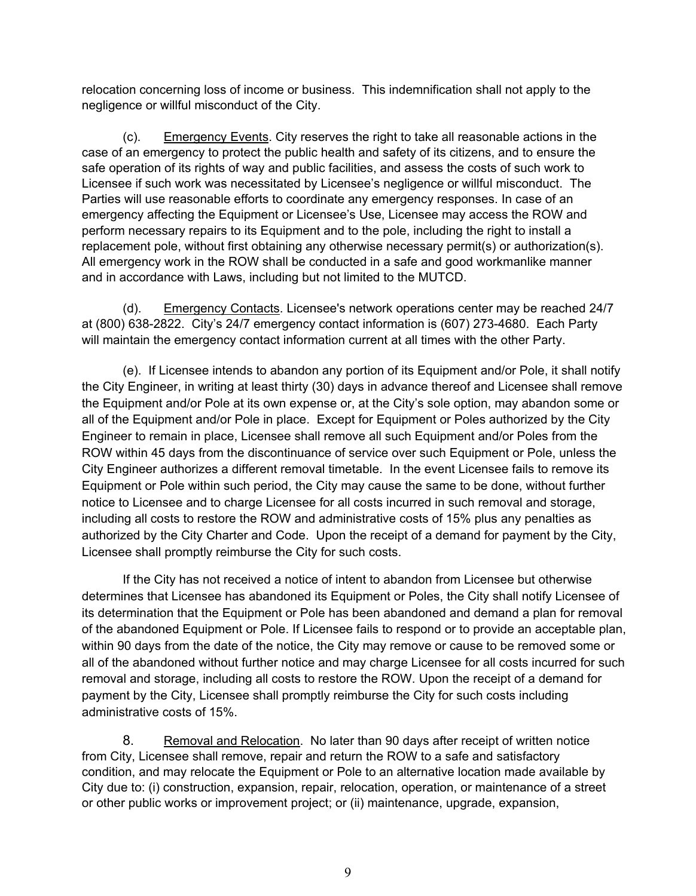relocation concerning loss of income or business. This indemnification shall not apply to the negligence or willful misconduct of the City.

(c). Emergency Events. City reserves the right to take all reasonable actions in the case of an emergency to protect the public health and safety of its citizens, and to ensure the safe operation of its rights of way and public facilities, and assess the costs of such work to Licensee if such work was necessitated by Licensee's negligence or willful misconduct. The Parties will use reasonable efforts to coordinate any emergency responses. In case of an emergency affecting the Equipment or Licensee's Use, Licensee may access the ROW and perform necessary repairs to its Equipment and to the pole, including the right to install a replacement pole, without first obtaining any otherwise necessary permit(s) or authorization(s). All emergency work in the ROW shall be conducted in a safe and good workmanlike manner and in accordance with Laws, including but not limited to the MUTCD.

(d). Emergency Contacts. Licensee's network operations center may be reached 24/7 at (800) 638-2822. City's 24/7 emergency contact information is (607) 273-4680. Each Party will maintain the emergency contact information current at all times with the other Party.

(e). If Licensee intends to abandon any portion of its Equipment and/or Pole, it shall notify the City Engineer, in writing at least thirty (30) days in advance thereof and Licensee shall remove the Equipment and/or Pole at its own expense or, at the City's sole option, may abandon some or all of the Equipment and/or Pole in place. Except for Equipment or Poles authorized by the City Engineer to remain in place, Licensee shall remove all such Equipment and/or Poles from the ROW within 45 days from the discontinuance of service over such Equipment or Pole, unless the City Engineer authorizes a different removal timetable. In the event Licensee fails to remove its Equipment or Pole within such period, the City may cause the same to be done, without further notice to Licensee and to charge Licensee for all costs incurred in such removal and storage, including all costs to restore the ROW and administrative costs of 15% plus any penalties as authorized by the City Charter and Code. Upon the receipt of a demand for payment by the City, Licensee shall promptly reimburse the City for such costs.

If the City has not received a notice of intent to abandon from Licensee but otherwise determines that Licensee has abandoned its Equipment or Poles, the City shall notify Licensee of its determination that the Equipment or Pole has been abandoned and demand a plan for removal of the abandoned Equipment or Pole. If Licensee fails to respond or to provide an acceptable plan, within 90 days from the date of the notice, the City may remove or cause to be removed some or all of the abandoned without further notice and may charge Licensee for all costs incurred for such removal and storage, including all costs to restore the ROW. Upon the receipt of a demand for payment by the City, Licensee shall promptly reimburse the City for such costs including administrative costs of 15%.

8. Removal and Relocation. No later than 90 days after receipt of written notice from City, Licensee shall remove, repair and return the ROW to a safe and satisfactory condition, and may relocate the Equipment or Pole to an alternative location made available by City due to: (i) construction, expansion, repair, relocation, operation, or maintenance of a street or other public works or improvement project; or (ii) maintenance, upgrade, expansion,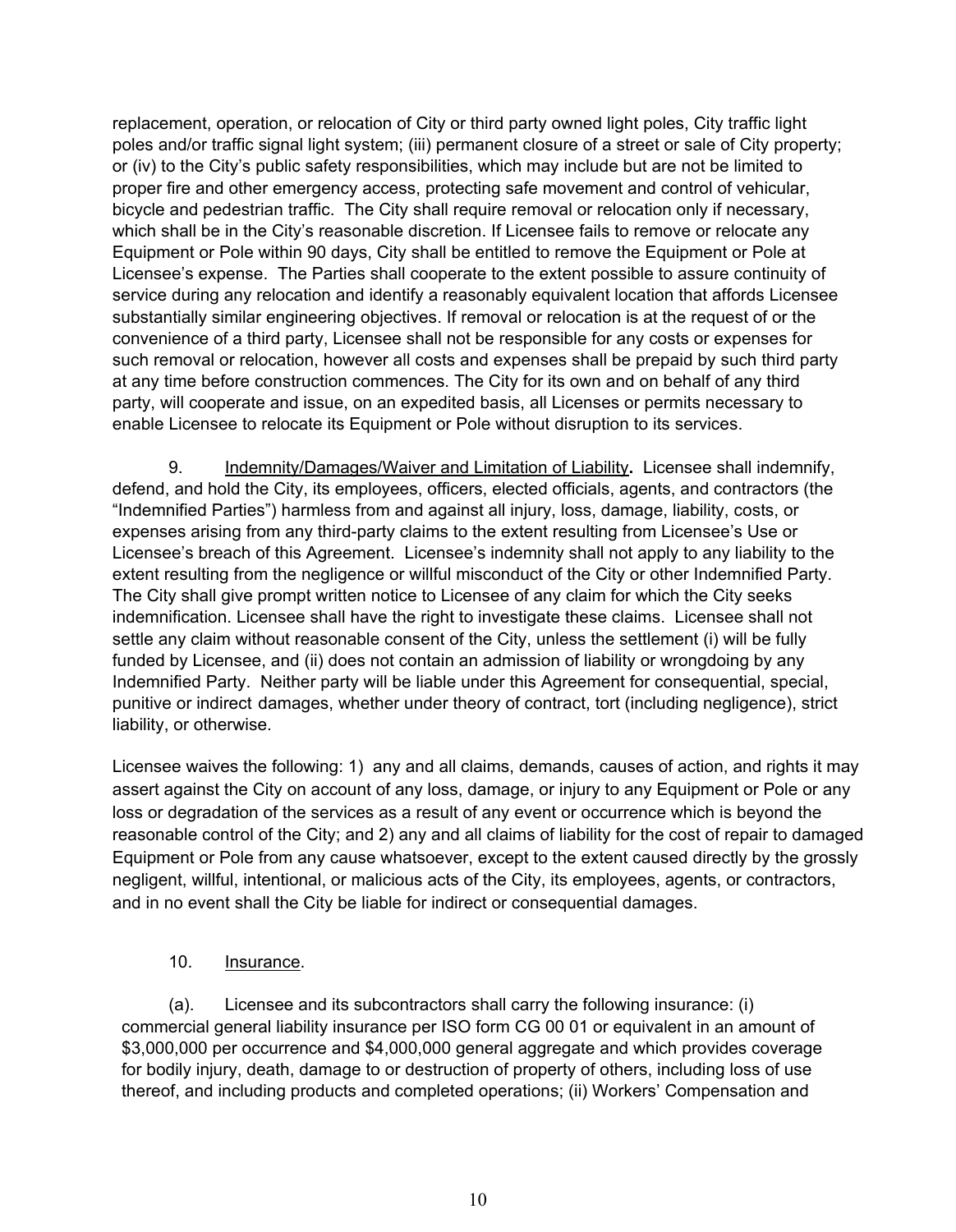replacement, operation, or relocation of City or third party owned light poles, City traffic light poles and/or traffic signal light system; (iii) permanent closure of a street or sale of City property; or (iv) to the City's public safety responsibilities, which may include but are not be limited to proper fire and other emergency access, protecting safe movement and control of vehicular, bicycle and pedestrian traffic. The City shall require removal or relocation only if necessary, which shall be in the City's reasonable discretion. If Licensee fails to remove or relocate any Equipment or Pole within 90 days, City shall be entitled to remove the Equipment or Pole at Licensee's expense. The Parties shall cooperate to the extent possible to assure continuity of service during any relocation and identify a reasonably equivalent location that affords Licensee substantially similar engineering objectives. If removal or relocation is at the request of or the convenience of a third party, Licensee shall not be responsible for any costs or expenses for such removal or relocation, however all costs and expenses shall be prepaid by such third party at any time before construction commences. The City for its own and on behalf of any third party, will cooperate and issue, on an expedited basis, all Licenses or permits necessary to enable Licensee to relocate its Equipment or Pole without disruption to its services.

9. Indemnity/Damages/Waiver and Limitation of Liability**.** Licensee shall indemnify, defend, and hold the City, its employees, officers, elected officials, agents, and contractors (the "Indemnified Parties") harmless from and against all injury, loss, damage, liability, costs, or expenses arising from any third-party claims to the extent resulting from Licensee's Use or Licensee's breach of this Agreement. Licensee's indemnity shall not apply to any liability to the extent resulting from the negligence or willful misconduct of the City or other Indemnified Party. The City shall give prompt written notice to Licensee of any claim for which the City seeks indemnification. Licensee shall have the right to investigate these claims. Licensee shall not settle any claim without reasonable consent of the City, unless the settlement (i) will be fully funded by Licensee, and (ii) does not contain an admission of liability or wrongdoing by any Indemnified Party. Neither party will be liable under this Agreement for consequential, special, punitive or indirect damages, whether under theory of contract, tort (including negligence), strict liability, or otherwise.

Licensee waives the following: 1) any and all claims, demands, causes of action, and rights it may assert against the City on account of any loss, damage, or injury to any Equipment or Pole or any loss or degradation of the services as a result of any event or occurrence which is beyond the reasonable control of the City; and 2) any and all claims of liability for the cost of repair to damaged Equipment or Pole from any cause whatsoever, except to the extent caused directly by the grossly negligent, willful, intentional, or malicious acts of the City, its employees, agents, or contractors, and in no event shall the City be liable for indirect or consequential damages.

10. Insurance.

(a). Licensee and its subcontractors shall carry the following insurance: (i) commercial general liability insurance per ISO form CG 00 01 or equivalent in an amount of $3,000,000 per occurrence and $4,000,000 general aggregate and which provides coverage for bodily injury, death, damage to or destruction of property of others, including loss of use thereof, and including products and completed operations; (ii) Workers' Compensation and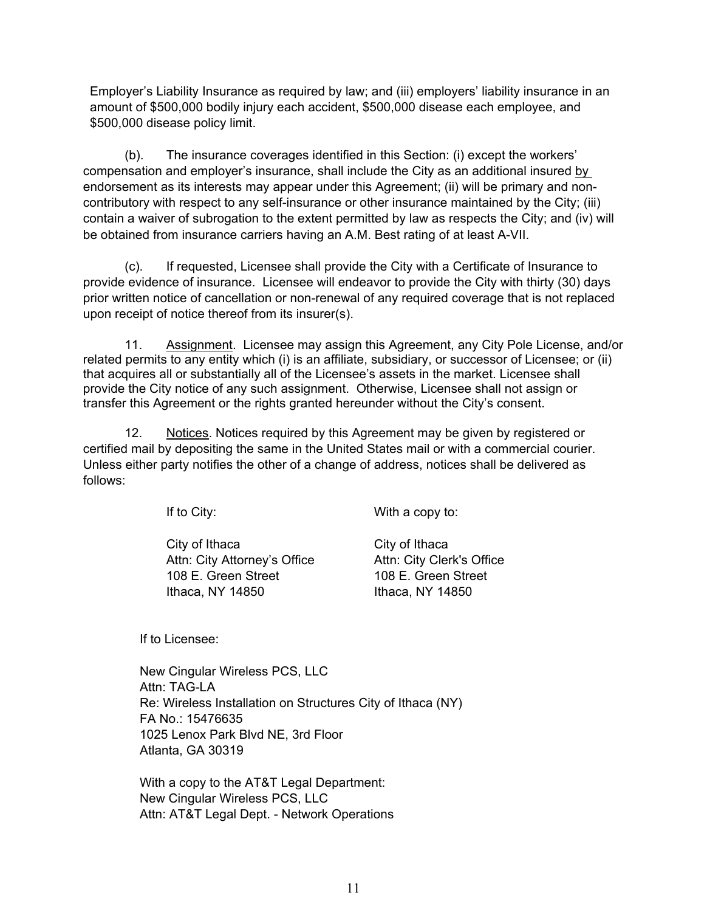Employer's Liability Insurance as required by law; and (iii) employers' liability insurance in an amount of $500,000 bodily injury each accident, $500,000 disease each employee, and $500,000 disease policy limit.

(b). The insurance coverages identified in this Section: (i) except the workers' compensation and employer's insurance, shall include the City as an additional insured by endorsement as its interests may appear under this Agreement; (ii) will be primary and non-contributory with respect to any self-insurance or other insurance maintained by the City; (iii) contain a waiver of subrogation to the extent permitted by law as respects the City; and (iv) will be obtained from insurance carriers having an A.M. Best rating of at least A-VII.

(c). If requested, Licensee shall provide the City with a Certificate of Insurance to provide evidence of insurance. Licensee will endeavor to provide the City with thirty (30) days prior written notice of cancellation or non-renewal of any required coverage that is not replaced upon receipt of notice thereof from its insurer(s).

11. Assignment. Licensee may assign this Agreement, any City Pole License, and/or related permits to any entity which (i) is an affiliate, subsidiary, or successor of Licensee; or (ii) that acquires all or substantially all of the Licensee's assets in the market. Licensee shall provide the City notice of any such assignment. Otherwise, Licensee shall not assign or transfer this Agreement or the rights granted hereunder without the City's consent.

12. Notices. Notices required by this Agreement may be given by registered or certified mail by depositing the same in the United States mail or with a commercial courier. Unless either party notifies the other of a change of address, notices shall be delivered as follows:

| If to City: | With a copy to: |
|---|---|
| City of Ithaca<br>Attn: City Attorney's Office<br>108 E. Green Street<br>Ithaca, NY 14850 | City of Ithaca<br>Attn: City Clerk's Office<br>108 E. Green Street<br>Ithaca, NY 14850 |

If to Licensee:

New Cingular Wireless PCS, LLC
Attn: TAG-LA
Re: Wireless Installation on Structures City of Ithaca (NY)
FA No.: 15476635
1025 Lenox Park Blvd NE, 3rd Floor
Atlanta, GA 30319

With a copy to the AT&T Legal Department:
New Cingular Wireless PCS, LLC
Attn: AT&T Legal Dept. - Network Operations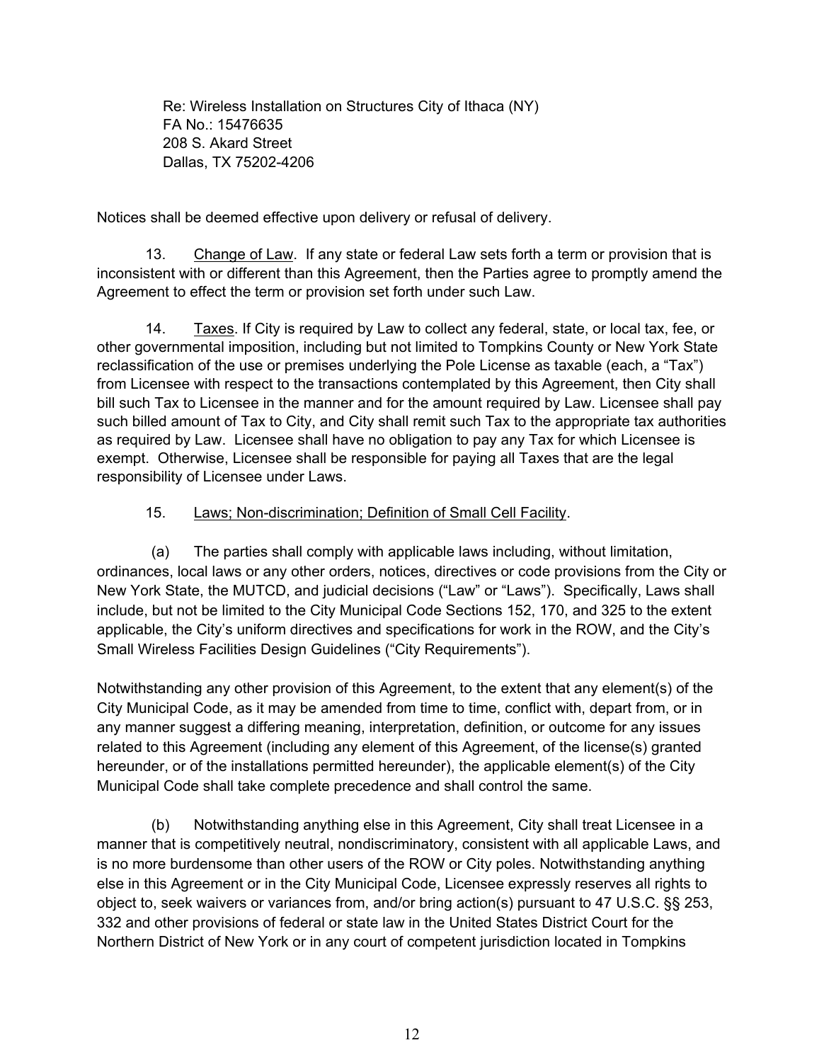Re: Wireless Installation on Structures City of Ithaca (NY)
FA No.: 15476635
208 S. Akard Street
Dallas, TX 75202-4206

Notices shall be deemed effective upon delivery or refusal of delivery.

13. Change of Law. If any state or federal Law sets forth a term or provision that is inconsistent with or different than this Agreement, then the Parties agree to promptly amend the Agreement to effect the term or provision set forth under such Law.

14. Taxes. If City is required by Law to collect any federal, state, or local tax, fee, or other governmental imposition, including but not limited to Tompkins County or New York State reclassification of the use or premises underlying the Pole License as taxable (each, a "Tax") from Licensee with respect to the transactions contemplated by this Agreement, then City shall bill such Tax to Licensee in the manner and for the amount required by Law. Licensee shall pay such billed amount of Tax to City, and City shall remit such Tax to the appropriate tax authorities as required by Law. Licensee shall have no obligation to pay any Tax for which Licensee is exempt. Otherwise, Licensee shall be responsible for paying all Taxes that are the legal responsibility of Licensee under Laws.

15. Laws; Non-discrimination; Definition of Small Cell Facility.

(a) The parties shall comply with applicable laws including, without limitation, ordinances, local laws or any other orders, notices, directives or code provisions from the City or New York State, the MUTCD, and judicial decisions ("Law" or "Laws"). Specifically, Laws shall include, but not be limited to the City Municipal Code Sections 152, 170, and 325 to the extent applicable, the City's uniform directives and specifications for work in the ROW, and the City's Small Wireless Facilities Design Guidelines ("City Requirements").

Notwithstanding any other provision of this Agreement, to the extent that any element(s) of the City Municipal Code, as it may be amended from time to time, conflict with, depart from, or in any manner suggest a differing meaning, interpretation, definition, or outcome for any issues related to this Agreement (including any element of this Agreement, of the license(s) granted hereunder, or of the installations permitted hereunder), the applicable element(s) of the City Municipal Code shall take complete precedence and shall control the same.

(b) Notwithstanding anything else in this Agreement, City shall treat Licensee in a manner that is competitively neutral, nondiscriminatory, consistent with all applicable Laws, and is no more burdensome than other users of the ROW or City poles. Notwithstanding anything else in this Agreement or in the City Municipal Code, Licensee expressly reserves all rights to object to, seek waivers or variances from, and/or bring action(s) pursuant to 47 U.S.C. §§ 253, 332 and other provisions of federal or state law in the United States District Court for the Northern District of New York or in any court of competent jurisdiction located in Tompkins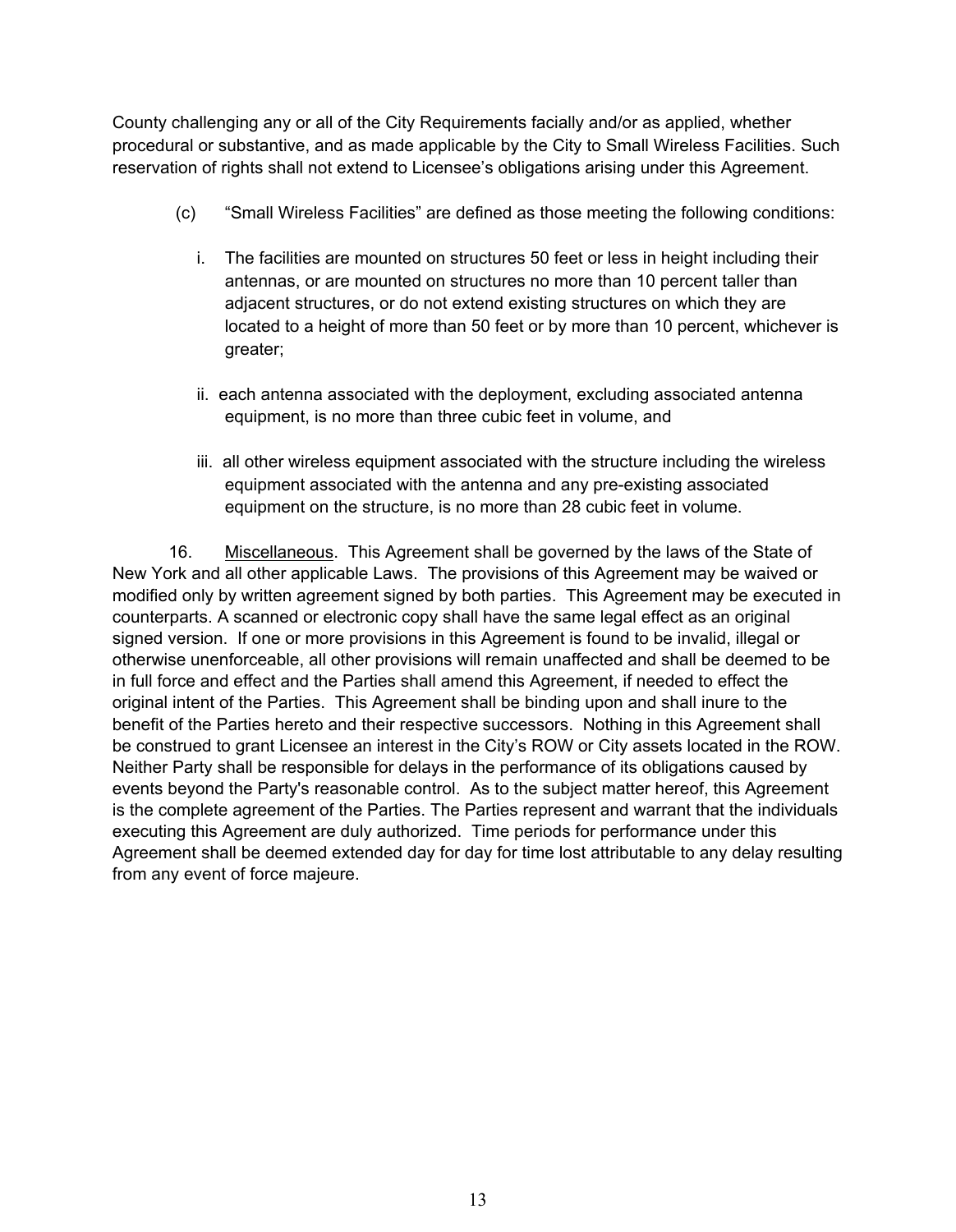County challenging any or all of the City Requirements facially and/or as applied, whether procedural or substantive, and as made applicable by the City to Small Wireless Facilities. Such reservation of rights shall not extend to Licensee's obligations arising under this Agreement.

(c) "Small Wireless Facilities" are defined as those meeting the following conditions:

i. The facilities are mounted on structures 50 feet or less in height including their antennas, or are mounted on structures no more than 10 percent taller than adjacent structures, or do not extend existing structures on which they are located to a height of more than 50 feet or by more than 10 percent, whichever is greater;

ii. each antenna associated with the deployment, excluding associated antenna equipment, is no more than three cubic feet in volume, and

iii. all other wireless equipment associated with the structure including the wireless equipment associated with the antenna and any pre-existing associated equipment on the structure, is no more than 28 cubic feet in volume.

16. Miscellaneous. This Agreement shall be governed by the laws of the State of New York and all other applicable Laws. The provisions of this Agreement may be waived or modified only by written agreement signed by both parties. This Agreement may be executed in counterparts. A scanned or electronic copy shall have the same legal effect as an original signed version. If one or more provisions in this Agreement is found to be invalid, illegal or otherwise unenforceable, all other provisions will remain unaffected and shall be deemed to be in full force and effect and the Parties shall amend this Agreement, if needed to effect the original intent of the Parties. This Agreement shall be binding upon and shall inure to the benefit of the Parties hereto and their respective successors. Nothing in this Agreement shall be construed to grant Licensee an interest in the City's ROW or City assets located in the ROW. Neither Party shall be responsible for delays in the performance of its obligations caused by events beyond the Party's reasonable control. As to the subject matter hereof, this Agreement is the complete agreement of the Parties. The Parties represent and warrant that the individuals executing this Agreement are duly authorized. Time periods for performance under this Agreement shall be deemed extended day for day for time lost attributable to any delay resulting from any event of force majeure.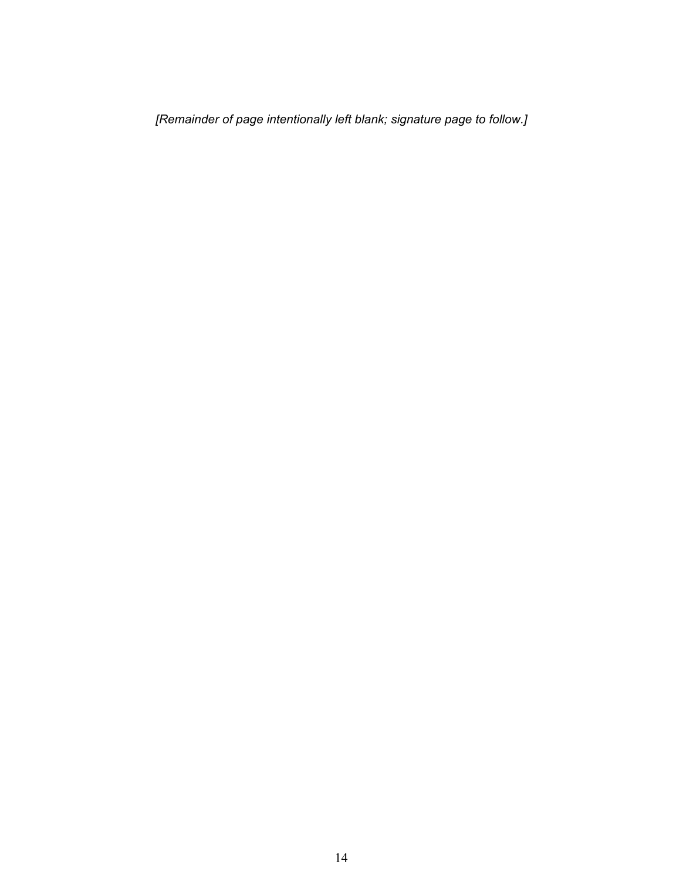*[Remainder of page intentionally left blank; signature page to follow.]*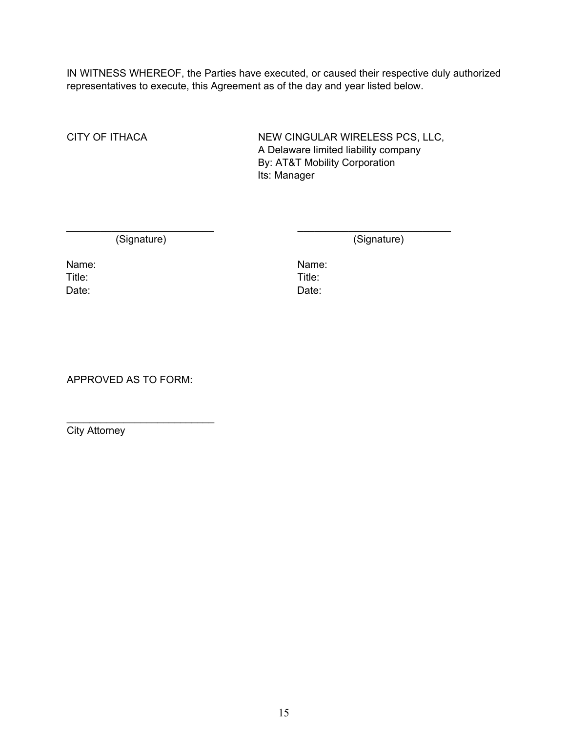IN WITNESS WHEREOF, the Parties have executed, or caused their respective duly authorized representatives to execute, this Agreement as of the day and year listed below.

| CITY OF ITHACA | NEW CINGULAR WIRELESS PCS, LLC,<br>A Delaware limited liability company<br>By: AT&T Mobility Corporation<br>Its: Manager |
| --- | --- |
| ___________________________<br>(Signature) | ____________________________<br>(Signature) |
| Name:<br>Title:<br>Date: | Name:<br>Title:<br>Date: |

APPROVED AS TO FORM:

___________________________
City Attorney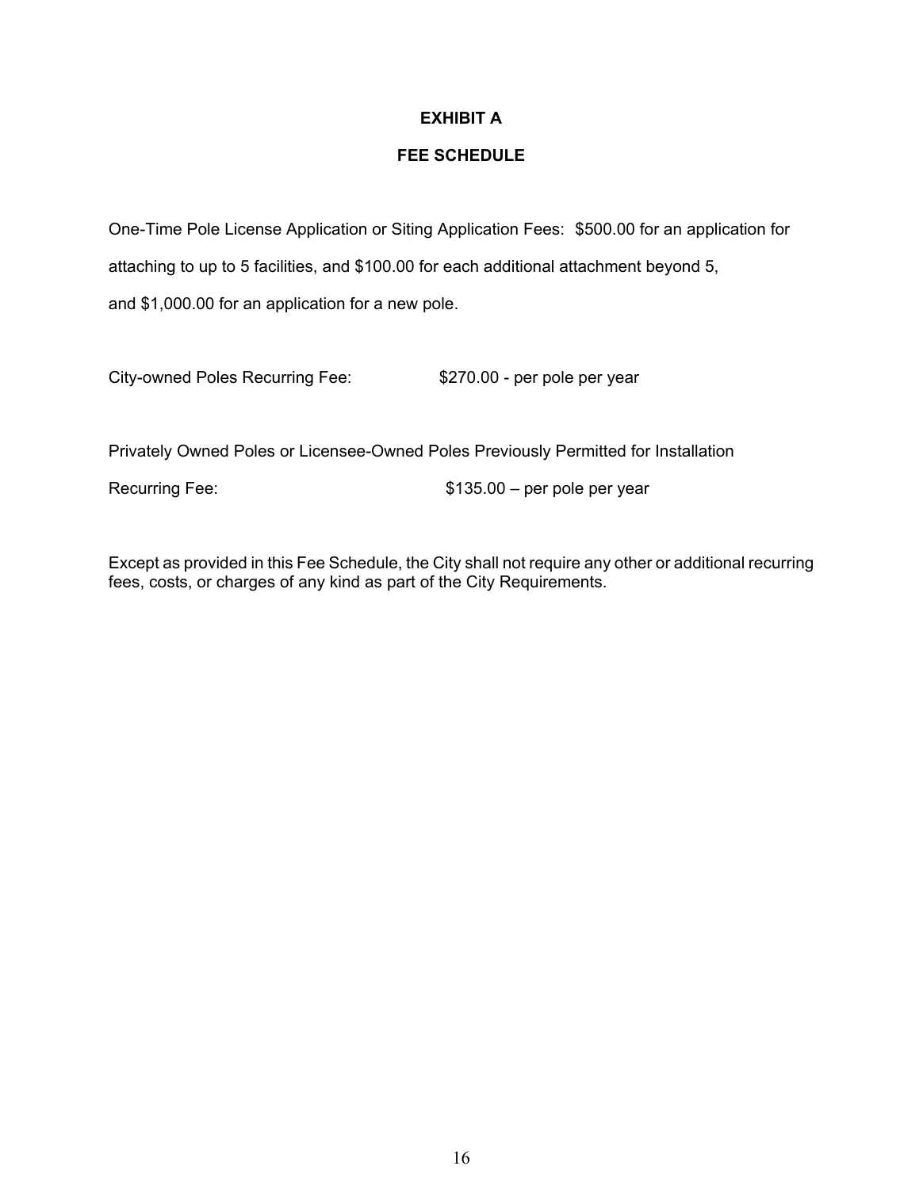# EXHIBIT A

## FEE SCHEDULE

One-Time Pole License Application or Siting Application Fees: $500.00 for an application for attaching to up to 5 facilities, and $100.00 for each additional attachment beyond 5, and $1,000.00 for an application for a new pole.

City-owned Poles Recurring Fee: $270.00 - per pole per year

Privately Owned Poles or Licensee-Owned Poles Previously Permitted for Installation Recurring Fee: $135.00 – per pole per year

Except as provided in this Fee Schedule, the City shall not require any other or additional recurring fees, costs, or charges of any kind as part of the City Requirements.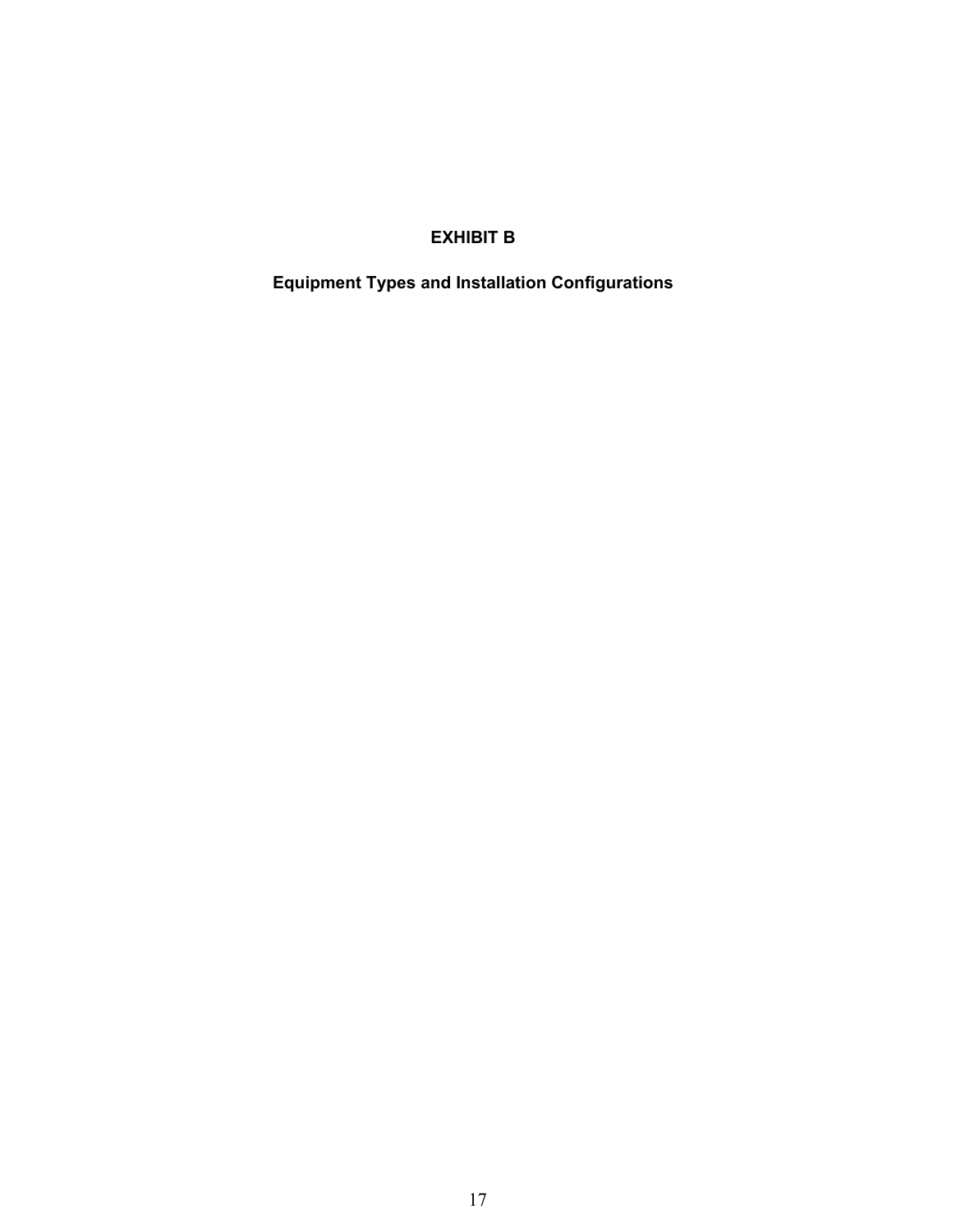# EXHIBIT B

## Equipment Types and Installation Configurations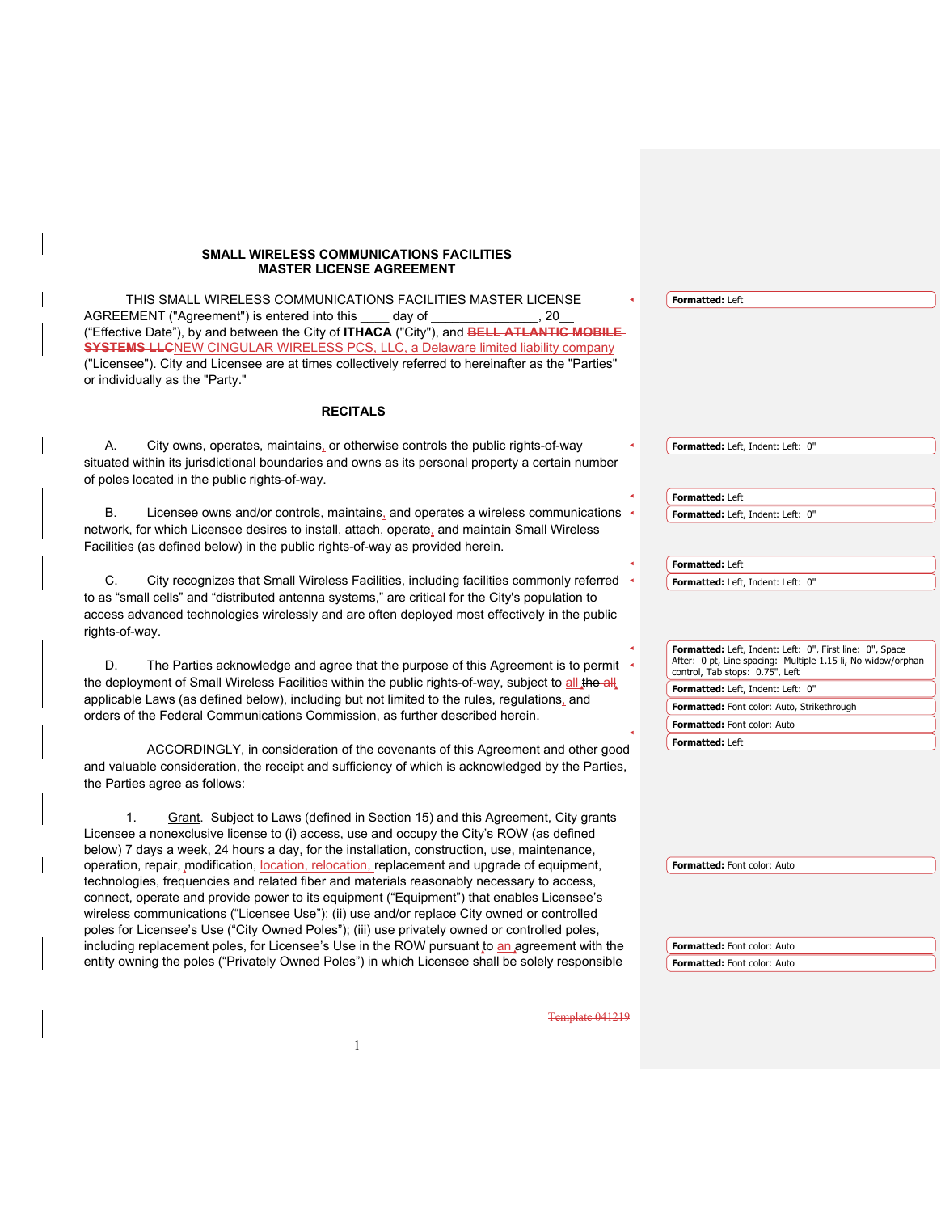**SMALL WIRELESS COMMUNICATIONS FACILITIES**
**MASTER LICENSE AGREEMENT**

THIS SMALL WIRELESS COMMUNICATIONS FACILITIES MASTER LICENSE AGREEMENT ("Agreement") is entered into this ____ day of _______________, 20__ ("Effective Date"), by and between the City of **ITHACA** ("City"), and ~~**BELL ATLANTIC MOBILE SYSTEMS LLC**~~NEW CINGULAR WIRELESS PCS, LLC, a Delaware limited liability company ("Licensee"). City and Licensee are at times collectively referred to hereinafter as the "Parties" or individually as the "Party."

## RECITALS

A. City owns, operates, maintains, or otherwise controls the public rights-of-way situated within its jurisdictional boundaries and owns as its personal property a certain number of poles located in the public rights-of-way.

B. Licensee owns and/or controls, maintains, and operates a wireless communications network, for which Licensee desires to install, attach, operate, and maintain Small Wireless Facilities (as defined below) in the public rights-of-way as provided herein.

C. City recognizes that Small Wireless Facilities, including facilities commonly referred to as "small cells" and "distributed antenna systems," are critical for the City's population to access advanced technologies wirelessly and are often deployed most effectively in the public rights-of-way.

D. The Parties acknowledge and agree that the purpose of this Agreement is to permit the deployment of Small Wireless Facilities within the public rights-of-way, subject to all ~~the all~~ applicable Laws (as defined below), including but not limited to the rules, regulations, and orders of the Federal Communications Commission, as further described herein.

ACCORDINGLY, in consideration of the covenants of this Agreement and other good and valuable consideration, the receipt and sufficiency of which is acknowledged by the Parties, the Parties agree as follows:

1. Grant. Subject to Laws (defined in Section 15) and this Agreement, City grants Licensee a nonexclusive license to (i) access, use and occupy the City's ROW (as defined below) 7 days a week, 24 hours a day, for the installation, construction, use, maintenance, operation, repair, modification, location, relocation, replacement and upgrade of equipment, technologies, frequencies and related fiber and materials reasonably necessary to access, connect, operate and provide power to its equipment ("Equipment") that enables Licensee's wireless communications ("Licensee Use"); (ii) use and/or replace City owned or controlled poles for Licensee's Use ("City Owned Poles"); (iii) use privately owned or controlled poles, including replacement poles, for Licensee's Use in the ROW pursuant to an agreement with the entity owning the poles ("Privately Owned Poles") in which Licensee shall be solely responsible

~~Template 041219~~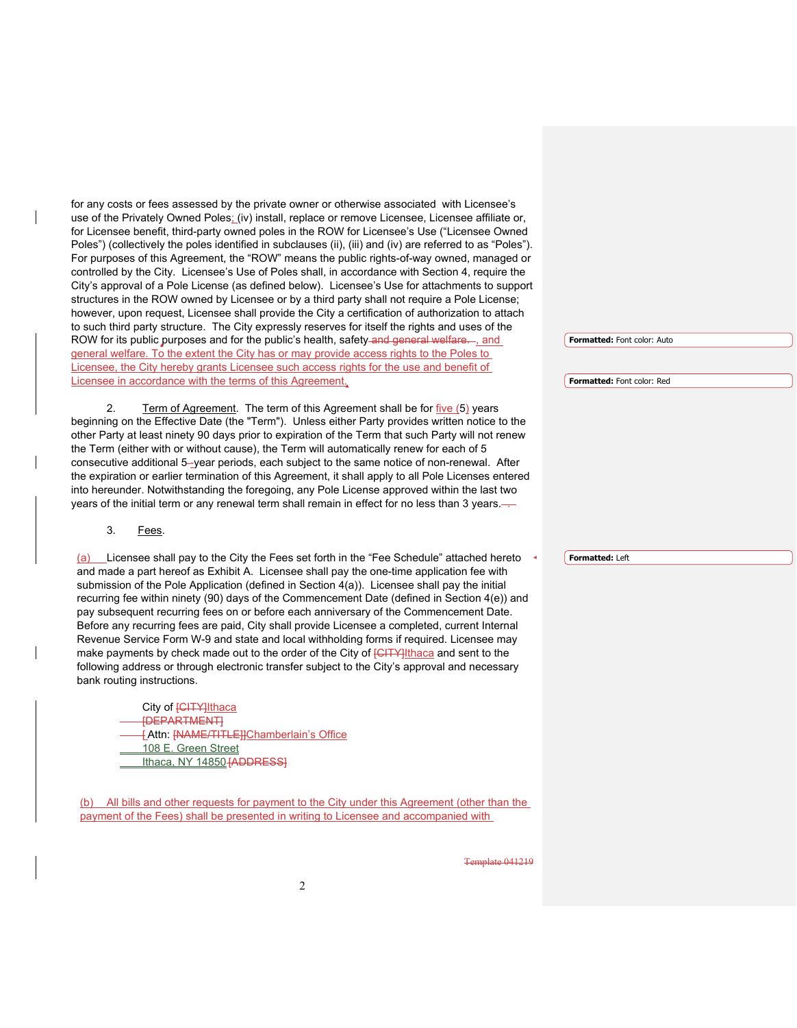for any costs or fees assessed by the private owner or otherwise associated with Licensee's use of the Privately Owned Poles; (iv) install, replace or remove Licensee, Licensee affiliate or, for Licensee benefit, third-party owned poles in the ROW for Licensee's Use ("Licensee Owned Poles") (collectively the poles identified in subclauses (ii), (iii) and (iv) are referred to as "Poles"). For purposes of this Agreement, the "ROW" means the public rights-of-way owned, managed or controlled by the City. Licensee's Use of Poles shall, in accordance with Section 4, require the City's approval of a Pole License (as defined below). Licensee's Use for attachments to support structures in the ROW owned by Licensee or by a third party shall not require a Pole License; however, upon request, Licensee shall provide the City a certification of authorization to attach to such third party structure. The City expressly reserves for itself the rights and uses of the ROW for its public purposes and for the public's health, safety and general welfare. , and general welfare. To the extent the City has or may provide access rights to the Poles to Licensee, the City hereby grants Licensee such access rights for the use and benefit of Licensee in accordance with the terms of this Agreement.

Formatted: Font color: Auto

Formatted: Font color: Red

2. Term of Agreement. The term of this Agreement shall be for five (5) years beginning on the Effective Date (the "Term"). Unless either Party provides written notice to the other Party at least ninety 90 days prior to expiration of the Term that such Party will not renew the Term (either with or without cause), the Term will automatically renew for each of 5 consecutive additional 5-year periods, each subject to the same notice of non-renewal. After the expiration or earlier termination of this Agreement, it shall apply to all Pole Licenses entered into hereunder. Notwithstanding the foregoing, any Pole License approved within the last two years of the initial term or any renewal term shall remain in effect for no less than 3 years.

3. Fees.

(a) Licensee shall pay to the City the Fees set forth in the "Fee Schedule" attached hereto and made a part hereof as Exhibit A. Licensee shall pay the one-time application fee with submission of the Pole Application (defined in Section 4(a)). Licensee shall pay the initial recurring fee within ninety (90) days of the Commencement Date (defined in Section 4(e)) and pay subsequent recurring fees on or before each anniversary of the Commencement Date. Before any recurring fees are paid, City shall provide Licensee a completed, current Internal Revenue Service Form W-9 and state and local withholding forms if required. Licensee may make payments by check made out to the order of the City of [CITY]Ithaca and sent to the following address or through electronic transfer subject to the City's approval and necessary bank routing instructions.

Formatted: Left

City of [CITY]Ithaca
[DEPARTMENT]
[ Attn: [NAME/TITLE]]Chamberlain's Office
108 E. Green Street
Ithaca, NY 14850 [ADDRESS]

(b) All bills and other requests for payment to the City under this Agreement (other than the payment of the Fees) shall be presented in writing to Licensee and accompanied with

Template 041219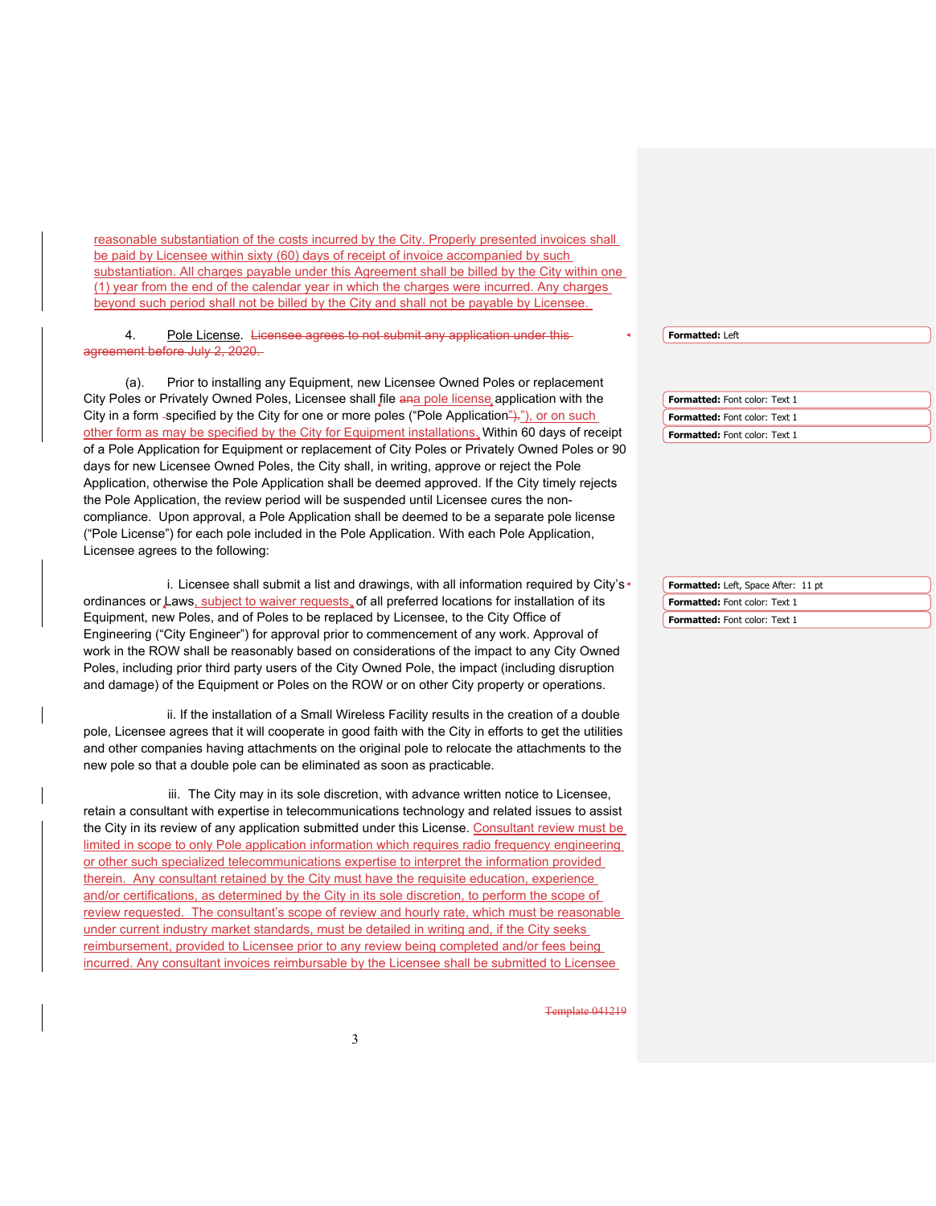reasonable substantiation of the costs incurred by the City. Properly presented invoices shall be paid by Licensee within sixty (60) days of receipt of invoice accompanied by such substantiation. All charges payable under this Agreement shall be billed by the City within one (1) year from the end of the calendar year in which the charges were incurred. Any charges beyond such period shall not be billed by the City and shall not be payable by Licensee.

4. Pole License. ~~Licensee agrees to not submit any application under this agreement before July 2, 2020.~~

(a). Prior to installing any Equipment, new Licensee Owned Poles or replacement City Poles or Privately Owned Poles, Licensee shall file ~~an~~a pole license application with the City in a form specified by the City for one or more poles ("Pole Application~~")~~."), or on such other form as may be specified by the City for Equipment installations. Within 60 days of receipt of a Pole Application for Equipment or replacement of City Poles or Privately Owned Poles or 90 days for new Licensee Owned Poles, the City shall, in writing, approve or reject the Pole Application, otherwise the Pole Application shall be deemed approved. If the City timely rejects the Pole Application, the review period will be suspended until Licensee cures the non-compliance. Upon approval, a Pole Application shall be deemed to be a separate pole license ("Pole License") for each pole included in the Pole Application. With each Pole Application, Licensee agrees to the following:

i. Licensee shall submit a list and drawings, with all information required by City's ordinances or Laws, subject to waiver requests, of all preferred locations for installation of its Equipment, new Poles, and of Poles to be replaced by Licensee, to the City Office of Engineering ("City Engineer") for approval prior to commencement of any work. Approval of work in the ROW shall be reasonably based on considerations of the impact to any City Owned Poles, including prior third party users of the City Owned Pole, the impact (including disruption and damage) of the Equipment or Poles on the ROW or on other City property or operations.

ii. If the installation of a Small Wireless Facility results in the creation of a double pole, Licensee agrees that it will cooperate in good faith with the City in efforts to get the utilities and other companies having attachments on the original pole to relocate the attachments to the new pole so that a double pole can be eliminated as soon as practicable.

iii. The City may in its sole discretion, with advance written notice to Licensee, retain a consultant with expertise in telecommunications technology and related issues to assist the City in its review of any application submitted under this License. Consultant review must be limited in scope to only Pole application information which requires radio frequency engineering or other such specialized telecommunications expertise to interpret the information provided therein. Any consultant retained by the City must have the requisite education, experience and/or certifications, as determined by the City in its sole discretion, to perform the scope of review requested. The consultant's scope of review and hourly rate, which must be reasonable under current industry market standards, must be detailed in writing and, if the City seeks reimbursement, provided to Licensee prior to any review being completed and/or fees being incurred. Any consultant invoices reimbursable by the Licensee shall be submitted to Licensee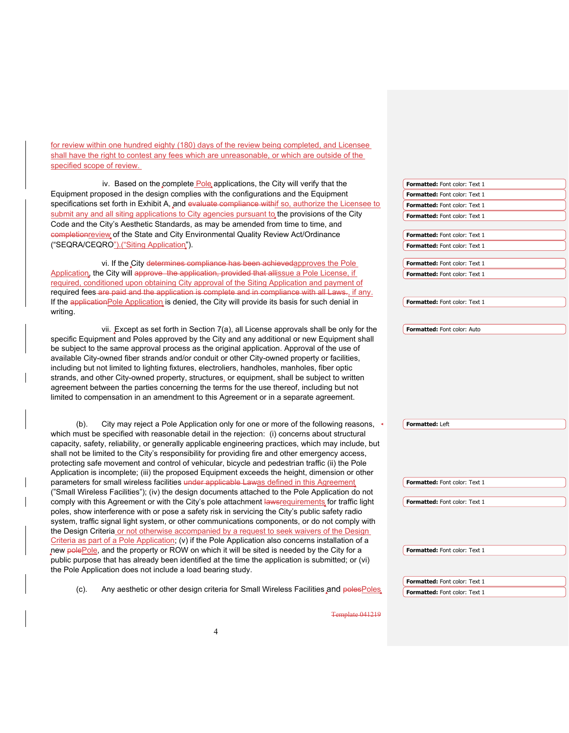for review within one hundred eighty (180) days of the review being completed, and Licensee shall have the right to contest any fees which are unreasonable, or which are outside of the specified scope of review.

iv. Based on the complete Pole applications, the City will verify that the Equipment proposed in the design complies with the configurations and the Equipment specifications set forth in Exhibit A, and ~~evaluate compliance with~~if so, authorize the Licensee to submit any and all siting applications to City agencies pursuant to the provisions of the City Code and the City's Aesthetic Standards, as may be amended from time to time, and ~~completion~~review of the State and City Environmental Quality Review Act/Ordinance ("SEQRA/CEQRO").("Siting Application").

vi. If the City ~~determines compliance has been achieved~~approves the Pole Application, the City will ~~approve the application, provided that all~~issue a Pole License, if required, conditioned upon obtaining City approval of the Siting Application and payment of required fees ~~are paid and the application is complete and in compliance with all Laws.~~, if any. If the ~~application~~Pole Application is denied, the City will provide its basis for such denial in writing.

vii. Except as set forth in Section 7(a), all License approvals shall be only for the specific Equipment and Poles approved by the City and any additional or new Equipment shall be subject to the same approval process as the original application. Approval of the use of available City-owned fiber strands and/or conduit or other City-owned property or facilities, including but not limited to lighting fixtures, electroliers, handholes, manholes, fiber optic strands, and other City-owned property, structures, or equipment, shall be subject to written agreement between the parties concerning the terms for the use thereof, including but not limited to compensation in an amendment to this Agreement or in a separate agreement.

(b). City may reject a Pole Application only for one or more of the following reasons, which must be specified with reasonable detail in the rejection: (i) concerns about structural capacity, safety, reliability, or generally applicable engineering practices, which may include, but shall not be limited to the City's responsibility for providing fire and other emergency access, protecting safe movement and control of vehicular, bicycle and pedestrian traffic (ii) the Pole Application is incomplete; (iii) the proposed Equipment exceeds the height, dimension or other parameters for small wireless facilities ~~under applicable Law~~as defined in this Agreement ("Small Wireless Facilities"); (iv) the design documents attached to the Pole Application do not comply with this Agreement or with the City's pole attachment ~~laws~~requirements for traffic light poles, show interference with or pose a safety risk in servicing the City's public safety radio system, traffic signal light system, or other communications components, or do not comply with the Design Criteria or not otherwise accompanied by a request to seek waivers of the Design Criteria as part of a Pole Application; (v) if the Pole Application also concerns installation of a new ~~pole~~Pole, and the property or ROW on which it will be sited is needed by the City for a public purpose that has already been identified at the time the application is submitted; or (vi) the Pole Application does not include a load bearing study.

(c). Any aesthetic or other design criteria for Small Wireless Facilities and ~~poles~~Poles,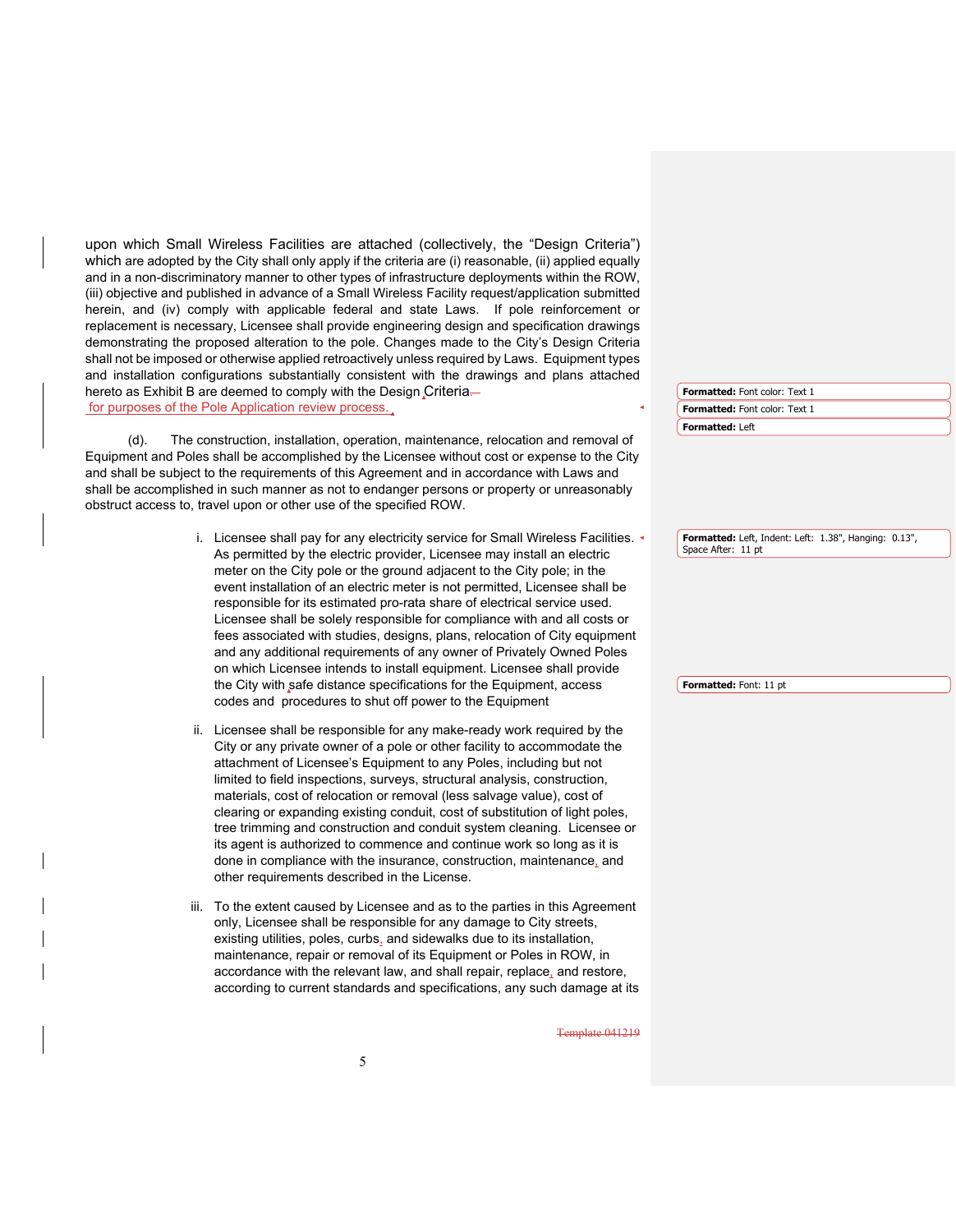upon which Small Wireless Facilities are attached (collectively, the "Design Criteria") which are adopted by the City shall only apply if the criteria are (i) reasonable, (ii) applied equally and in a non-discriminatory manner to other types of infrastructure deployments within the ROW, (iii) objective and published in advance of a Small Wireless Facility request/application submitted herein, and (iv) comply with applicable federal and state Laws. If pole reinforcement or replacement is necessary, Licensee shall provide engineering design and specification drawings demonstrating the proposed alteration to the pole. Changes made to the City's Design Criteria shall not be imposed or otherwise applied retroactively unless required by Laws. Equipment types and installation configurations substantially consistent with the drawings and plans attached hereto as Exhibit B are deemed to comply with the Design Criteria for purposes of the Pole Application review process.

(d). The construction, installation, operation, maintenance, relocation and removal of Equipment and Poles shall be accomplished by the Licensee without cost or expense to the City and shall be subject to the requirements of this Agreement and in accordance with Laws and shall be accomplished in such manner as not to endanger persons or property or unreasonably obstruct access to, travel upon or other use of the specified ROW.

i. Licensee shall pay for any electricity service for Small Wireless Facilities. As permitted by the electric provider, Licensee may install an electric meter on the City pole or the ground adjacent to the City pole; in the event installation of an electric meter is not permitted, Licensee shall be responsible for its estimated pro-rata share of electrical service used. Licensee shall be solely responsible for compliance with and all costs or fees associated with studies, designs, plans, relocation of City equipment and any additional requirements of any owner of Privately Owned Poles on which Licensee intends to install equipment. Licensee shall provide the City with safe distance specifications for the Equipment, access codes and procedures to shut off power to the Equipment

ii. Licensee shall be responsible for any make-ready work required by the City or any private owner of a pole or other facility to accommodate the attachment of Licensee's Equipment to any Poles, including but not limited to field inspections, surveys, structural analysis, construction, materials, cost of relocation or removal (less salvage value), cost of clearing or expanding existing conduit, cost of substitution of light poles, tree trimming and construction and conduit system cleaning. Licensee or its agent is authorized to commence and continue work so long as it is done in compliance with the insurance, construction, maintenance, and other requirements described in the License.

iii. To the extent caused by Licensee and as to the parties in this Agreement only, Licensee shall be responsible for any damage to City streets, existing utilities, poles, curbs, and sidewalks due to its installation, maintenance, repair or removal of its Equipment or Poles in ROW, in accordance with the relevant law, and shall repair, replace, and restore, according to current standards and specifications, any such damage at its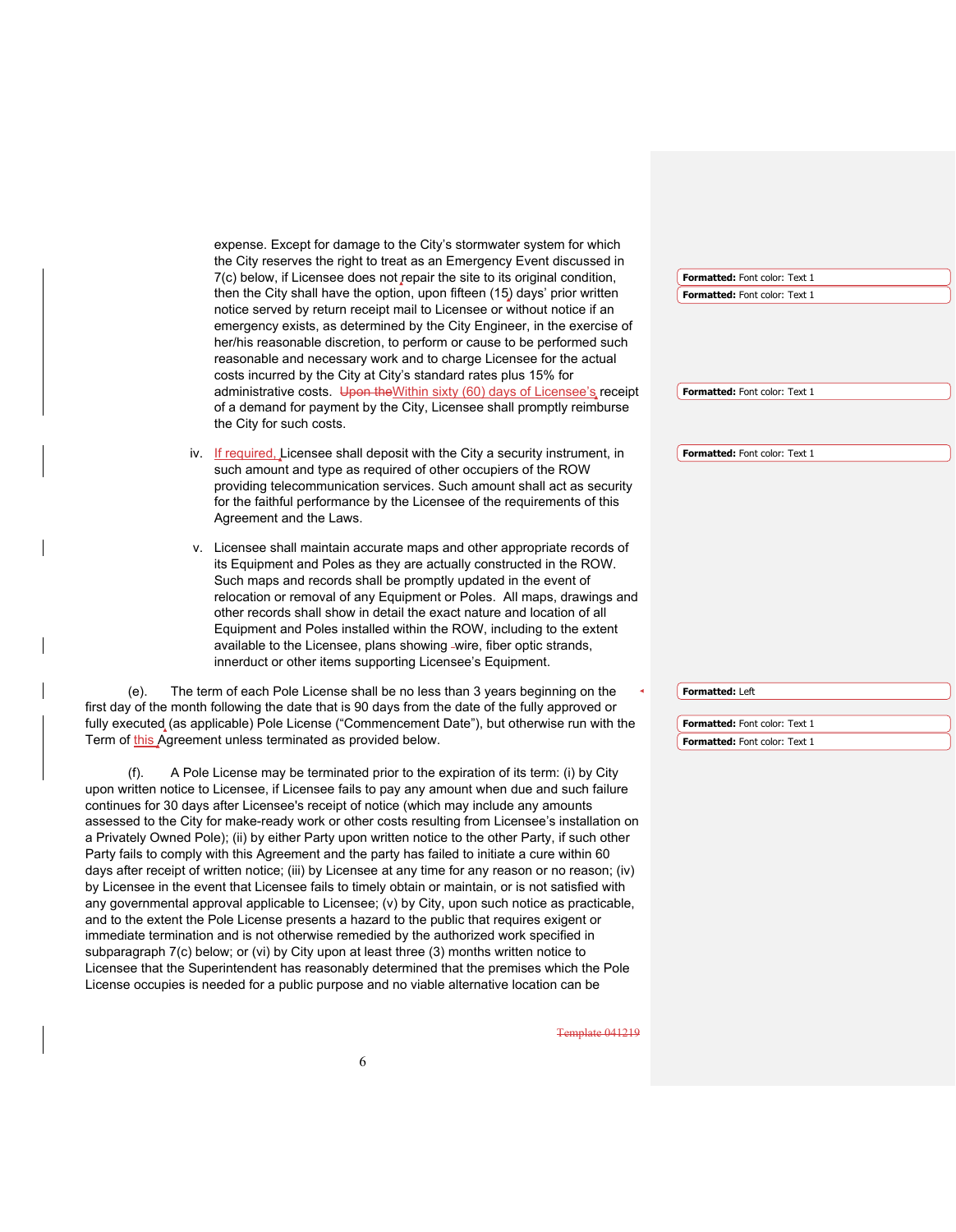expense. Except for damage to the City's stormwater system for which the City reserves the right to treat as an Emergency Event discussed in 7(c) below, if Licensee does not repair the site to its original condition, then the City shall have the option, upon fifteen (15) days' prior written notice served by return receipt mail to Licensee or without notice if an emergency exists, as determined by the City Engineer, in the exercise of her/his reasonable discretion, to perform or cause to be performed such reasonable and necessary work and to charge Licensee for the actual costs incurred by the City at City's standard rates plus 15% for administrative costs. ~~Upon the~~Within sixty (60) days of Licensee's receipt of a demand for payment by the City, Licensee shall promptly reimburse the City for such costs.

iv. If required, Licensee shall deposit with the City a security instrument, in such amount and type as required of other occupiers of the ROW providing telecommunication services. Such amount shall act as security for the faithful performance by the Licensee of the requirements of this Agreement and the Laws.

v. Licensee shall maintain accurate maps and other appropriate records of its Equipment and Poles as they are actually constructed in the ROW. Such maps and records shall be promptly updated in the event of relocation or removal of any Equipment or Poles. All maps, drawings and other records shall show in detail the exact nature and location of all Equipment and Poles installed within the ROW, including to the extent available to the Licensee, plans showing wire, fiber optic strands, innerduct or other items supporting Licensee's Equipment.

(e). The term of each Pole License shall be no less than 3 years beginning on the first day of the month following the date that is 90 days from the date of the fully approved or fully executed (as applicable) Pole License ("Commencement Date"), but otherwise run with the Term of this Agreement unless terminated as provided below.

(f). A Pole License may be terminated prior to the expiration of its term: (i) by City upon written notice to Licensee, if Licensee fails to pay any amount when due and such failure continues for 30 days after Licensee's receipt of notice (which may include any amounts assessed to the City for make-ready work or other costs resulting from Licensee's installation on a Privately Owned Pole); (ii) by either Party upon written notice to the other Party, if such other Party fails to comply with this Agreement and the party has failed to initiate a cure within 60 days after receipt of written notice; (iii) by Licensee at any time for any reason or no reason; (iv) by Licensee in the event that Licensee fails to timely obtain or maintain, or is not satisfied with any governmental approval applicable to Licensee; (v) by City, upon such notice as practicable, and to the extent the Pole License presents a hazard to the public that requires exigent or immediate termination and is not otherwise remedied by the authorized work specified in subparagraph 7(c) below; or (vi) by City upon at least three (3) months written notice to Licensee that the Superintendent has reasonably determined that the premises which the Pole License occupies is needed for a public purpose and no viable alternative location can be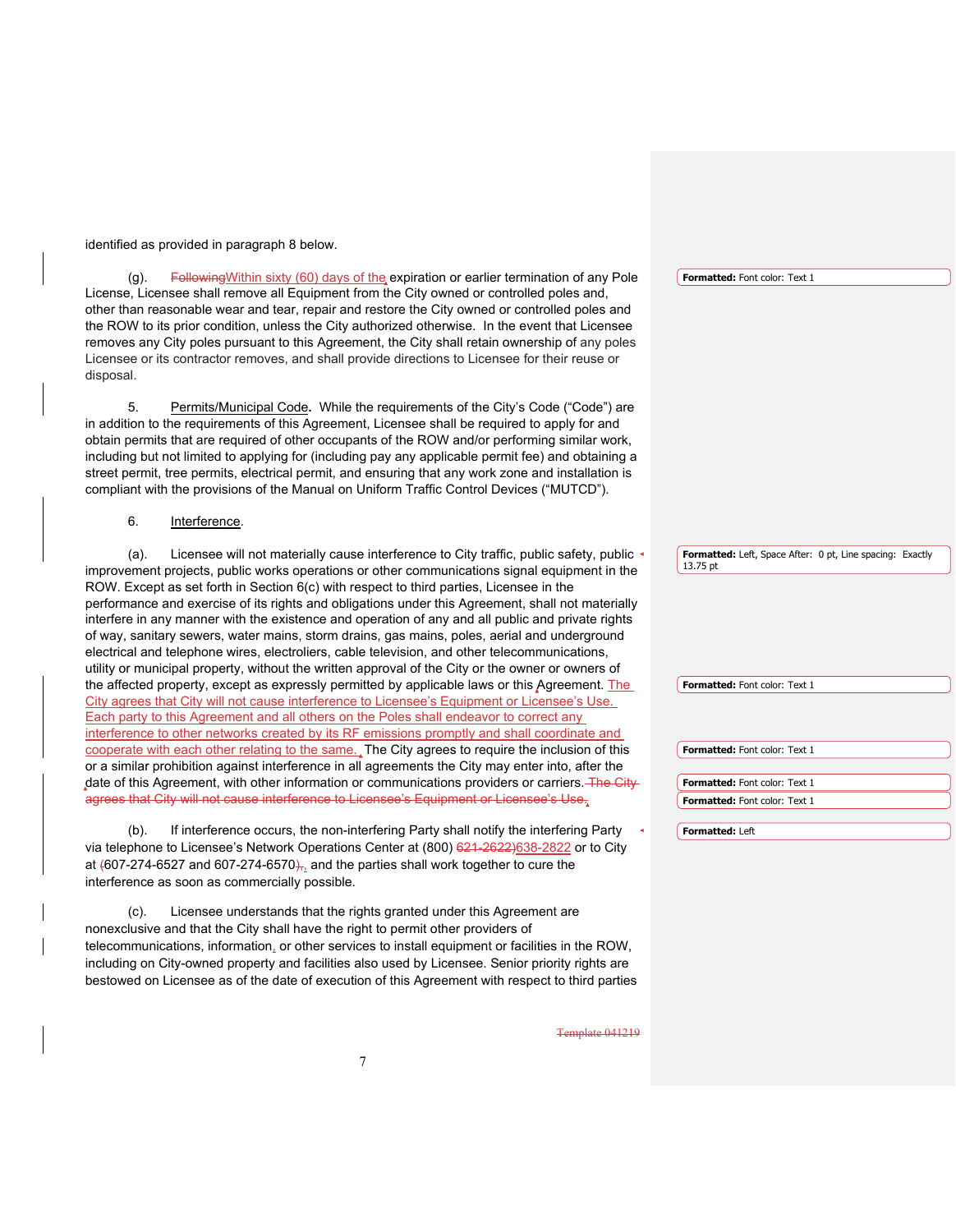identified as provided in paragraph 8 below.

(g). ~~Following~~Within sixty (60) days of the expiration or earlier termination of any Pole License, Licensee shall remove all Equipment from the City owned or controlled poles and, other than reasonable wear and tear, repair and restore the City owned or controlled poles and the ROW to its prior condition, unless the City authorized otherwise. In the event that Licensee removes any City poles pursuant to this Agreement, the City shall retain ownership of any poles Licensee or its contractor removes, and shall provide directions to Licensee for their reuse or disposal.

5. Permits/Municipal Code**.** While the requirements of the City's Code ("Code") are in addition to the requirements of this Agreement, Licensee shall be required to apply for and obtain permits that are required of other occupants of the ROW and/or performing similar work, including but not limited to applying for (including pay any applicable permit fee) and obtaining a street permit, tree permits, electrical permit, and ensuring that any work zone and installation is compliant with the provisions of the Manual on Uniform Traffic Control Devices ("MUTCD").

6. Interference.

(a). Licensee will not materially cause interference to City traffic, public safety, public improvement projects, public works operations or other communications signal equipment in the ROW. Except as set forth in Section 6(c) with respect to third parties, Licensee in the performance and exercise of its rights and obligations under this Agreement, shall not materially interfere in any manner with the existence and operation of any and all public and private rights of way, sanitary sewers, water mains, storm drains, gas mains, poles, aerial and underground electrical and telephone wires, electroliers, cable television, and other telecommunications, utility or municipal property, without the written approval of the City or the owner or owners of the affected property, except as expressly permitted by applicable laws or this Agreement. The City agrees that City will not cause interference to Licensee's Equipment or Licensee's Use. Each party to this Agreement and all others on the Poles shall endeavor to correct any interference to other networks created by its RF emissions promptly and shall coordinate and cooperate with each other relating to the same. The City agrees to require the inclusion of this or a similar prohibition against interference in all agreements the City may enter into, after the date of this Agreement, with other information or communications providers or carriers. ~~The City agrees that City will not cause interference to Licensee's Equipment or Licensee's Use.~~

(b). If interference occurs, the non-interfering Party shall notify the interfering Party via telephone to Licensee's Network Operations Center at (800) ~~621-2622)~~638-2822 or to City at ~~(~~607-274-6527 and 607-274-6570~~),~~, and the parties shall work together to cure the interference as soon as commercially possible.

(c). Licensee understands that the rights granted under this Agreement are nonexclusive and that the City shall have the right to permit other providers of telecommunications, information, or other services to install equipment or facilities in the ROW, including on City-owned property and facilities also used by Licensee. Senior priority rights are bestowed on Licensee as of the date of execution of this Agreement with respect to third parties

~~Template 041219~~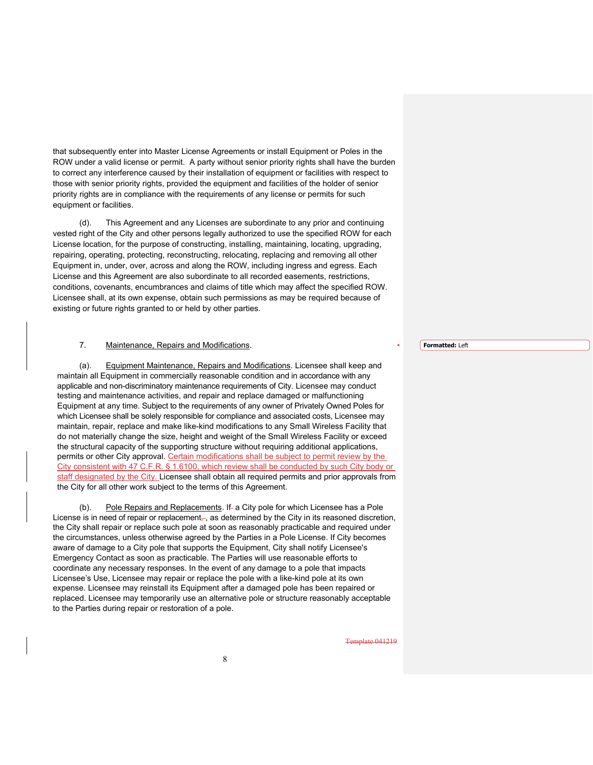that subsequently enter into Master License Agreements or install Equipment or Poles in the ROW under a valid license or permit. A party without senior priority rights shall have the burden to correct any interference caused by their installation of equipment or facilities with respect to those with senior priority rights, provided the equipment and facilities of the holder of senior priority rights are in compliance with the requirements of any license or permits for such equipment or facilities.

(d). This Agreement and any Licenses are subordinate to any prior and continuing vested right of the City and other persons legally authorized to use the specified ROW for each License location, for the purpose of constructing, installing, maintaining, locating, upgrading, repairing, operating, protecting, reconstructing, relocating, replacing and removing all other Equipment in, under, over, across and along the ROW, including ingress and egress. Each License and this Agreement are also subordinate to all recorded easements, restrictions, conditions, covenants, encumbrances and claims of title which may affect the specified ROW. Licensee shall, at its own expense, obtain such permissions as may be required because of existing or future rights granted to or held by other parties.

7. Maintenance, Repairs and Modifications.

(a). Equipment Maintenance, Repairs and Modifications. Licensee shall keep and maintain all Equipment in commercially reasonable condition and in accordance with any applicable and non-discriminatory maintenance requirements of City. Licensee may conduct testing and maintenance activities, and repair and replace damaged or malfunctioning Equipment at any time. Subject to the requirements of any owner of Privately Owned Poles for which Licensee shall be solely responsible for compliance and associated costs, Licensee may maintain, repair, replace and make like-kind modifications to any Small Wireless Facility that do not materially change the size, height and weight of the Small Wireless Facility or exceed the structural capacity of the supporting structure without requiring additional applications, permits or other City approval. Certain modifications shall be subject to permit review by the City consistent with 47 C.F.R. § 1.6100, which review shall be conducted by such City body or staff designated by the City. Licensee shall obtain all required permits and prior approvals from the City for all other work subject to the terms of this Agreement.

(b). Pole Repairs and Replacements. If a City pole for which Licensee has a Pole License is in need of repair or replacement, as determined by the City in its reasoned discretion, the City shall repair or replace such pole at soon as reasonably practicable and required under the circumstances, unless otherwise agreed by the Parties in a Pole License. If City becomes aware of damage to a City pole that supports the Equipment, City shall notify Licensee's Emergency Contact as soon as practicable. The Parties will use reasonable efforts to coordinate any necessary responses. In the event of any damage to a pole that impacts Licensee's Use, Licensee may repair or replace the pole with a like-kind pole at its own expense. Licensee may reinstall its Equipment after a damaged pole has been repaired or replaced. Licensee may temporarily use an alternative pole or structure reasonably acceptable to the Parties during repair or restoration of a pole.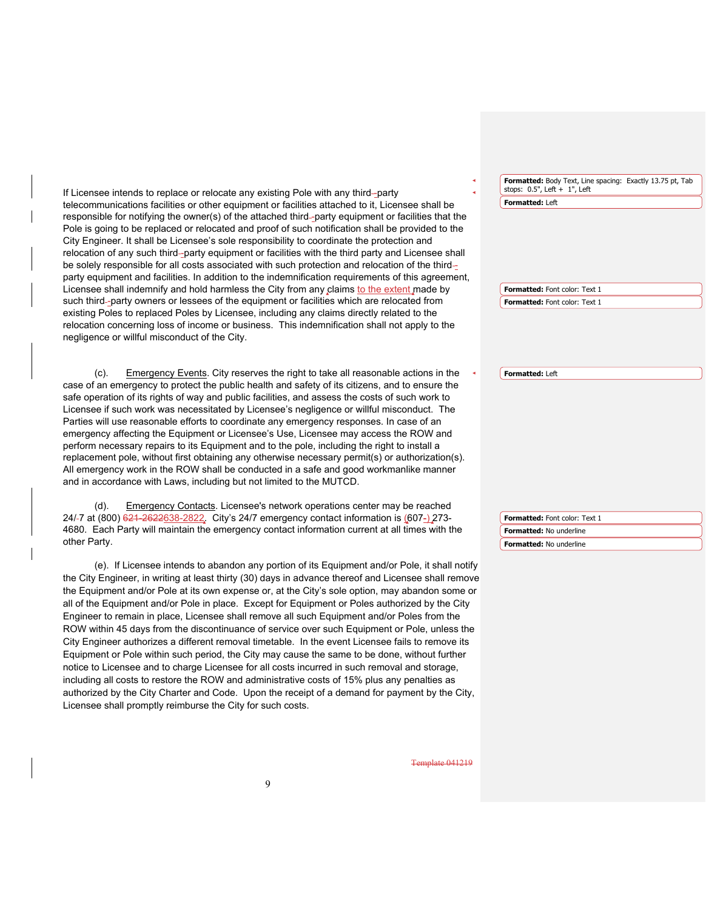If Licensee intends to replace or relocate any existing Pole with any third-party telecommunications facilities or other equipment or facilities attached to it, Licensee shall be responsible for notifying the owner(s) of the attached third-party equipment or facilities that the Pole is going to be replaced or relocated and proof of such notification shall be provided to the City Engineer. It shall be Licensee's sole responsibility to coordinate the protection and relocation of any such third-party equipment or facilities with the third party and Licensee shall be solely responsible for all costs associated with such protection and relocation of the third-party equipment and facilities. In addition to the indemnification requirements of this agreement, Licensee shall indemnify and hold harmless the City from any claims to the extent made by such third-party owners or lessees of the equipment or facilities which are relocated from existing Poles to replaced Poles by Licensee, including any claims directly related to the relocation concerning loss of income or business. This indemnification shall not apply to the negligence or willful misconduct of the City.

(c). Emergency Events. City reserves the right to take all reasonable actions in the case of an emergency to protect the public health and safety of its citizens, and to ensure the safe operation of its rights of way and public facilities, and assess the costs of such work to Licensee if such work was necessitated by Licensee's negligence or willful misconduct. The Parties will use reasonable efforts to coordinate any emergency responses. In case of an emergency affecting the Equipment or Licensee's Use, Licensee may access the ROW and perform necessary repairs to its Equipment and to the pole, including the right to install a replacement pole, without first obtaining any otherwise necessary permit(s) or authorization(s). All emergency work in the ROW shall be conducted in a safe and good workmanlike manner and in accordance with Laws, including but not limited to the MUTCD.

(d). Emergency Contacts. Licensee's network operations center may be reached 24/7 at (800) ~~621-2622~~638-2822. City's 24/7 emergency contact information is (607-) 273-4680. Each Party will maintain the emergency contact information current at all times with the other Party.

(e). If Licensee intends to abandon any portion of its Equipment and/or Pole, it shall notify the City Engineer, in writing at least thirty (30) days in advance thereof and Licensee shall remove the Equipment and/or Pole at its own expense or, at the City's sole option, may abandon some or all of the Equipment and/or Pole in place. Except for Equipment or Poles authorized by the City Engineer to remain in place, Licensee shall remove all such Equipment and/or Poles from the ROW within 45 days from the discontinuance of service over such Equipment or Pole, unless the City Engineer authorizes a different removal timetable. In the event Licensee fails to remove its Equipment or Pole within such period, the City may cause the same to be done, without further notice to Licensee and to charge Licensee for all costs incurred in such removal and storage, including all costs to restore the ROW and administrative costs of 15% plus any penalties as authorized by the City Charter and Code. Upon the receipt of a demand for payment by the City, Licensee shall promptly reimburse the City for such costs.

~~Template 041219~~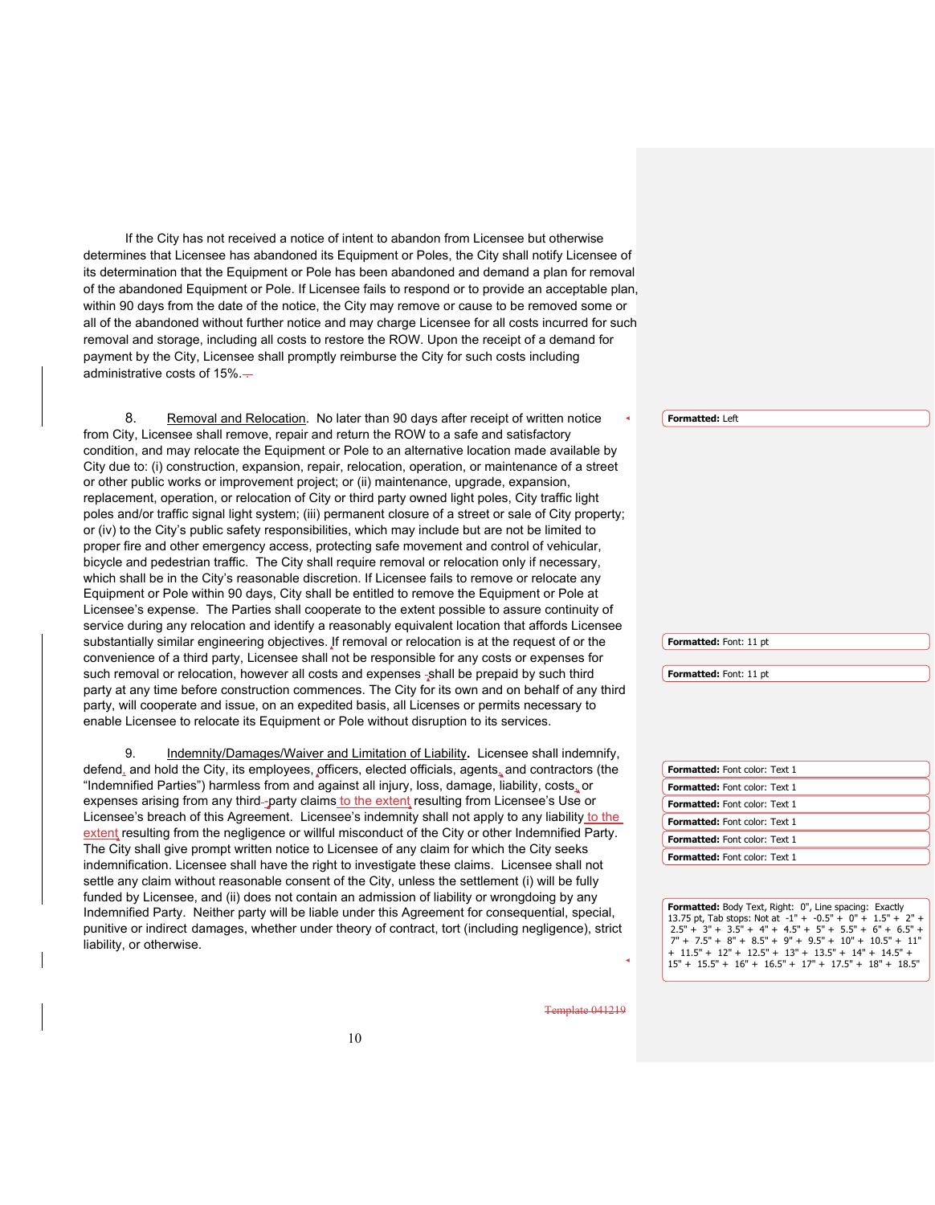If the City has not received a notice of intent to abandon from Licensee but otherwise determines that Licensee has abandoned its Equipment or Poles, the City shall notify Licensee of its determination that the Equipment or Pole has been abandoned and demand a plan for removal of the abandoned Equipment or Pole. If Licensee fails to respond or to provide an acceptable plan, within 90 days from the date of the notice, the City may remove or cause to be removed some or all of the abandoned without further notice and may charge Licensee for all costs incurred for such removal and storage, including all costs to restore the ROW. Upon the receipt of a demand for payment by the City, Licensee shall promptly reimburse the City for such costs including administrative costs of 15%.

8. Removal and Relocation. No later than 90 days after receipt of written notice from City, Licensee shall remove, repair and return the ROW to a safe and satisfactory condition, and may relocate the Equipment or Pole to an alternative location made available by City due to: (i) construction, expansion, repair, relocation, operation, or maintenance of a street or other public works or improvement project; or (ii) maintenance, upgrade, expansion, replacement, operation, or relocation of City or third party owned light poles, City traffic light poles and/or traffic signal light system; (iii) permanent closure of a street or sale of City property; or (iv) to the City's public safety responsibilities, which may include but are not be limited to proper fire and other emergency access, protecting safe movement and control of vehicular, bicycle and pedestrian traffic. The City shall require removal or relocation only if necessary, which shall be in the City's reasonable discretion. If Licensee fails to remove or relocate any Equipment or Pole within 90 days, City shall be entitled to remove the Equipment or Pole at Licensee's expense. The Parties shall cooperate to the extent possible to assure continuity of service during any relocation and identify a reasonably equivalent location that affords Licensee substantially similar engineering objectives. If removal or relocation is at the request of or the convenience of a third party, Licensee shall not be responsible for any costs or expenses for such removal or relocation, however all costs and expenses shall be prepaid by such third party at any time before construction commences. The City for its own and on behalf of any third party, will cooperate and issue, on an expedited basis, all Licenses or permits necessary to enable Licensee to relocate its Equipment or Pole without disruption to its services.

9. Indemnity/Damages/Waiver and Limitation of Liability. Licensee shall indemnify, defend, and hold the City, its employees, officers, elected officials, agents, and contractors (the "Indemnified Parties") harmless from and against all injury, loss, damage, liability, costs, or expenses arising from any third-party claims to the extent resulting from Licensee's Use or Licensee's breach of this Agreement. Licensee's indemnity shall not apply to any liability to the extent resulting from the negligence or willful misconduct of the City or other Indemnified Party. The City shall give prompt written notice to Licensee of any claim for which the City seeks indemnification. Licensee shall have the right to investigate these claims. Licensee shall not settle any claim without reasonable consent of the City, unless the settlement (i) will be fully funded by Licensee, and (ii) does not contain an admission of liability or wrongdoing by any Indemnified Party. Neither party will be liable under this Agreement for consequential, special, punitive or indirect damages, whether under theory of contract, tort (including negligence), strict liability, or otherwise.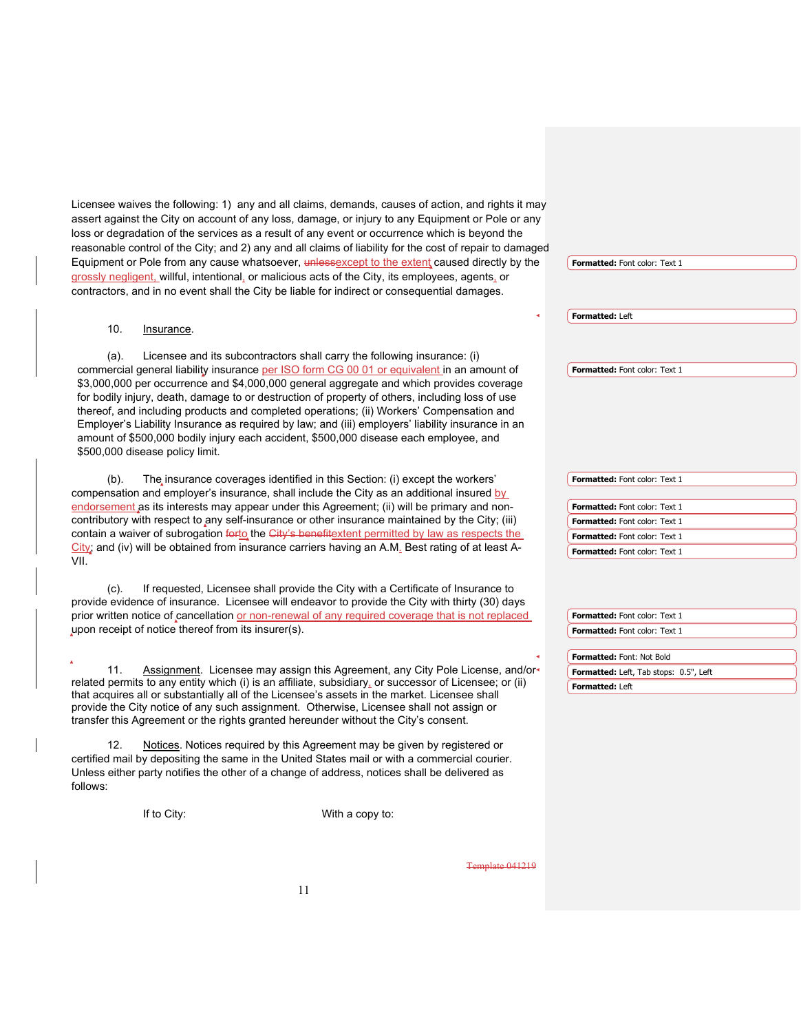Licensee waives the following: 1) any and all claims, demands, causes of action, and rights it may assert against the City on account of any loss, damage, or injury to any Equipment or Pole or any loss or degradation of the services as a result of any event or occurrence which is beyond the reasonable control of the City; and 2) any and all claims of liability for the cost of repair to damaged Equipment or Pole from any cause whatsoever, ~~unless~~except to the extent caused directly by the grossly negligent, willful, intentional, or malicious acts of the City, its employees, agents, or contractors, and in no event shall the City be liable for indirect or consequential damages.

10. Insurance.

(a). Licensee and its subcontractors shall carry the following insurance: (i) commercial general liability insurance per ISO form CG 00 01 or equivalent in an amount of $3,000,000 per occurrence and $4,000,000 general aggregate and which provides coverage for bodily injury, death, damage to or destruction of property of others, including loss of use thereof, and including products and completed operations; (ii) Workers' Compensation and Employer's Liability Insurance as required by law; and (iii) employers' liability insurance in an amount of $500,000 bodily injury each accident, $500,000 disease each employee, and $500,000 disease policy limit.

(b). The insurance coverages identified in this Section: (i) except the workers' compensation and employer's insurance, shall include the City as an additional insured by endorsement as its interests may appear under this Agreement; (ii) will be primary and non-contributory with respect to any self-insurance or other insurance maintained by the City; (iii) contain a waiver of subrogation ~~for~~to the ~~City's benefit~~extent permitted by law as respects the City; and (iv) will be obtained from insurance carriers having an A.M. Best rating of at least A-VII.

(c). If requested, Licensee shall provide the City with a Certificate of Insurance to provide evidence of insurance. Licensee will endeavor to provide the City with thirty (30) days prior written notice of cancellation or non-renewal of any required coverage that is not replaced upon receipt of notice thereof from its insurer(s).

11. Assignment. Licensee may assign this Agreement, any City Pole License, and/or related permits to any entity which (i) is an affiliate, subsidiary, or successor of Licensee; or (ii) that acquires all or substantially all of the Licensee's assets in the market. Licensee shall provide the City notice of any such assignment. Otherwise, Licensee shall not assign or transfer this Agreement or the rights granted hereunder without the City's consent.

12. Notices. Notices required by this Agreement may be given by registered or certified mail by depositing the same in the United States mail or with a commercial courier. Unless either party notifies the other of a change of address, notices shall be delivered as follows:

If to City: With a copy to:

~~Template 041219~~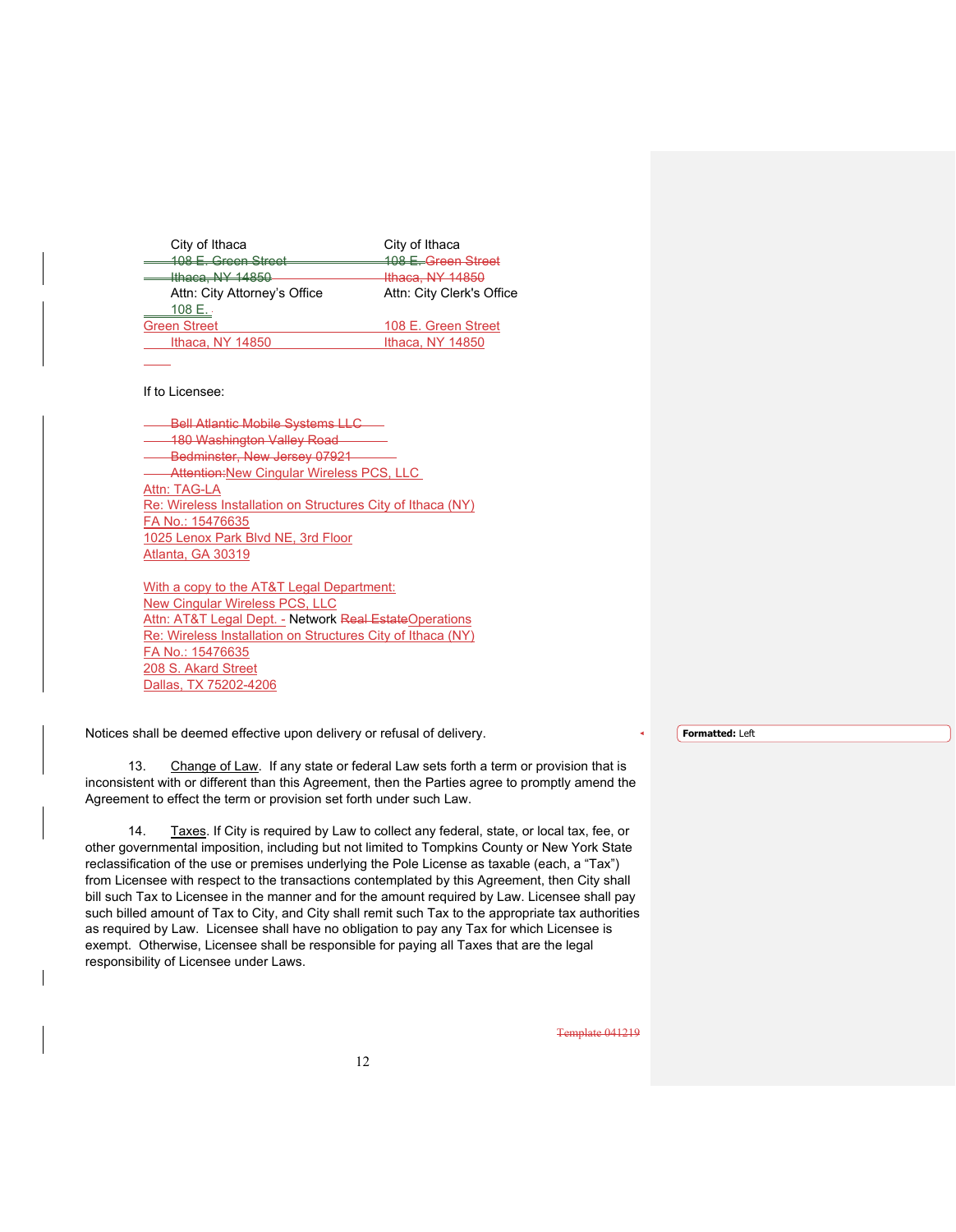City of Ithaca
~~108 E. Green Street~~
~~Ithaca, NY 14850~~
Attn: City Attorney's Office
108 E. Green Street
Ithaca, NY 14850

City of Ithaca
~~108 E. Green Street~~
~~Ithaca, NY 14850~~
Attn: City Clerk's Office
108 E. Green Street
Ithaca, NY 14850

If to Licensee:

~~Bell Atlantic Mobile Systems LLC~~
~~180 Washington Valley Road~~
~~Bedminster, New Jersey 07921~~
~~Attention:~~New Cingular Wireless PCS, LLC
Attn: TAG-LA
Re: Wireless Installation on Structures City of Ithaca (NY)
FA No.: 15476635
1025 Lenox Park Blvd NE, 3rd Floor
Atlanta, GA 30319

With a copy to the AT&T Legal Department:
New Cingular Wireless PCS, LLC
Attn: AT&T Legal Dept. - Network ~~Real Estate~~Operations
Re: Wireless Installation on Structures City of Ithaca (NY)
FA No.: 15476635
208 S. Akard Street
Dallas, TX 75202-4206

Notices shall be deemed effective upon delivery or refusal of delivery.

13. Change of Law. If any state or federal Law sets forth a term or provision that is inconsistent with or different than this Agreement, then the Parties agree to promptly amend the Agreement to effect the term or provision set forth under such Law.

14. Taxes. If City is required by Law to collect any federal, state, or local tax, fee, or other governmental imposition, including but not limited to Tompkins County or New York State reclassification of the use or premises underlying the Pole License as taxable (each, a "Tax") from Licensee with respect to the transactions contemplated by this Agreement, then City shall bill such Tax to Licensee in the manner and for the amount required by Law. Licensee shall pay such billed amount of Tax to City, and City shall remit such Tax to the appropriate tax authorities as required by Law. Licensee shall have no obligation to pay any Tax for which Licensee is exempt. Otherwise, Licensee shall be responsible for paying all Taxes that are the legal responsibility of Licensee under Laws.

~~Template 041219~~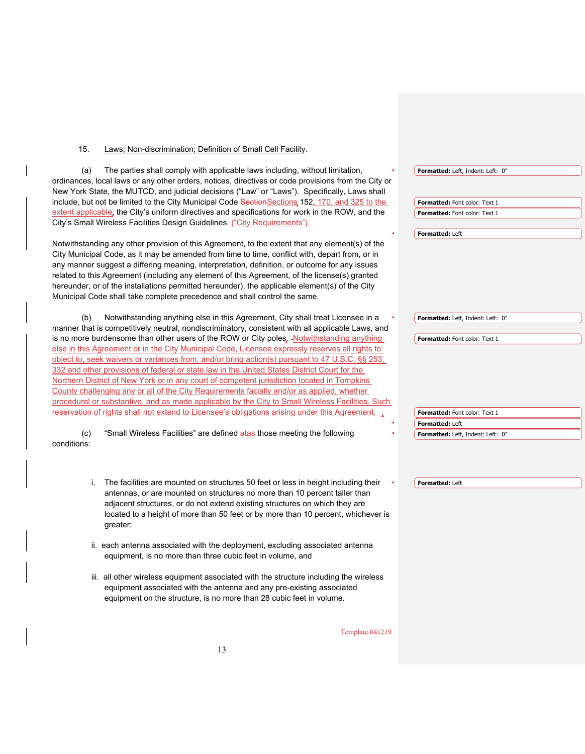15. Laws; Non-discrimination; Definition of Small Cell Facility.

(a) The parties shall comply with applicable laws including, without limitation, ordinances, local laws or any other orders, notices, directives or code provisions from the City or New York State, the MUTCD, and judicial decisions ("Law" or "Laws"). Specifically, Laws shall include, but not be limited to the City Municipal Code SectionSections 152, 170, and 325 to the extent applicable, the City's uniform directives and specifications for work in the ROW, and the City's Small Wireless Facilities Design Guidelines. ("City Requirements").

Notwithstanding any other provision of this Agreement, to the extent that any element(s) of the City Municipal Code, as it may be amended from time to time, conflict with, depart from, or in any manner suggest a differing meaning, interpretation, definition, or outcome for any issues related to this Agreement (including any element of this Agreement, of the license(s) granted hereunder, or of the installations permitted hereunder), the applicable element(s) of the City Municipal Code shall take complete precedence and shall control the same.

(b) Notwithstanding anything else in this Agreement, City shall treat Licensee in a manner that is competitively neutral, nondiscriminatory, consistent with all applicable Laws, and is no more burdensome than other users of the ROW or City poles. Notwithstanding anything else in this Agreement or in the City Municipal Code, Licensee expressly reserves all rights to object to, seek waivers or variances from, and/or bring action(s) pursuant to 47 U.S.C. §§ 253, 332 and other provisions of federal or state law in the United States District Court for the Northern District of New York or in any court of competent jurisdiction located in Tompkins County challenging any or all of the City Requirements facially and/or as applied, whether procedural or substantive, and as made applicable by the City to Small Wireless Facilities. Such reservation of rights shall not extend to Licensee's obligations arising under this Agreement.

(c) "Small Wireless Facilities" are defined atas those meeting the following conditions:

i. The facilities are mounted on structures 50 feet or less in height including their antennas, or are mounted on structures no more than 10 percent taller than adjacent structures, or do not extend existing structures on which they are located to a height of more than 50 feet or by more than 10 percent, whichever is greater;

ii. each antenna associated with the deployment, excluding associated antenna equipment, is no more than three cubic feet in volume, and

iii. all other wireless equipment associated with the structure including the wireless equipment associated with the antenna and any pre-existing associated equipment on the structure, is no more than 28 cubic feet in volume.

Template 041219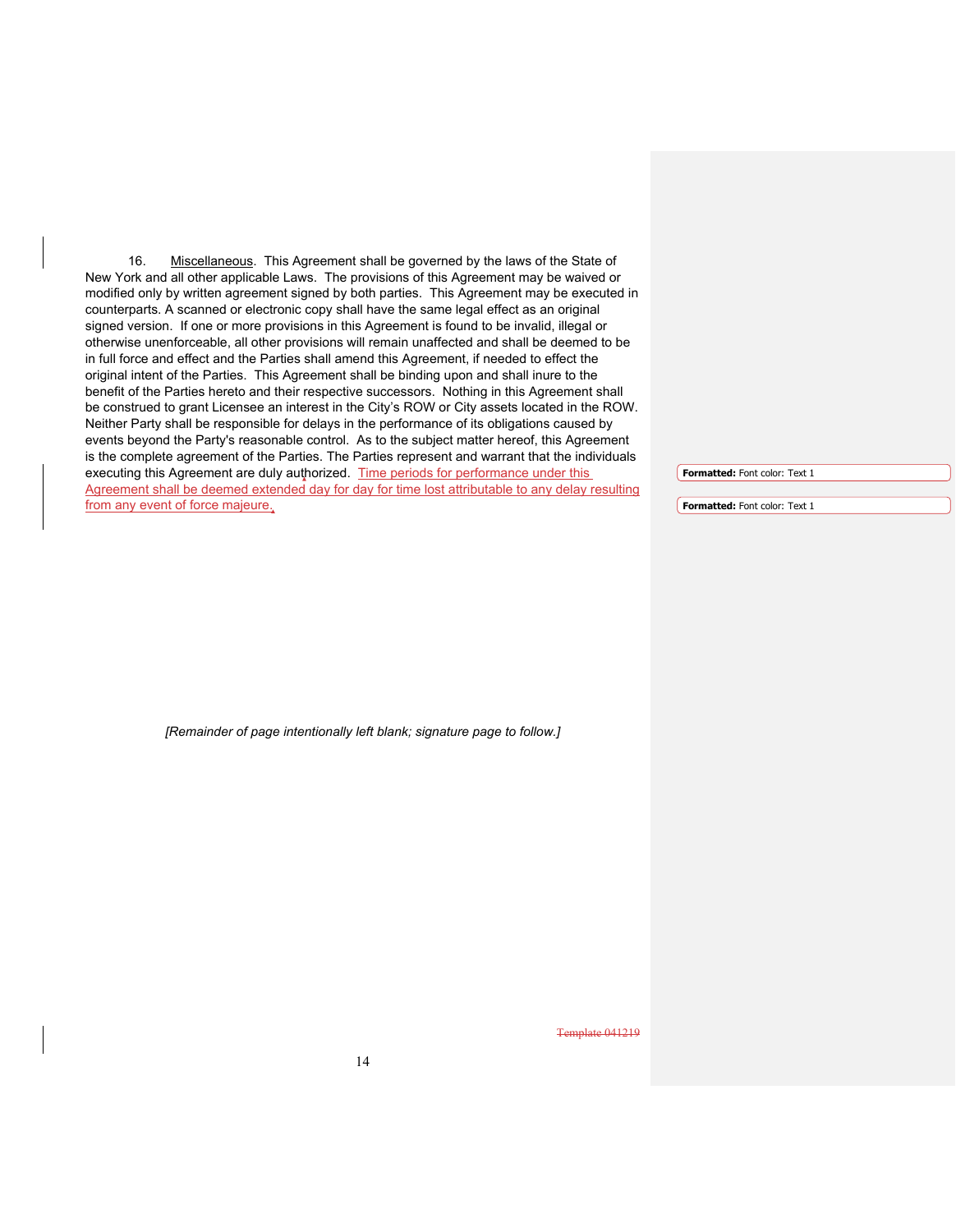16. Miscellaneous. This Agreement shall be governed by the laws of the State of New York and all other applicable Laws. The provisions of this Agreement may be waived or modified only by written agreement signed by both parties. This Agreement may be executed in counterparts. A scanned or electronic copy shall have the same legal effect as an original signed version. If one or more provisions in this Agreement is found to be invalid, illegal or otherwise unenforceable, all other provisions will remain unaffected and shall be deemed to be in full force and effect and the Parties shall amend this Agreement, if needed to effect the original intent of the Parties. This Agreement shall be binding upon and shall inure to the benefit of the Parties hereto and their respective successors. Nothing in this Agreement shall be construed to grant Licensee an interest in the City's ROW or City assets located in the ROW. Neither Party shall be responsible for delays in the performance of its obligations caused by events beyond the Party's reasonable control. As to the subject matter hereof, this Agreement is the complete agreement of the Parties. The Parties represent and warrant that the individuals executing this Agreement are duly authorized. Time periods for performance under this Agreement shall be deemed extended day for day for time lost attributable to any delay resulting from any event of force majeure.

*[Remainder of page intentionally left blank; signature page to follow.]*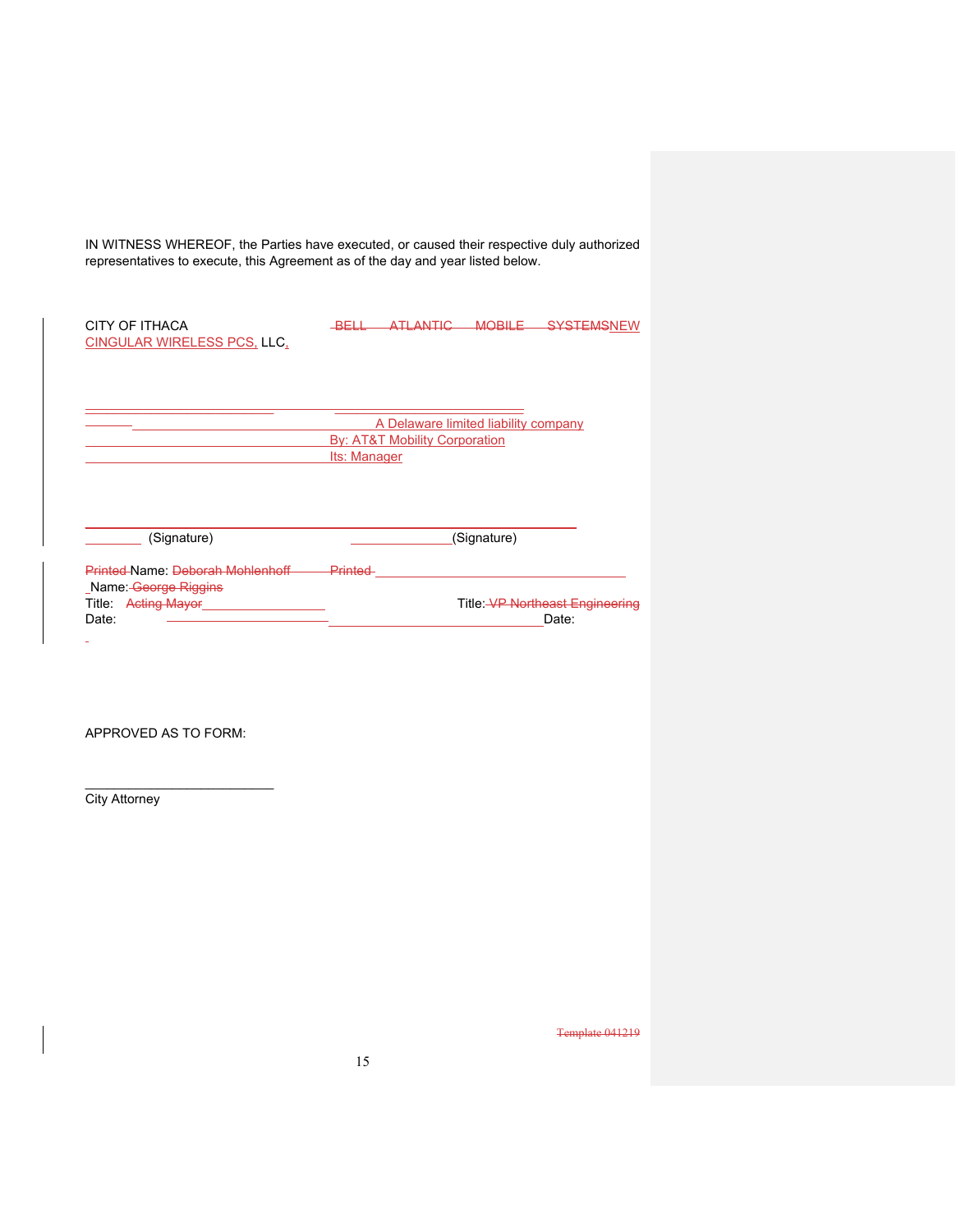IN WITNESS WHEREOF, the Parties have executed, or caused their respective duly authorized representatives to execute, this Agreement as of the day and year listed below.

CITY OF ITHACA

~~BELL ATLANTIC MOBILE SYSTEMS~~NEW CINGULAR WIRELESS PCS, LLC,

A Delaware limited liability company
By: AT&T Mobility Corporation
Its: Manager

\_\_\_\_\_\_\_\_\_\_\_\_\_\_\_\_\_\_\_\_\_\_\_\_\_\_ (Signature)

\_\_\_\_\_\_\_\_\_\_\_\_\_\_\_\_\_\_\_\_\_\_\_\_\_\_ (Signature)

~~Printed~~ Name: ~~Deborah Mohlenhoff~~
Title: ~~Acting Mayor~~
Date:

~~Printed~~ Name: ~~George Riggins~~
Title: ~~VP Northeast Engineering~~
Date:

APPROVED AS TO FORM:

\_\_\_\_\_\_\_\_\_\_\_\_\_\_\_\_\_\_\_\_\_\_\_\_\_\_

City Attorney

~~Template 041219~~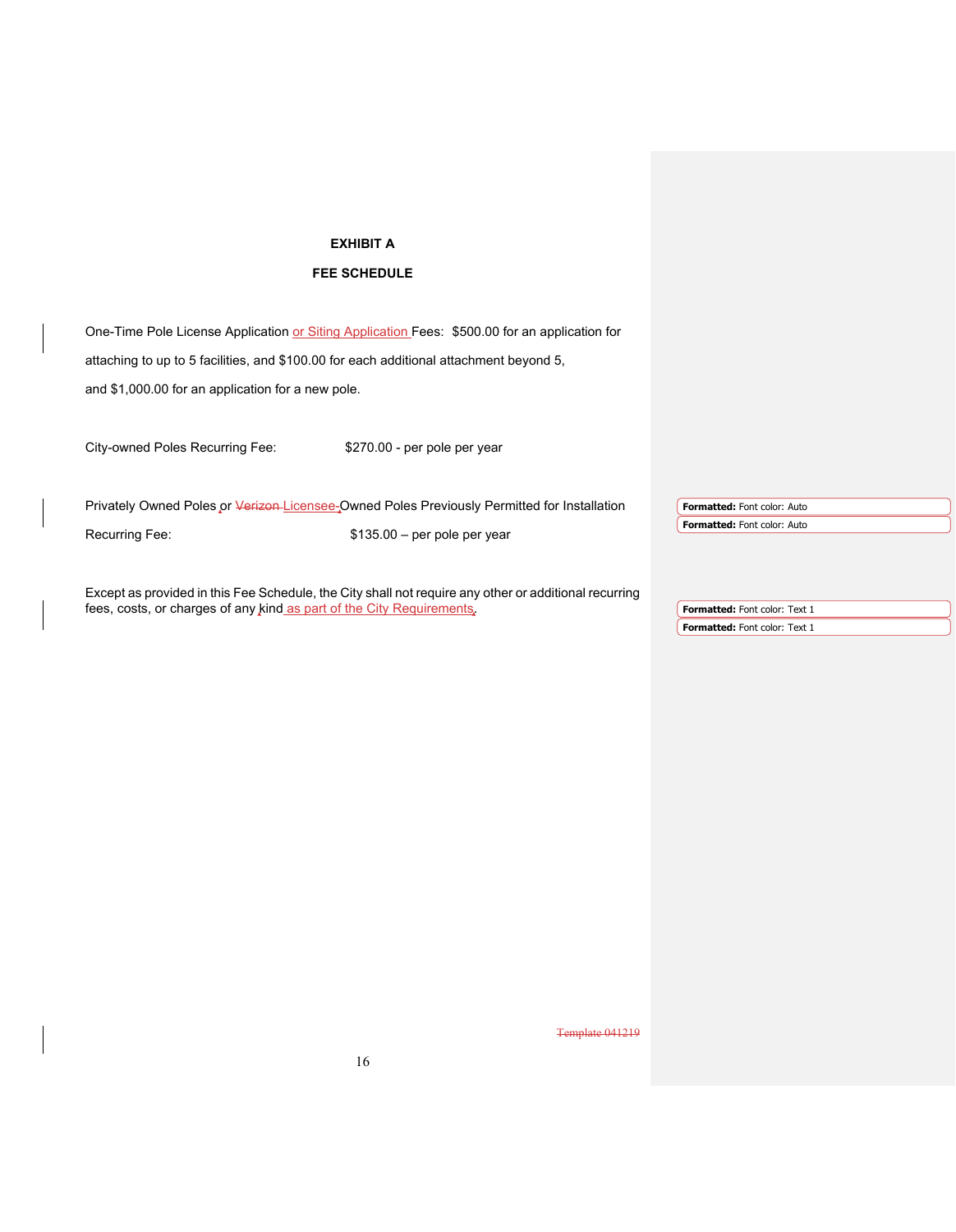# EXHIBIT A

# FEE SCHEDULE

One-Time Pole License Application or Siting Application Fees: $500.00 for an application for attaching to up to 5 facilities, and $100.00 for each additional attachment beyond 5, and $1,000.00 for an application for a new pole.

City-owned Poles Recurring Fee: $270.00 - per pole per year

Privately Owned Poles or ~~Verizon~~ Licensee-Owned Poles Previously Permitted for Installation Recurring Fee: $135.00 – per pole per year

Except as provided in this Fee Schedule, the City shall not require any other or additional recurring fees, costs, or charges of any kind as part of the City Requirements.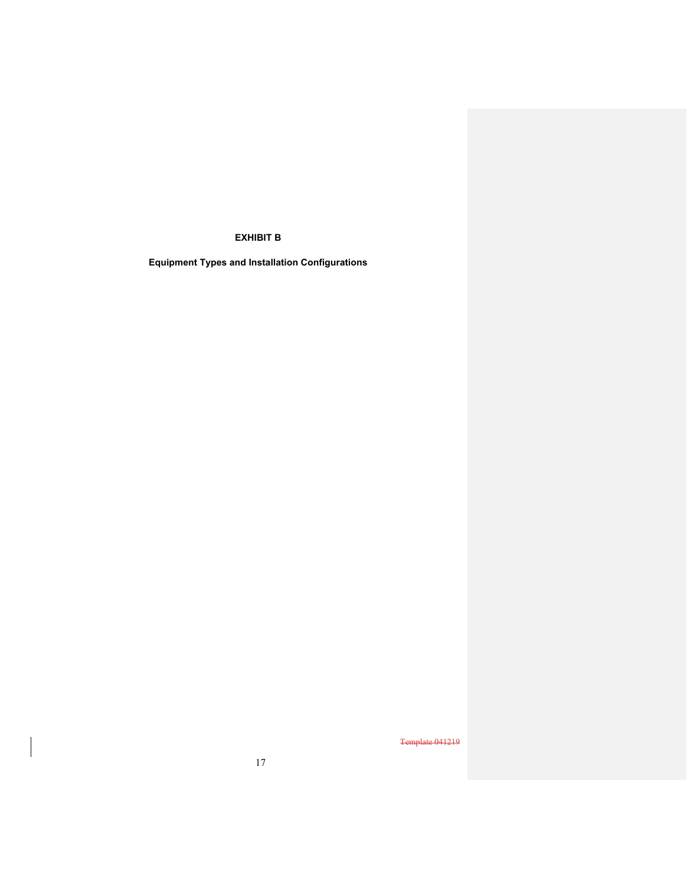# EXHIBIT B

## Equipment Types and Installation Configurations

~~Template 041219~~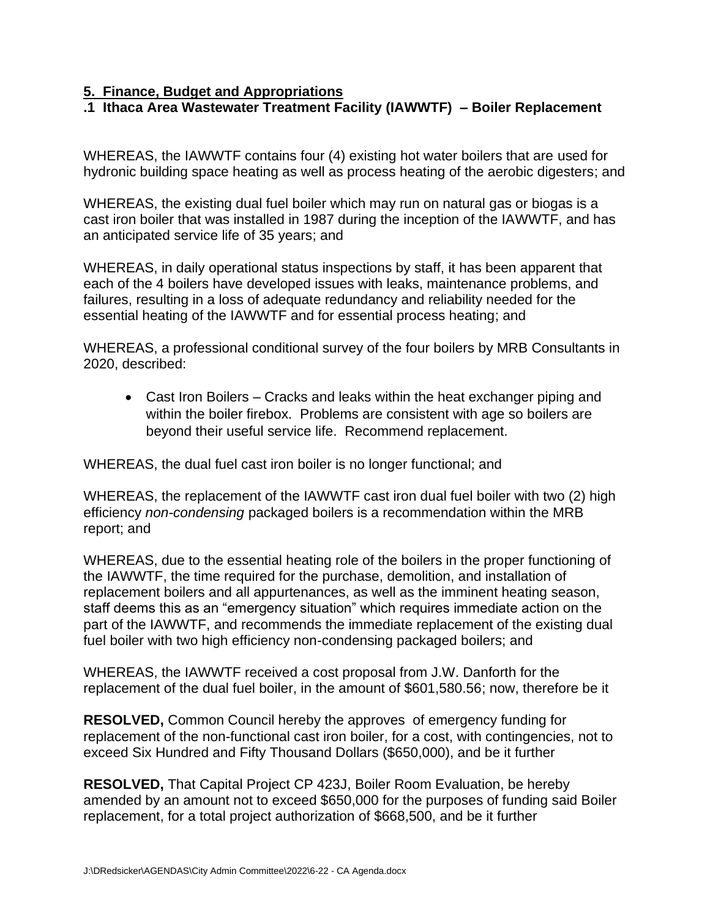## 5. Finance, Budget and Appropriations

### .1 Ithaca Area Wastewater Treatment Facility (IAWWTF) – Boiler Replacement

WHEREAS, the IAWWTF contains four (4) existing hot water boilers that are used for hydronic building space heating as well as process heating of the aerobic digesters; and

WHEREAS, the existing dual fuel boiler which may run on natural gas or biogas is a cast iron boiler that was installed in 1987 during the inception of the IAWWTF, and has an anticipated service life of 35 years; and

WHEREAS, in daily operational status inspections by staff, it has been apparent that each of the 4 boilers have developed issues with leaks, maintenance problems, and failures, resulting in a loss of adequate redundancy and reliability needed for the essential heating of the IAWWTF and for essential process heating; and

WHEREAS, a professional conditional survey of the four boilers by MRB Consultants in 2020, described:

- Cast Iron Boilers – Cracks and leaks within the heat exchanger piping and within the boiler firebox. Problems are consistent with age so boilers are beyond their useful service life. Recommend replacement.

WHEREAS, the dual fuel cast iron boiler is no longer functional; and

WHEREAS, the replacement of the IAWWTF cast iron dual fuel boiler with two (2) high efficiency *non-condensing* packaged boilers is a recommendation within the MRB report; and

WHEREAS, due to the essential heating role of the boilers in the proper functioning of the IAWWTF, the time required for the purchase, demolition, and installation of replacement boilers and all appurtenances, as well as the imminent heating season, staff deems this as an "emergency situation" which requires immediate action on the part of the IAWWTF, and recommends the immediate replacement of the existing dual fuel boiler with two high efficiency non-condensing packaged boilers; and

WHEREAS, the IAWWTF received a cost proposal from J.W. Danforth for the replacement of the dual fuel boiler, in the amount of $601,580.56; now, therefore be it

**RESOLVED,** Common Council hereby the approves of emergency funding for replacement of the non-functional cast iron boiler, for a cost, with contingencies, not to exceed Six Hundred and Fifty Thousand Dollars ($650,000), and be it further

**RESOLVED,** That Capital Project CP 423J, Boiler Room Evaluation, be hereby amended by an amount not to exceed $650,000 for the purposes of funding said Boiler replacement, for a total project authorization of $668,500, and be it further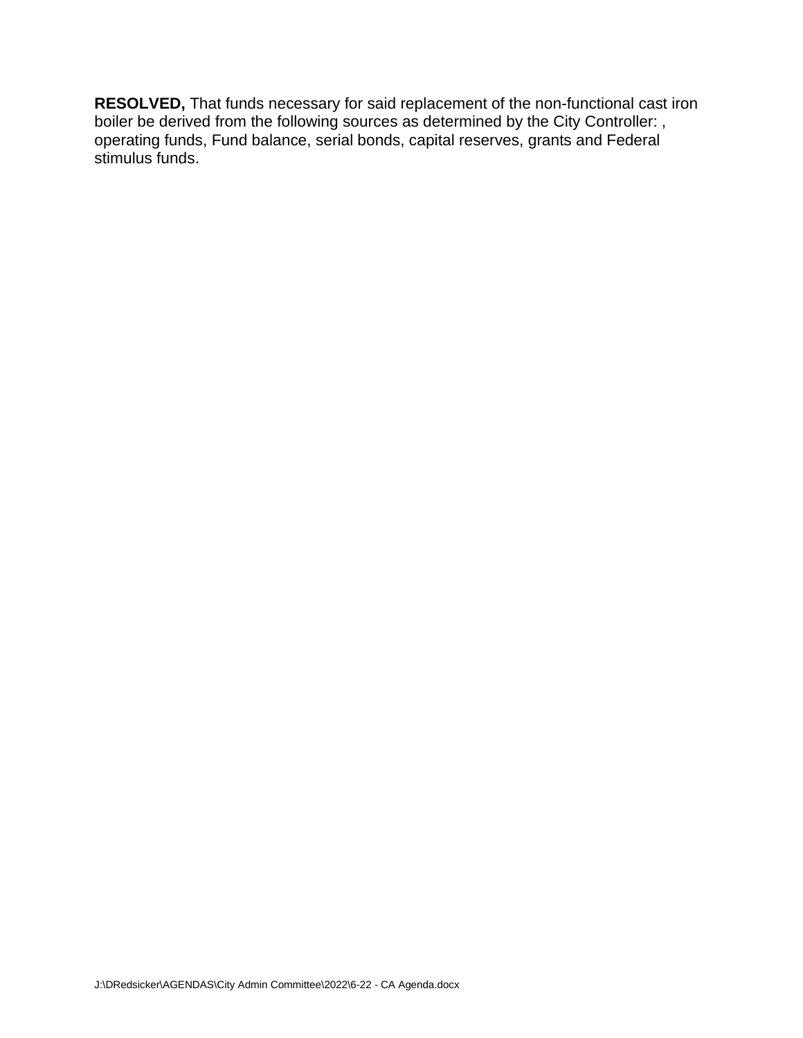**RESOLVED,** That funds necessary for said replacement of the non-functional cast iron boiler be derived from the following sources as determined by the City Controller: , operating funds, Fund balance, serial bonds, capital reserves, grants and Federal stimulus funds.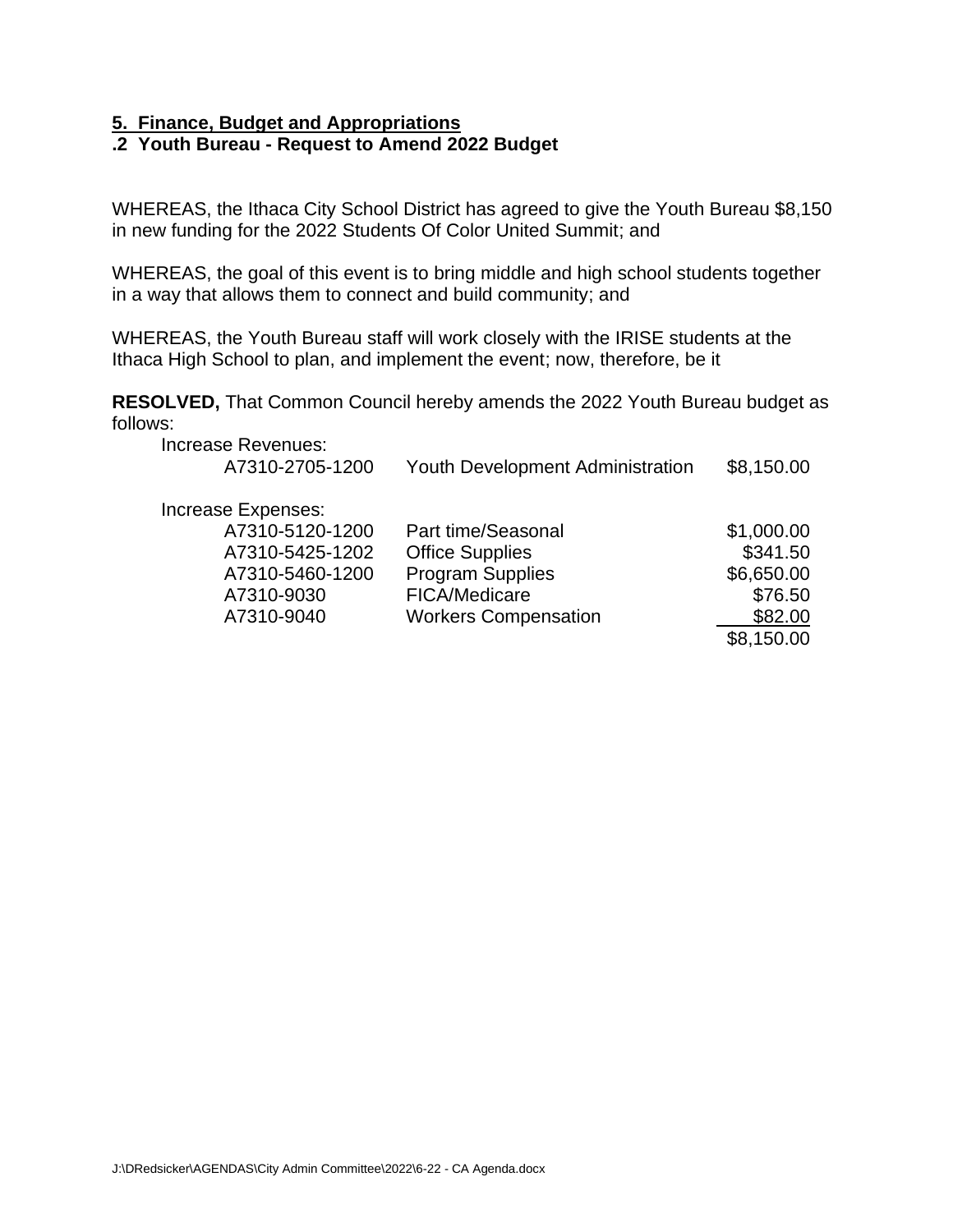**5. Finance, Budget and Appropriations**

**.2 Youth Bureau - Request to Amend 2022 Budget**

WHEREAS, the Ithaca City School District has agreed to give the Youth Bureau $8,150 in new funding for the 2022 Students Of Color United Summit; and

WHEREAS, the goal of this event is to bring middle and high school students together in a way that allows them to connect and build community; and

WHEREAS, the Youth Bureau staff will work closely with the IRISE students at the Ithaca High School to plan, and implement the event; now, therefore, be it

**RESOLVED,** That Common Council hereby amends the 2022 Youth Bureau budget as follows:

| | | |
|---|---|---|
| Increase Revenues: | | |
| A7310-2705-1200 | Youth Development Administration | $8,150.00 |
| | | |
| Increase Expenses: | | |
| A7310-5120-1200 | Part time/Seasonal | $1,000.00 |
| A7310-5425-1202 | Office Supplies | $341.50 |
| A7310-5460-1200 | Program Supplies | $6,650.00 |
| A7310-9030 | FICA/Medicare | $76.50 |
| A7310-9040 | Workers Compensation | $82.00 |
| | | $8,150.00 |

J:\DRedsicker\AGENDAS\City Admin Committee\2022\6-22 - CA Agenda.docx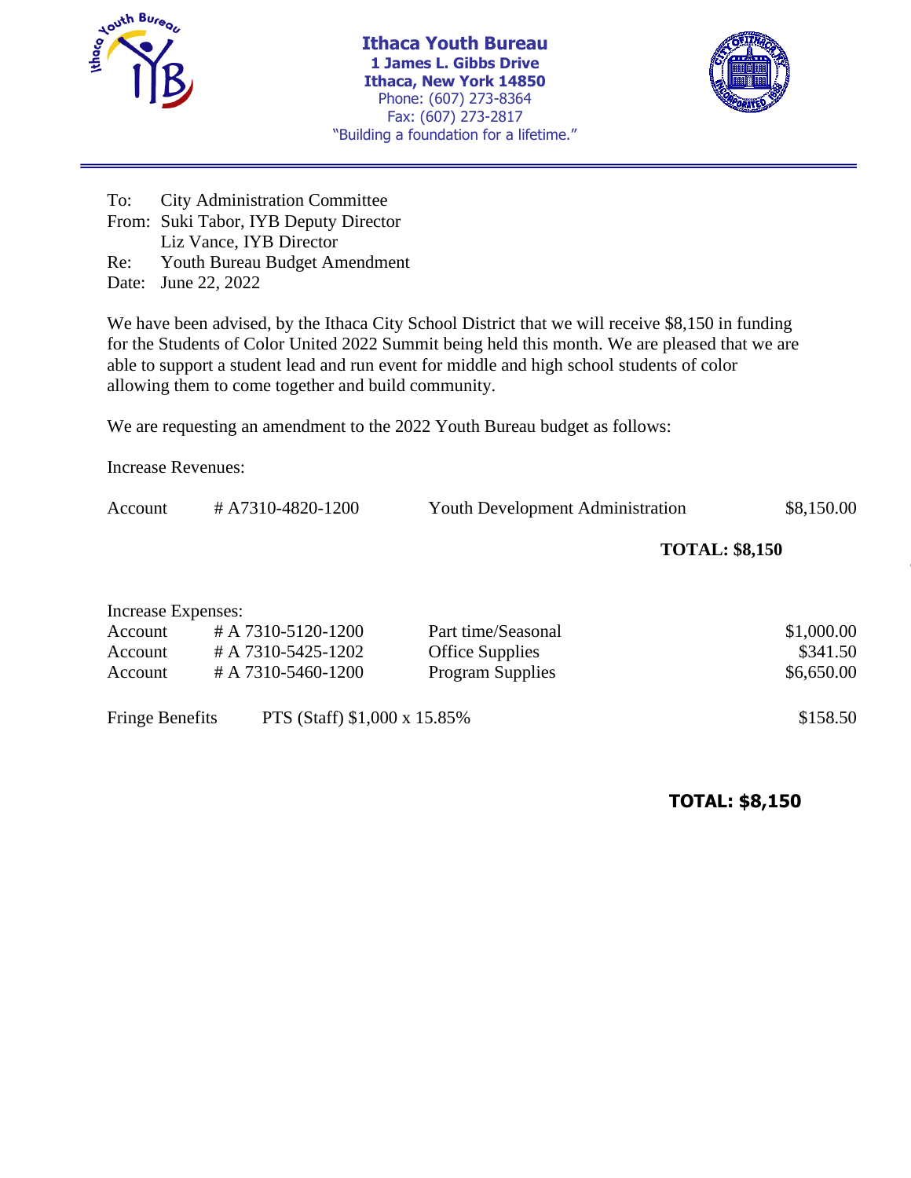# Ithaca Youth Bureau

**1 James L. Gibbs Drive**
**Ithaca, New York 14850**
Phone: (607) 273-8364
Fax: (607) 273-2817
"Building a foundation for a lifetime."

---

To: City Administration Committee
From: Suki Tabor, IYB Deputy Director
Liz Vance, IYB Director
Re: Youth Bureau Budget Amendment
Date: June 22, 2022

We have been advised, by the Ithaca City School District that we will receive $8,150 in funding for the Students of Color United 2022 Summit being held this month. We are pleased that we are able to support a student lead and run event for middle and high school students of color allowing them to come together and build community.

We are requesting an amendment to the 2022 Youth Bureau budget as follows:

Increase Revenues:

| | | | |
|---|---|---|---|
| Account | # A7310-4820-1200 | Youth Development Administration | $8,150.00 |

**TOTAL: $8,150**

Increase Expenses:

| | | | |
|---|---|---|---|
| Account | # A 7310-5120-1200 | Part time/Seasonal | $1,000.00 |
| Account | # A 7310-5425-1202 | Office Supplies | $341.50 |
| Account | # A 7310-5460-1200 | Program Supplies | $6,650.00 |
| Fringe Benefits | PTS (Staff) $1,000 x 15.85% | | $158.50 |

**TOTAL: $8,150**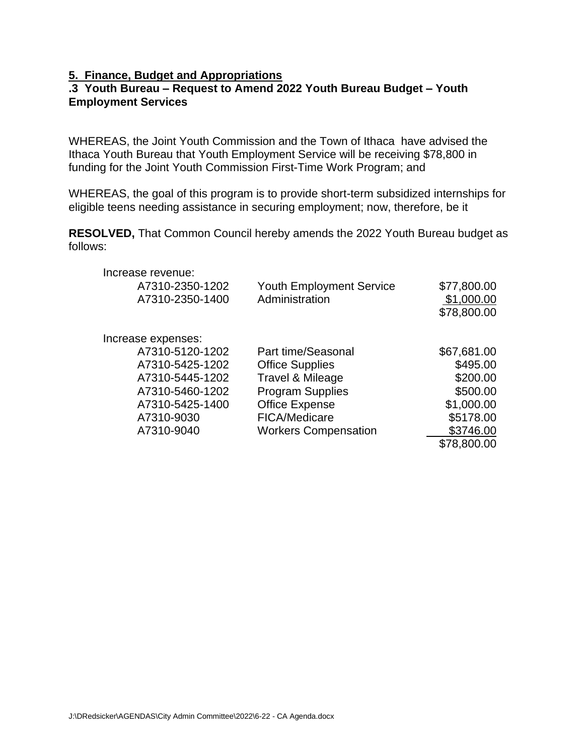## 5. Finance, Budget and Appropriations

### .3 Youth Bureau – Request to Amend 2022 Youth Bureau Budget – Youth Employment Services

WHEREAS, the Joint Youth Commission and the Town of Ithaca have advised the Ithaca Youth Bureau that Youth Employment Service will be receiving $78,800 in funding for the Joint Youth Commission First-Time Work Program; and

WHEREAS, the goal of this program is to provide short-term subsidized internships for eligible teens needing assistance in securing employment; now, therefore, be it

**RESOLVED,** That Common Council hereby amends the 2022 Youth Bureau budget as follows:

| Increase revenue: | | |
|---|---|---|
| A7310-2350-1202 | Youth Employment Service | $77,800.00 |
| A7310-2350-1400 | Administration | $1,000.00 |
| | | $78,800.00 |

| Increase expenses: | | |
|---|---|---|
| A7310-5120-1202 | Part time/Seasonal | $67,681.00 |
| A7310-5425-1202 | Office Supplies | $495.00 |
| A7310-5445-1202 | Travel & Mileage | $200.00 |
| A7310-5460-1202 | Program Supplies | $500.00 |
| A7310-5425-1400 | Office Expense | $1,000.00 |
| A7310-9030 | FICA/Medicare | $5178.00 |
| A7310-9040 | Workers Compensation | $3746.00 |
| | | $78,800.00 |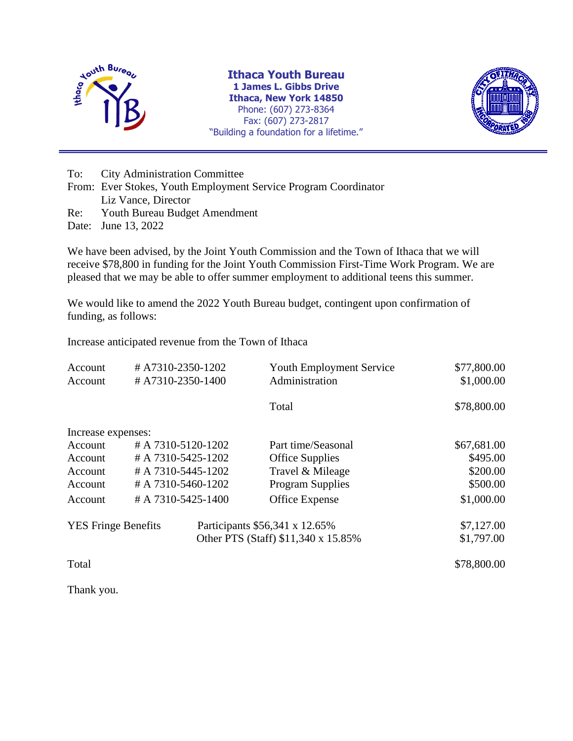# Ithaca Youth Bureau

**1 James L. Gibbs Drive**
**Ithaca, New York 14850**
Phone: (607) 273-8364
Fax: (607) 273-2817
"Building a foundation for a lifetime."

To: City Administration Committee
From: Ever Stokes, Youth Employment Service Program Coordinator
Liz Vance, Director
Re: Youth Bureau Budget Amendment
Date: June 13, 2022

We have been advised, by the Joint Youth Commission and the Town of Ithaca that we will receive $78,800 in funding for the Joint Youth Commission First-Time Work Program. We are pleased that we may be able to offer summer employment to additional teens this summer.

We would like to amend the 2022 Youth Bureau budget, contingent upon confirmation of funding, as follows:

Increase anticipated revenue from the Town of Ithaca

| | | | |
|---|---|---|---|
| Account | # A7310-2350-1202 | Youth Employment Service | $77,800.00 |
| Account | # A7310-2350-1400 | Administration | $1,000.00 |
| | | Total | $78,800.00 |

Increase expenses:

| | | | |
|---|---|---|---|
| Account | # A 7310-5120-1202 | Part time/Seasonal | $67,681.00 |
| Account | # A 7310-5425-1202 | Office Supplies | $495.00 |
| Account | # A 7310-5445-1202 | Travel & Mileage | $200.00 |
| Account | # A 7310-5460-1202 | Program Supplies | $500.00 |
| Account | # A 7310-5425-1400 | Office Expense | $1,000.00 |
| YES Fringe Benefits | | Participants $56,341 x 12.65% | $7,127.00 |
| | | Other PTS (Staff) $11,340 x 15.85% | $1,797.00 |
| Total | | | $78,800.00 |

Thank you.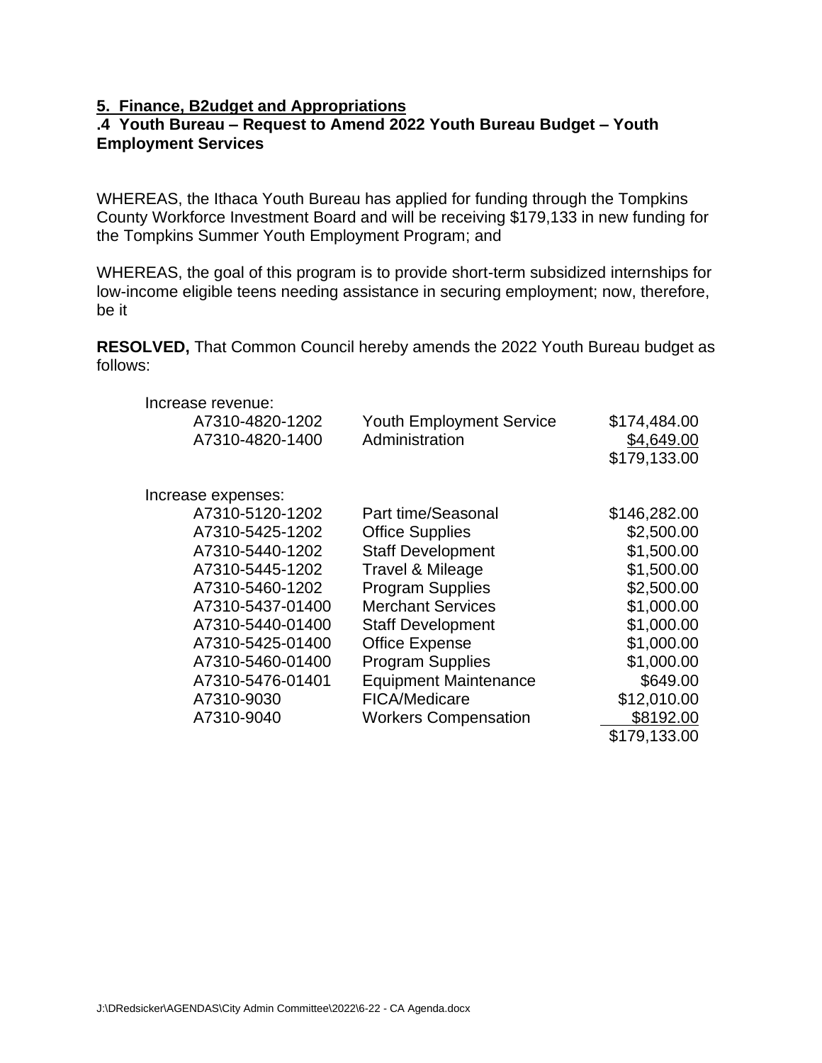**5. Finance, B2udget and Appropriations**

**.4 Youth Bureau – Request to Amend 2022 Youth Bureau Budget – Youth Employment Services**

WHEREAS, the Ithaca Youth Bureau has applied for funding through the Tompkins County Workforce Investment Board and will be receiving $179,133 in new funding for the Tompkins Summer Youth Employment Program; and

WHEREAS, the goal of this program is to provide short-term subsidized internships for low-income eligible teens needing assistance in securing employment; now, therefore, be it

**RESOLVED,** That Common Council hereby amends the 2022 Youth Bureau budget as follows:

Increase revenue:

| | | |
|---|---|---|
| A7310-4820-1202 | Youth Employment Service | $174,484.00 |
| A7310-4820-1400 | Administration | $4,649.00 |
| | | $179,133.00 |

Increase expenses:

| | | |
|---|---|---|
| A7310-5120-1202 | Part time/Seasonal | $146,282.00 |
| A7310-5425-1202 | Office Supplies | $2,500.00 |
| A7310-5440-1202 | Staff Development | $1,500.00 |
| A7310-5445-1202 | Travel & Mileage | $1,500.00 |
| A7310-5460-1202 | Program Supplies | $2,500.00 |
| A7310-5437-01400 | Merchant Services | $1,000.00 |
| A7310-5440-01400 | Staff Development | $1,000.00 |
| A7310-5425-01400 | Office Expense | $1,000.00 |
| A7310-5460-01400 | Program Supplies | $1,000.00 |
| A7310-5476-01401 | Equipment Maintenance | $649.00 |
| A7310-9030 | FICA/Medicare | $12,010.00 |
| A7310-9040 | Workers Compensation | $8192.00 |
| | | $179,133.00 |

J:\DRedsicker\AGENDAS\City Admin Committee\2022\6-22 - CA Agenda.docx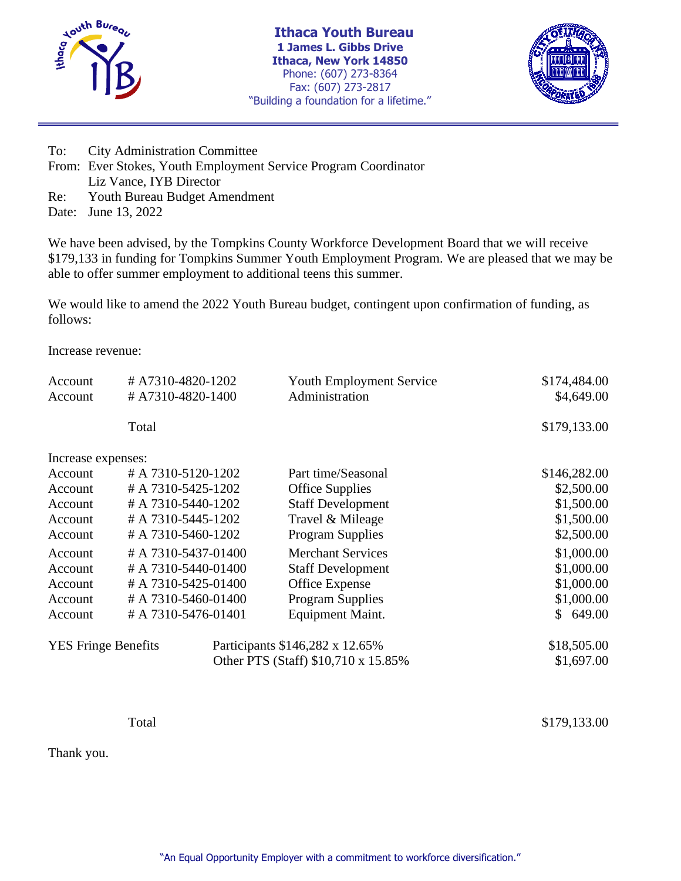# Ithaca Youth Bureau

**1 James L. Gibbs Drive**
**Ithaca, New York 14850**
Phone: (607) 273-8364
Fax: (607) 273-2817
"Building a foundation for a lifetime."

---

To: City Administration Committee
From: Ever Stokes, Youth Employment Service Program Coordinator
Liz Vance, IYB Director
Re: Youth Bureau Budget Amendment
Date: June 13, 2022

We have been advised, by the Tompkins County Workforce Development Board that we will receive $179,133 in funding for Tompkins Summer Youth Employment Program. We are pleased that we may be able to offer summer employment to additional teens this summer.

We would like to amend the 2022 Youth Bureau budget, contingent upon confirmation of funding, as follows:

Increase revenue:

| | | | |
|---|---|---|---|
| Account | # A7310-4820-1202 | Youth Employment Service | $174,484.00 |
| Account | # A7310-4820-1400 | Administration | $4,649.00 |
| | Total | | $179,133.00 |

Increase expenses:

| | | | |
|---|---|---|---|
| Account | # A 7310-5120-1202 | Part time/Seasonal | $146,282.00 |
| Account | # A 7310-5425-1202 | Office Supplies | $2,500.00 |
| Account | # A 7310-5440-1202 | Staff Development | $1,500.00 |
| Account | # A 7310-5445-1202 | Travel & Mileage | $1,500.00 |
| Account | # A 7310-5460-1202 | Program Supplies | $2,500.00 |
| Account | # A 7310-5437-01400 | Merchant Services | $1,000.00 |
| Account | # A 7310-5440-01400 | Staff Development | $1,000.00 |
| Account | # A 7310-5425-01400 | Office Expense | $1,000.00 |
| Account | # A 7310-5460-01400 | Program Supplies | $1,000.00 |
| Account | # A 7310-5476-01401 | Equipment Maint. | $ 649.00 |

| | | |
|---|---|---|
| YES Fringe Benefits | Participants $146,282 x 12.65% | $18,505.00 |
| | Other PTS (Staff) $10,710 x 15.85% | $1,697.00 |
| | Total | $179,133.00 |

Thank you.

"An Equal Opportunity Employer with a commitment to workforce diversification."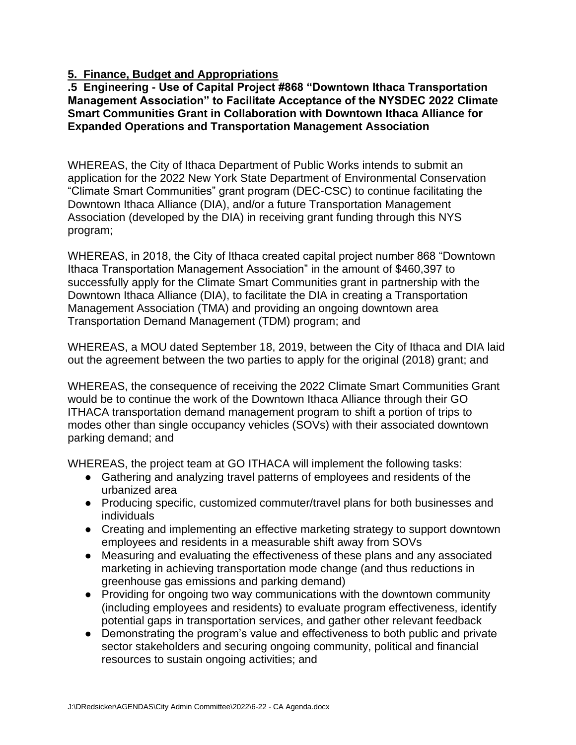**5. Finance, Budget and Appropriations**

**.5 Engineering - Use of Capital Project #868 "Downtown Ithaca Transportation Management Association" to Facilitate Acceptance of the NYSDEC 2022 Climate Smart Communities Grant in Collaboration with Downtown Ithaca Alliance for Expanded Operations and Transportation Management Association**

WHEREAS, the City of Ithaca Department of Public Works intends to submit an application for the 2022 New York State Department of Environmental Conservation "Climate Smart Communities" grant program (DEC-CSC) to continue facilitating the Downtown Ithaca Alliance (DIA), and/or a future Transportation Management Association (developed by the DIA) in receiving grant funding through this NYS program;

WHEREAS, in 2018, the City of Ithaca created capital project number 868 "Downtown Ithaca Transportation Management Association" in the amount of $460,397 to successfully apply for the Climate Smart Communities grant in partnership with the Downtown Ithaca Alliance (DIA), to facilitate the DIA in creating a Transportation Management Association (TMA) and providing an ongoing downtown area Transportation Demand Management (TDM) program; and

WHEREAS, a MOU dated September 18, 2019, between the City of Ithaca and DIA laid out the agreement between the two parties to apply for the original (2018) grant; and

WHEREAS, the consequence of receiving the 2022 Climate Smart Communities Grant would be to continue the work of the Downtown Ithaca Alliance through their GO ITHACA transportation demand management program to shift a portion of trips to modes other than single occupancy vehicles (SOVs) with their associated downtown parking demand; and

WHEREAS, the project team at GO ITHACA will implement the following tasks:

- Gathering and analyzing travel patterns of employees and residents of the urbanized area
- Producing specific, customized commuter/travel plans for both businesses and individuals
- Creating and implementing an effective marketing strategy to support downtown employees and residents in a measurable shift away from SOVs
- Measuring and evaluating the effectiveness of these plans and any associated marketing in achieving transportation mode change (and thus reductions in greenhouse gas emissions and parking demand)
- Providing for ongoing two way communications with the downtown community (including employees and residents) to evaluate program effectiveness, identify potential gaps in transportation services, and gather other relevant feedback
- Demonstrating the program's value and effectiveness to both public and private sector stakeholders and securing ongoing community, political and financial resources to sustain ongoing activities; and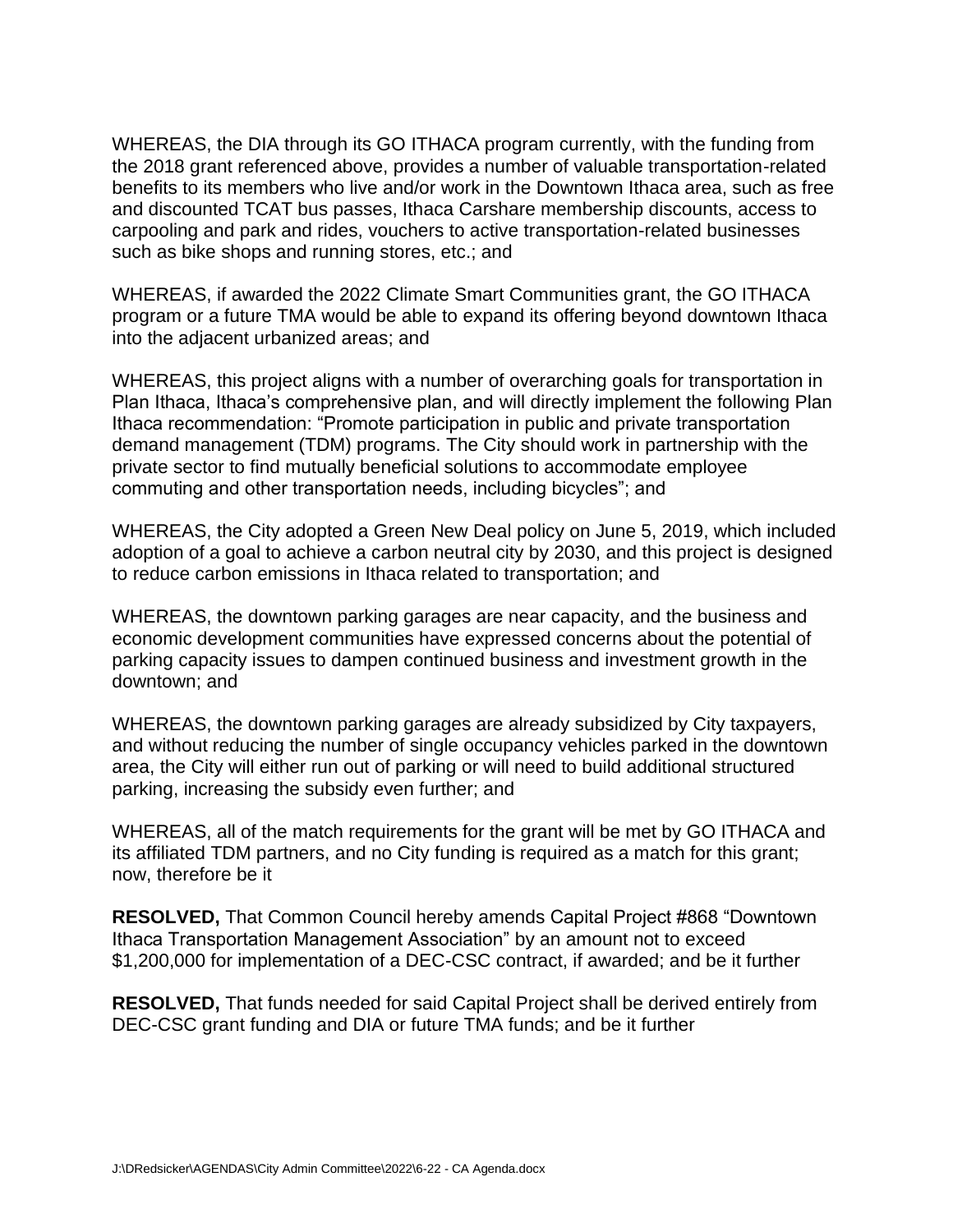WHEREAS, the DIA through its GO ITHACA program currently, with the funding from the 2018 grant referenced above, provides a number of valuable transportation-related benefits to its members who live and/or work in the Downtown Ithaca area, such as free and discounted TCAT bus passes, Ithaca Carshare membership discounts, access to carpooling and park and rides, vouchers to active transportation-related businesses such as bike shops and running stores, etc.; and

WHEREAS, if awarded the 2022 Climate Smart Communities grant, the GO ITHACA program or a future TMA would be able to expand its offering beyond downtown Ithaca into the adjacent urbanized areas; and

WHEREAS, this project aligns with a number of overarching goals for transportation in Plan Ithaca, Ithaca's comprehensive plan, and will directly implement the following Plan Ithaca recommendation: "Promote participation in public and private transportation demand management (TDM) programs. The City should work in partnership with the private sector to find mutually beneficial solutions to accommodate employee commuting and other transportation needs, including bicycles"; and

WHEREAS, the City adopted a Green New Deal policy on June 5, 2019, which included adoption of a goal to achieve a carbon neutral city by 2030, and this project is designed to reduce carbon emissions in Ithaca related to transportation; and

WHEREAS, the downtown parking garages are near capacity, and the business and economic development communities have expressed concerns about the potential of parking capacity issues to dampen continued business and investment growth in the downtown; and

WHEREAS, the downtown parking garages are already subsidized by City taxpayers, and without reducing the number of single occupancy vehicles parked in the downtown area, the City will either run out of parking or will need to build additional structured parking, increasing the subsidy even further; and

WHEREAS, all of the match requirements for the grant will be met by GO ITHACA and its affiliated TDM partners, and no City funding is required as a match for this grant; now, therefore be it

**RESOLVED,** That Common Council hereby amends Capital Project #868 "Downtown Ithaca Transportation Management Association" by an amount not to exceed $1,200,000 for implementation of a DEC-CSC contract, if awarded; and be it further

**RESOLVED,** That funds needed for said Capital Project shall be derived entirely from DEC-CSC grant funding and DIA or future TMA funds; and be it further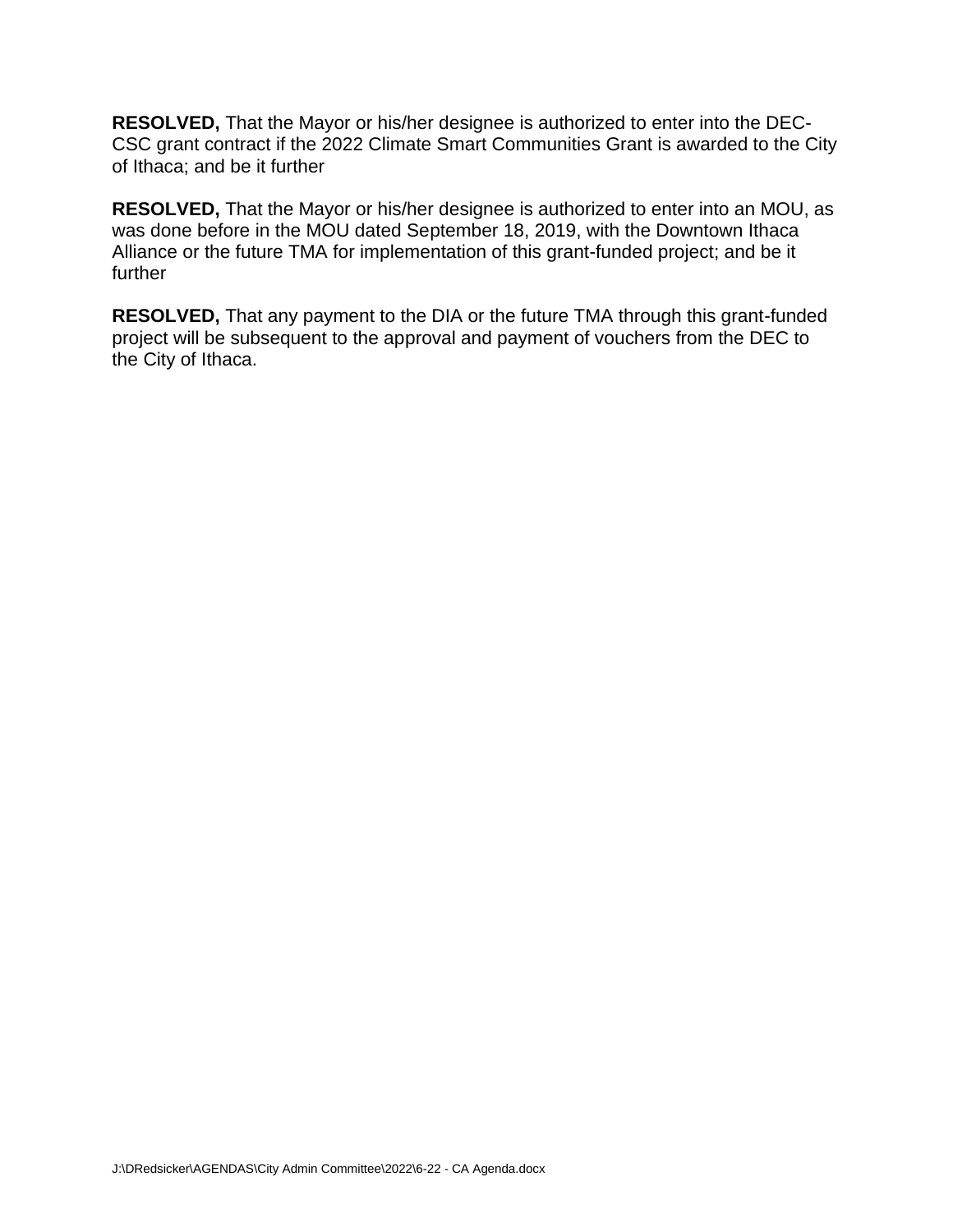**RESOLVED,** That the Mayor or his/her designee is authorized to enter into the DEC-CSC grant contract if the 2022 Climate Smart Communities Grant is awarded to the City of Ithaca; and be it further

**RESOLVED,** That the Mayor or his/her designee is authorized to enter into an MOU, as was done before in the MOU dated September 18, 2019, with the Downtown Ithaca Alliance or the future TMA for implementation of this grant-funded project; and be it further

**RESOLVED,** That any payment to the DIA or the future TMA through this grant-funded project will be subsequent to the approval and payment of vouchers from the DEC to the City of Ithaca.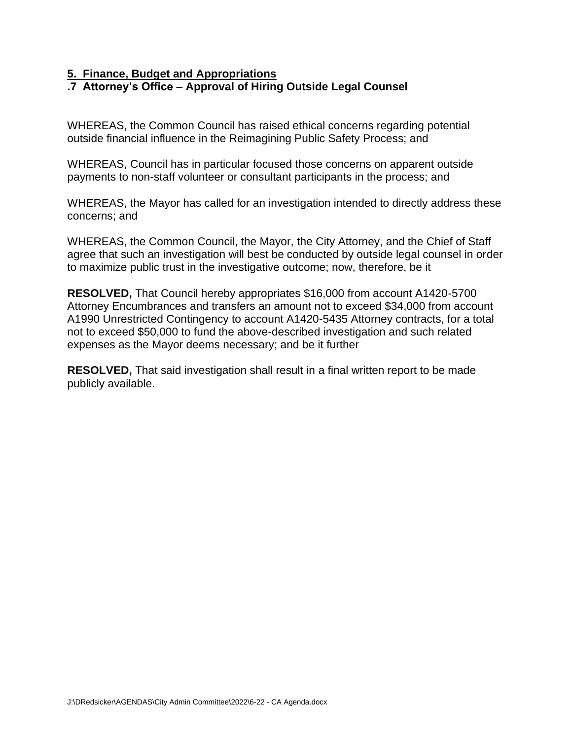**5. Finance, Budget and Appropriations**

**.7 Attorney's Office – Approval of Hiring Outside Legal Counsel**

WHEREAS, the Common Council has raised ethical concerns regarding potential outside financial influence in the Reimagining Public Safety Process; and

WHEREAS, Council has in particular focused those concerns on apparent outside payments to non-staff volunteer or consultant participants in the process; and

WHEREAS, the Mayor has called for an investigation intended to directly address these concerns; and

WHEREAS, the Common Council, the Mayor, the City Attorney, and the Chief of Staff agree that such an investigation will best be conducted by outside legal counsel in order to maximize public trust in the investigative outcome; now, therefore, be it

**RESOLVED,** That Council hereby appropriates $16,000 from account A1420-5700 Attorney Encumbrances and transfers an amount not to exceed $34,000 from account A1990 Unrestricted Contingency to account A1420-5435 Attorney contracts, for a total not to exceed $50,000 to fund the above-described investigation and such related expenses as the Mayor deems necessary; and be it further

**RESOLVED,** That said investigation shall result in a final written report to be made publicly available.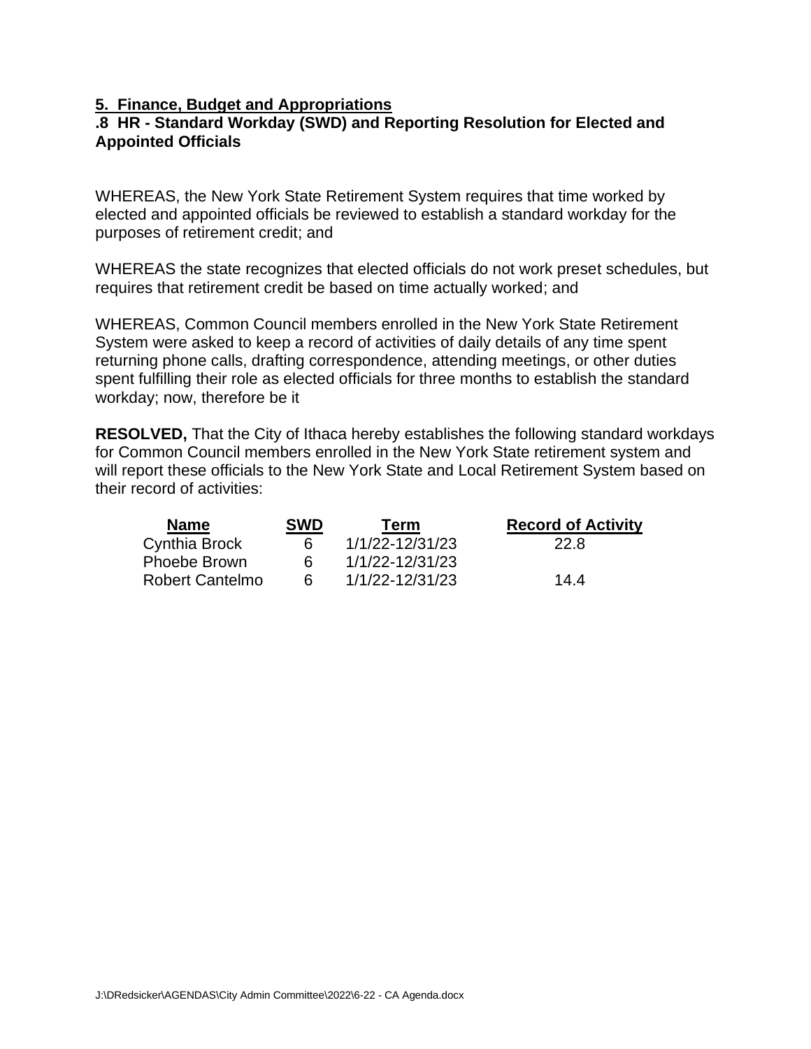**5. Finance, Budget and Appropriations**

**.8 HR - Standard Workday (SWD) and Reporting Resolution for Elected and Appointed Officials**

WHEREAS, the New York State Retirement System requires that time worked by elected and appointed officials be reviewed to establish a standard workday for the purposes of retirement credit; and

WHEREAS the state recognizes that elected officials do not work preset schedules, but requires that retirement credit be based on time actually worked; and

WHEREAS, Common Council members enrolled in the New York State Retirement System were asked to keep a record of activities of daily details of any time spent returning phone calls, drafting correspondence, attending meetings, or other duties spent fulfilling their role as elected officials for three months to establish the standard workday; now, therefore be it

**RESOLVED,** That the City of Ithaca hereby establishes the following standard workdays for Common Council members enrolled in the New York State retirement system and will report these officials to the New York State and Local Retirement System based on their record of activities:

| Name | SWD | Term | Record of Activity |
|---|---|---|---|
| Cynthia Brock | 6 | 1/1/22-12/31/23 | 22.8 |
| Phoebe Brown | 6 | 1/1/22-12/31/23 | |
| Robert Cantelmo | 6 | 1/1/22-12/31/23 | 14.4 |

J:\DRedsicker\AGENDAS\City Admin Committee\2022\6-22 - CA Agenda.docx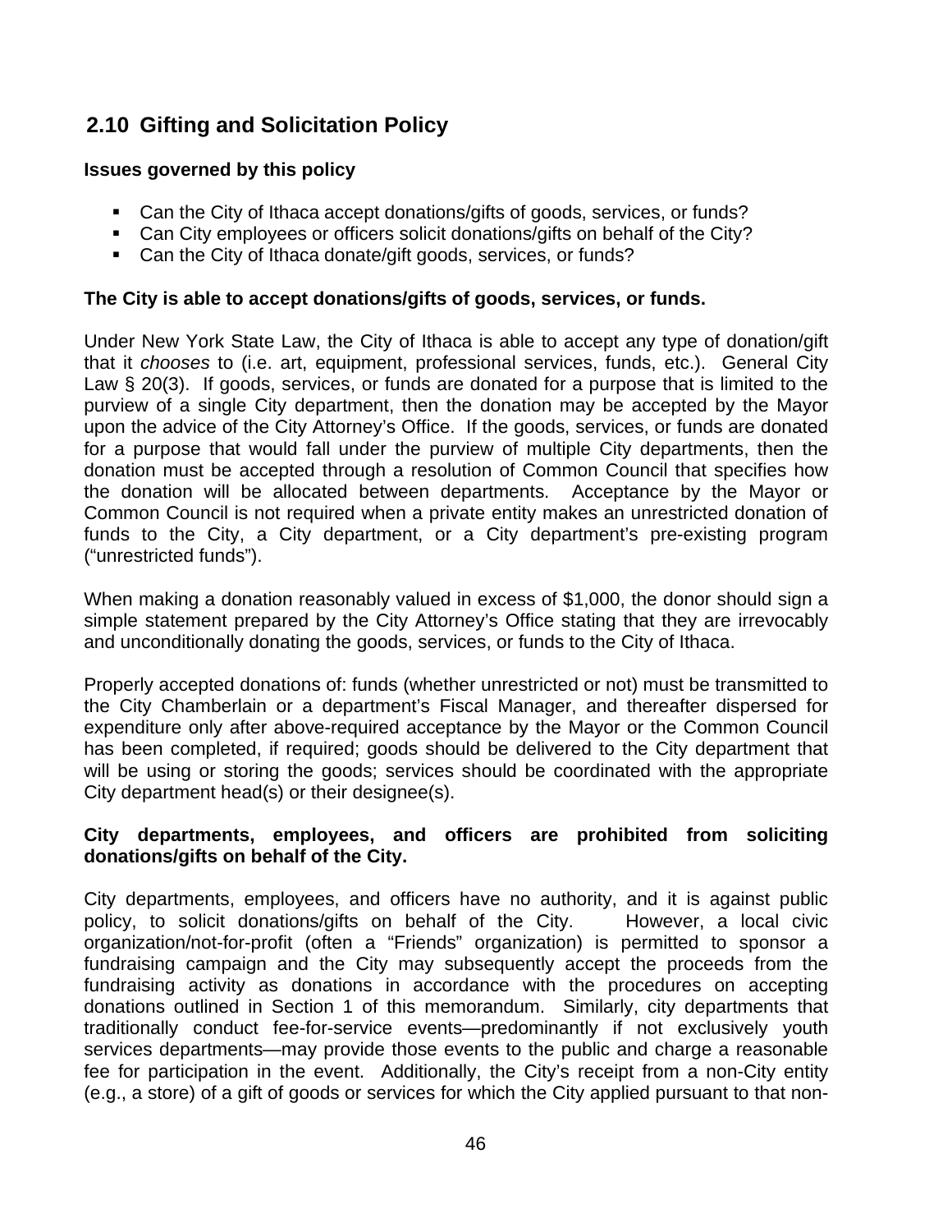## 2.10 Gifting and Solicitation Policy

**Issues governed by this policy**

- Can the City of Ithaca accept donations/gifts of goods, services, or funds?
- Can City employees or officers solicit donations/gifts on behalf of the City?
- Can the City of Ithaca donate/gift goods, services, or funds?

**The City is able to accept donations/gifts of goods, services, or funds.**

Under New York State Law, the City of Ithaca is able to accept any type of donation/gift that it *chooses* to (i.e. art, equipment, professional services, funds, etc.). General City Law § 20(3). If goods, services, or funds are donated for a purpose that is limited to the purview of a single City department, then the donation may be accepted by the Mayor upon the advice of the City Attorney's Office. If the goods, services, or funds are donated for a purpose that would fall under the purview of multiple City departments, then the donation must be accepted through a resolution of Common Council that specifies how the donation will be allocated between departments. Acceptance by the Mayor or Common Council is not required when a private entity makes an unrestricted donation of funds to the City, a City department, or a City department's pre-existing program ("unrestricted funds").

When making a donation reasonably valued in excess of $1,000, the donor should sign a simple statement prepared by the City Attorney's Office stating that they are irrevocably and unconditionally donating the goods, services, or funds to the City of Ithaca.

Properly accepted donations of: funds (whether unrestricted or not) must be transmitted to the City Chamberlain or a department's Fiscal Manager, and thereafter dispersed for expenditure only after above-required acceptance by the Mayor or the Common Council has been completed, if required; goods should be delivered to the City department that will be using or storing the goods; services should be coordinated with the appropriate City department head(s) or their designee(s).

**City departments, employees, and officers are prohibited from soliciting donations/gifts on behalf of the City.**

City departments, employees, and officers have no authority, and it is against public policy, to solicit donations/gifts on behalf of the City. However, a local civic organization/not-for-profit (often a "Friends" organization) is permitted to sponsor a fundraising campaign and the City may subsequently accept the proceeds from the fundraising activity as donations in accordance with the procedures on accepting donations outlined in Section 1 of this memorandum. Similarly, city departments that traditionally conduct fee-for-service events—predominantly if not exclusively youth services departments—may provide those events to the public and charge a reasonable fee for participation in the event. Additionally, the City's receipt from a non-City entity (e.g., a store) of a gift of goods or services for which the City applied pursuant to that non-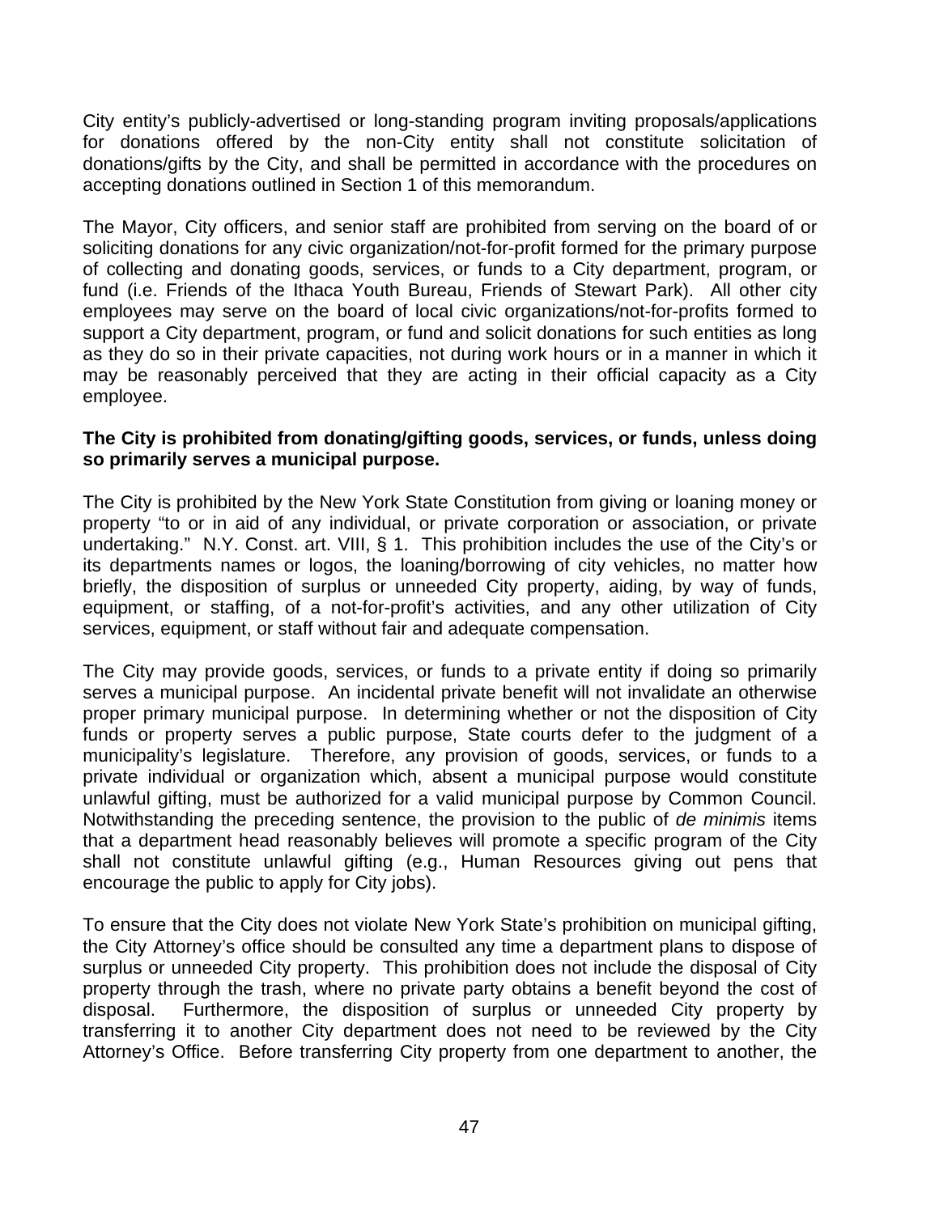City entity's publicly-advertised or long-standing program inviting proposals/applications for donations offered by the non-City entity shall not constitute solicitation of donations/gifts by the City, and shall be permitted in accordance with the procedures on accepting donations outlined in Section 1 of this memorandum.

The Mayor, City officers, and senior staff are prohibited from serving on the board of or soliciting donations for any civic organization/not-for-profit formed for the primary purpose of collecting and donating goods, services, or funds to a City department, program, or fund (i.e. Friends of the Ithaca Youth Bureau, Friends of Stewart Park). All other city employees may serve on the board of local civic organizations/not-for-profits formed to support a City department, program, or fund and solicit donations for such entities as long as they do so in their private capacities, not during work hours or in a manner in which it may be reasonably perceived that they are acting in their official capacity as a City employee.

**The City is prohibited from donating/gifting goods, services, or funds, unless doing so primarily serves a municipal purpose.**

The City is prohibited by the New York State Constitution from giving or loaning money or property "to or in aid of any individual, or private corporation or association, or private undertaking." N.Y. Const. art. VIII, § 1. This prohibition includes the use of the City's or its departments names or logos, the loaning/borrowing of city vehicles, no matter how briefly, the disposition of surplus or unneeded City property, aiding, by way of funds, equipment, or staffing, of a not-for-profit's activities, and any other utilization of City services, equipment, or staff without fair and adequate compensation.

The City may provide goods, services, or funds to a private entity if doing so primarily serves a municipal purpose. An incidental private benefit will not invalidate an otherwise proper primary municipal purpose. In determining whether or not the disposition of City funds or property serves a public purpose, State courts defer to the judgment of a municipality's legislature. Therefore, any provision of goods, services, or funds to a private individual or organization which, absent a municipal purpose would constitute unlawful gifting, must be authorized for a valid municipal purpose by Common Council. Notwithstanding the preceding sentence, the provision to the public of *de minimis* items that a department head reasonably believes will promote a specific program of the City shall not constitute unlawful gifting (e.g., Human Resources giving out pens that encourage the public to apply for City jobs).

To ensure that the City does not violate New York State's prohibition on municipal gifting, the City Attorney's office should be consulted any time a department plans to dispose of surplus or unneeded City property. This prohibition does not include the disposal of City property through the trash, where no private party obtains a benefit beyond the cost of disposal. Furthermore, the disposition of surplus or unneeded City property by transferring it to another City department does not need to be reviewed by the City Attorney's Office. Before transferring City property from one department to another, the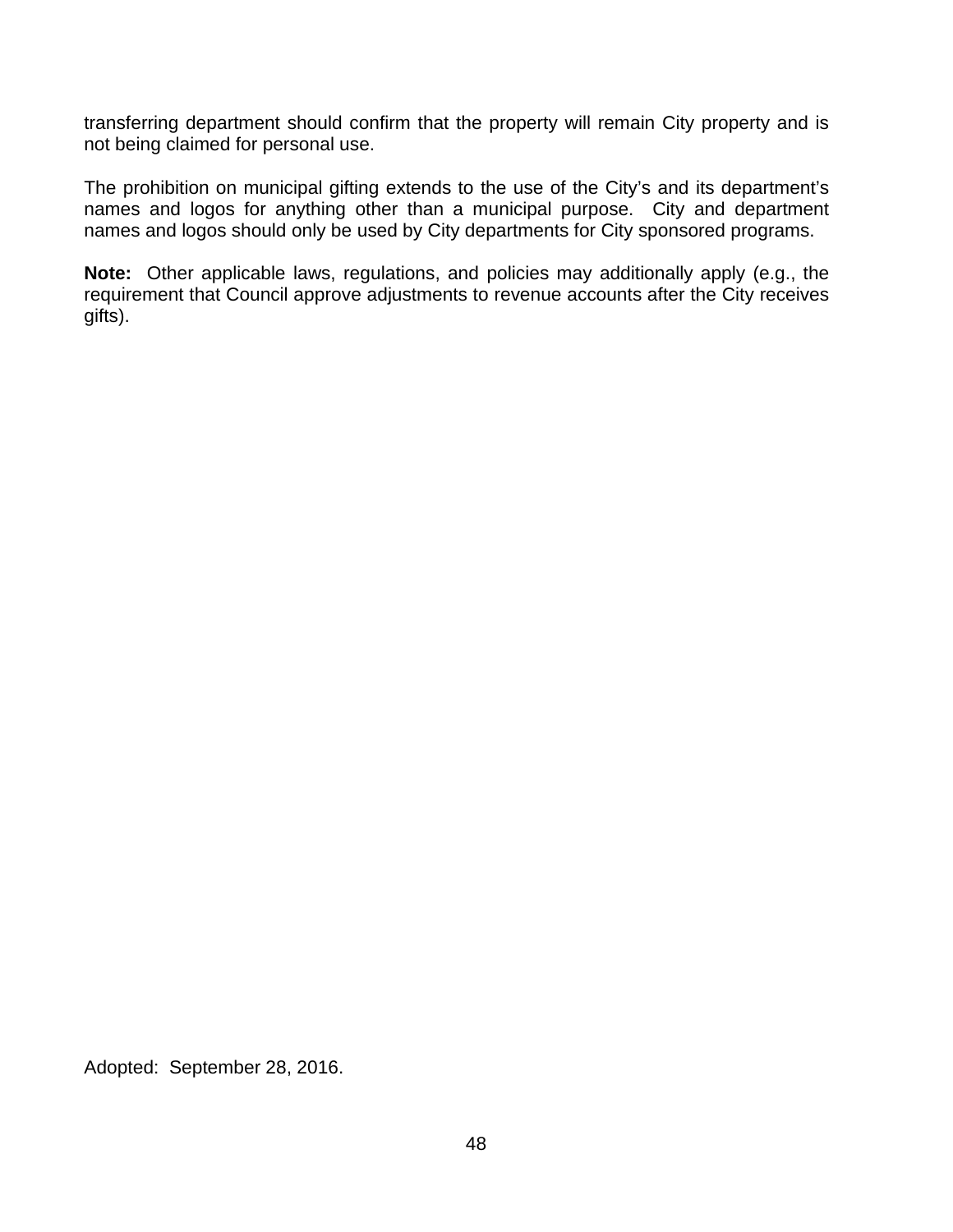transferring department should confirm that the property will remain City property and is not being claimed for personal use.

The prohibition on municipal gifting extends to the use of the City's and its department's names and logos for anything other than a municipal purpose. City and department names and logos should only be used by City departments for City sponsored programs.

**Note:** Other applicable laws, regulations, and policies may additionally apply (e.g., the requirement that Council approve adjustments to revenue accounts after the City receives gifts).

Adopted: September 28, 2016.